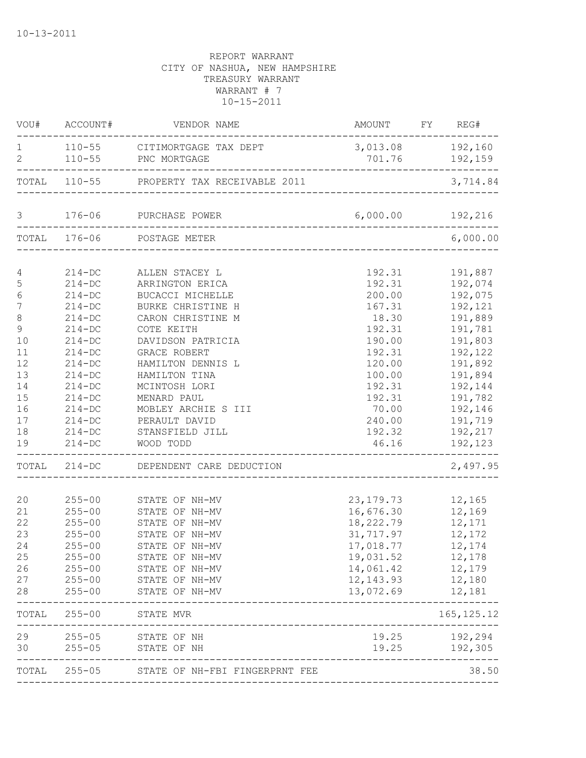10-13-2011

REPORT WARRANT
CITY OF NASHUA, NEW HAMPSHIRE
TREASURY WARRANT
WARRANT # 7
10-15-2011

| VOU# | ACCOUNT# | VENDOR NAME | AMOUNT | FY | REG# |
|---|---|---|---|---|---|
| 1 | 110-55 | CITIMORTGAGE TAX DEPT | 3,013.08 | | 192,160 |
| 2 | 110-55 | PNC MORTGAGE | 701.76 | | 192,159 |
| TOTAL | 110-55 | PROPERTY TAX RECEIVABLE 2011 | | | 3,714.84 |
| 3 | 176-06 | PURCHASE POWER | 6,000.00 | | 192,216 |
| TOTAL | 176-06 | POSTAGE METER | | | 6,000.00 |
| 4 | 214-DC | ALLEN STACEY L | 192.31 | | 191,887 |
| 5 | 214-DC | ARRINGTON ERICA | 192.31 | | 192,074 |
| 6 | 214-DC | BUCACCI MICHELLE | 200.00 | | 192,075 |
| 7 | 214-DC | BURKE CHRISTINE H | 167.31 | | 192,121 |
| 8 | 214-DC | CARON CHRISTINE M | 18.30 | | 191,889 |
| 9 | 214-DC | COTE KEITH | 192.31 | | 191,781 |
| 10 | 214-DC | DAVIDSON PATRICIA | 190.00 | | 191,803 |
| 11 | 214-DC | GRACE ROBERT | 192.31 | | 192,122 |
| 12 | 214-DC | HAMILTON DENNIS L | 120.00 | | 191,892 |
| 13 | 214-DC | HAMILTON TINA | 100.00 | | 191,894 |
| 14 | 214-DC | MCINTOSH LORI | 192.31 | | 192,144 |
| 15 | 214-DC | MENARD PAUL | 192.31 | | 191,782 |
| 16 | 214-DC | MOBLEY ARCHIE S III | 70.00 | | 192,146 |
| 17 | 214-DC | PERAULT DAVID | 240.00 | | 191,719 |
| 18 | 214-DC | STANSFIELD JILL | 192.32 | | 192,217 |
| 19 | 214-DC | WOOD TODD | 46.16 | | 192,123 |
| TOTAL | 214-DC | DEPENDENT CARE DEDUCTION | | | 2,497.95 |
| 20 | 255-00 | STATE OF NH-MV | 23,179.73 | | 12,165 |
| 21 | 255-00 | STATE OF NH-MV | 16,676.30 | | 12,169 |
| 22 | 255-00 | STATE OF NH-MV | 18,222.79 | | 12,171 |
| 23 | 255-00 | STATE OF NH-MV | 31,717.97 | | 12,172 |
| 24 | 255-00 | STATE OF NH-MV | 17,018.77 | | 12,174 |
| 25 | 255-00 | STATE OF NH-MV | 19,031.52 | | 12,178 |
| 26 | 255-00 | STATE OF NH-MV | 14,061.42 | | 12,179 |
| 27 | 255-00 | STATE OF NH-MV | 12,143.93 | | 12,180 |
| 28 | 255-00 | STATE OF NH-MV | 13,072.69 | | 12,181 |
| TOTAL | 255-00 | STATE MVR | | | 165,125.12 |
| 29 | 255-05 | STATE OF NH | 19.25 | | 192,294 |
| 30 | 255-05 | STATE OF NH | 19.25 | | 192,305 |
| TOTAL | 255-05 | STATE OF NH-FBI FINGERPRNT FEE | | | 38.50 |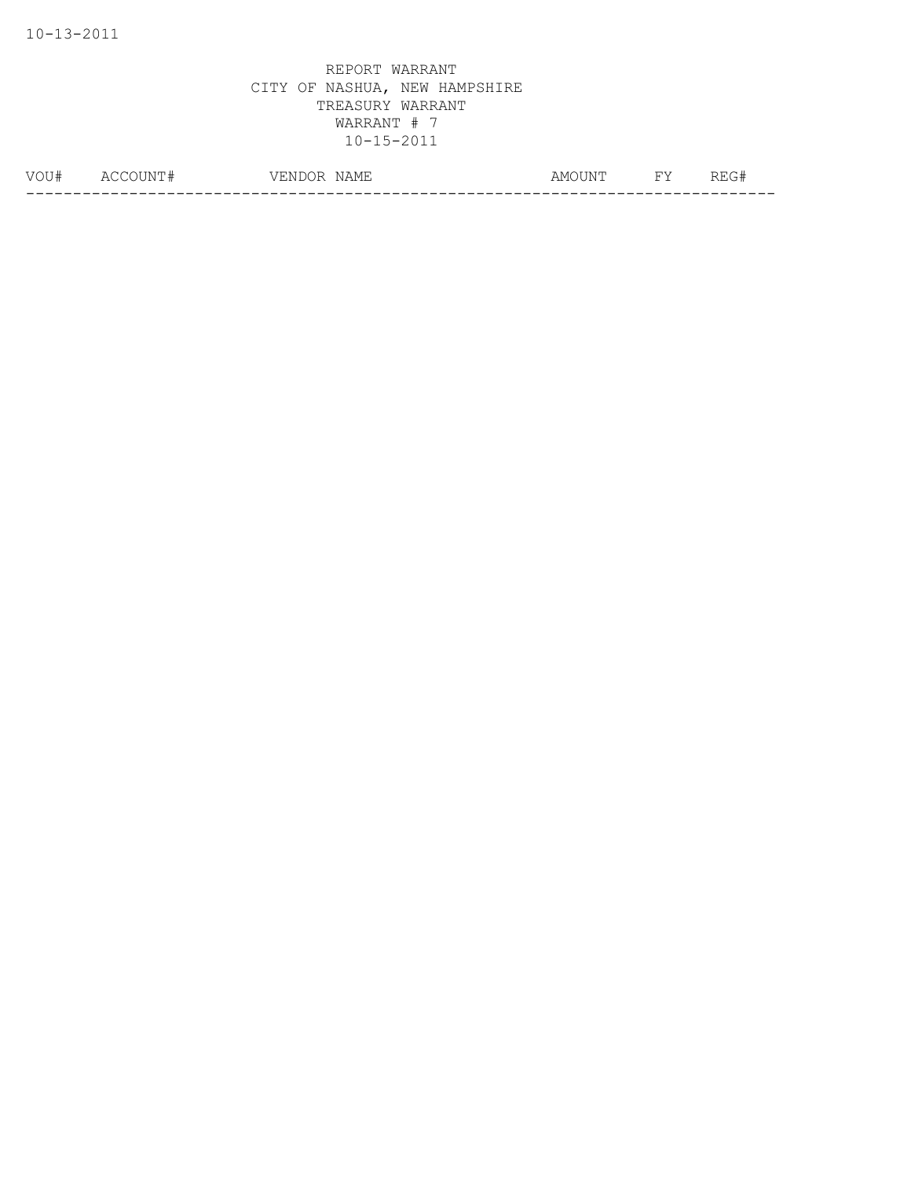REPORT WARRANT
CITY OF NASHUA, NEW HAMPSHIRE
TREASURY WARRANT
WARRANT # 7
10-15-2011

| VOU# | ACCOUNT# | VENDOR NAME | AMOUNT | FY | REG# |
|---|---|---|---|---|---|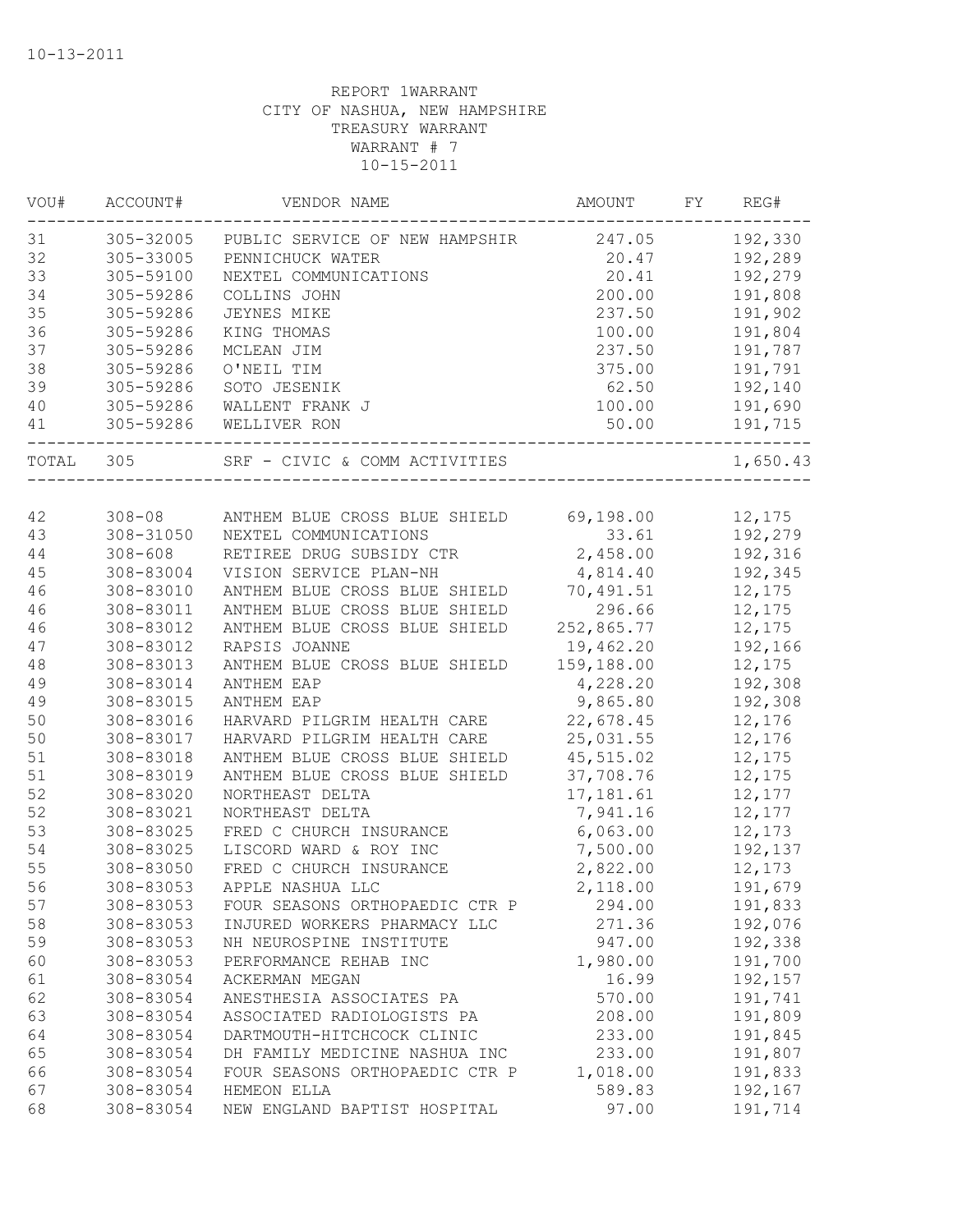10-13-2011

REPORT 1WARRANT
CITY OF NASHUA, NEW HAMPSHIRE
TREASURY WARRANT
WARRANT # 7
10-15-2011

| VOU# | ACCOUNT# | VENDOR NAME | AMOUNT | FY | REG# |
|---|---|---|---|---|---|
| 31 | 305-32005 | PUBLIC SERVICE OF NEW HAMPSHIR | 247.05 | | 192,330 |
| 32 | 305-33005 | PENNICHUCK WATER | 20.47 | | 192,289 |
| 33 | 305-59100 | NEXTEL COMMUNICATIONS | 20.41 | | 192,279 |
| 34 | 305-59286 | COLLINS JOHN | 200.00 | | 191,808 |
| 35 | 305-59286 | JEYNES MIKE | 237.50 | | 191,902 |
| 36 | 305-59286 | KING THOMAS | 100.00 | | 191,804 |
| 37 | 305-59286 | MCLEAN JIM | 237.50 | | 191,787 |
| 38 | 305-59286 | O'NEIL TIM | 375.00 | | 191,791 |
| 39 | 305-59286 | SOTO JESENIK | 62.50 | | 192,140 |
| 40 | 305-59286 | WALLENT FRANK J | 100.00 | | 191,690 |
| 41 | 305-59286 | WELLIVER RON | 50.00 | | 191,715 |
| TOTAL | 305 | SRF - CIVIC & COMM ACTIVITIES | | | 1,650.43 |
| 42 | 308-08 | ANTHEM BLUE CROSS BLUE SHIELD | 69,198.00 | | 12,175 |
| 43 | 308-31050 | NEXTEL COMMUNICATIONS | 33.61 | | 192,279 |
| 44 | 308-608 | RETIREE DRUG SUBSIDY CTR | 2,458.00 | | 192,316 |
| 45 | 308-83004 | VISION SERVICE PLAN-NH | 4,814.40 | | 192,345 |
| 46 | 308-83010 | ANTHEM BLUE CROSS BLUE SHIELD | 70,491.51 | | 12,175 |
| 46 | 308-83011 | ANTHEM BLUE CROSS BLUE SHIELD | 296.66 | | 12,175 |
| 46 | 308-83012 | ANTHEM BLUE CROSS BLUE SHIELD | 252,865.77 | | 12,175 |
| 47 | 308-83012 | RAPSIS JOANNE | 19,462.20 | | 192,166 |
| 48 | 308-83013 | ANTHEM BLUE CROSS BLUE SHIELD | 159,188.00 | | 12,175 |
| 49 | 308-83014 | ANTHEM EAP | 4,228.20 | | 192,308 |
| 49 | 308-83015 | ANTHEM EAP | 9,865.80 | | 192,308 |
| 50 | 308-83016 | HARVARD PILGRIM HEALTH CARE | 22,678.45 | | 12,176 |
| 50 | 308-83017 | HARVARD PILGRIM HEALTH CARE | 25,031.55 | | 12,176 |
| 51 | 308-83018 | ANTHEM BLUE CROSS BLUE SHIELD | 45,515.02 | | 12,175 |
| 51 | 308-83019 | ANTHEM BLUE CROSS BLUE SHIELD | 37,708.76 | | 12,175 |
| 52 | 308-83020 | NORTHEAST DELTA | 17,181.61 | | 12,177 |
| 52 | 308-83021 | NORTHEAST DELTA | 7,941.16 | | 12,177 |
| 53 | 308-83025 | FRED C CHURCH INSURANCE | 6,063.00 | | 12,173 |
| 54 | 308-83025 | LISCORD WARD & ROY INC | 7,500.00 | | 192,137 |
| 55 | 308-83050 | FRED C CHURCH INSURANCE | 2,822.00 | | 12,173 |
| 56 | 308-83053 | APPLE NASHUA LLC | 2,118.00 | | 191,679 |
| 57 | 308-83053 | FOUR SEASONS ORTHOPAEDIC CTR P | 294.00 | | 191,833 |
| 58 | 308-83053 | INJURED WORKERS PHARMACY LLC | 271.36 | | 192,076 |
| 59 | 308-83053 | NH NEUROSPINE INSTITUTE | 947.00 | | 192,338 |
| 60 | 308-83053 | PERFORMANCE REHAB INC | 1,980.00 | | 191,700 |
| 61 | 308-83054 | ACKERMAN MEGAN | 16.99 | | 192,157 |
| 62 | 308-83054 | ANESTHESIA ASSOCIATES PA | 570.00 | | 191,741 |
| 63 | 308-83054 | ASSOCIATED RADIOLOGISTS PA | 208.00 | | 191,809 |
| 64 | 308-83054 | DARTMOUTH-HITCHCOCK CLINIC | 233.00 | | 191,845 |
| 65 | 308-83054 | DH FAMILY MEDICINE NASHUA INC | 233.00 | | 191,807 |
| 66 | 308-83054 | FOUR SEASONS ORTHOPAEDIC CTR P | 1,018.00 | | 191,833 |
| 67 | 308-83054 | HEMEON ELLA | 589.83 | | 192,167 |
| 68 | 308-83054 | NEW ENGLAND BAPTIST HOSPITAL | 97.00 | | 191,714 |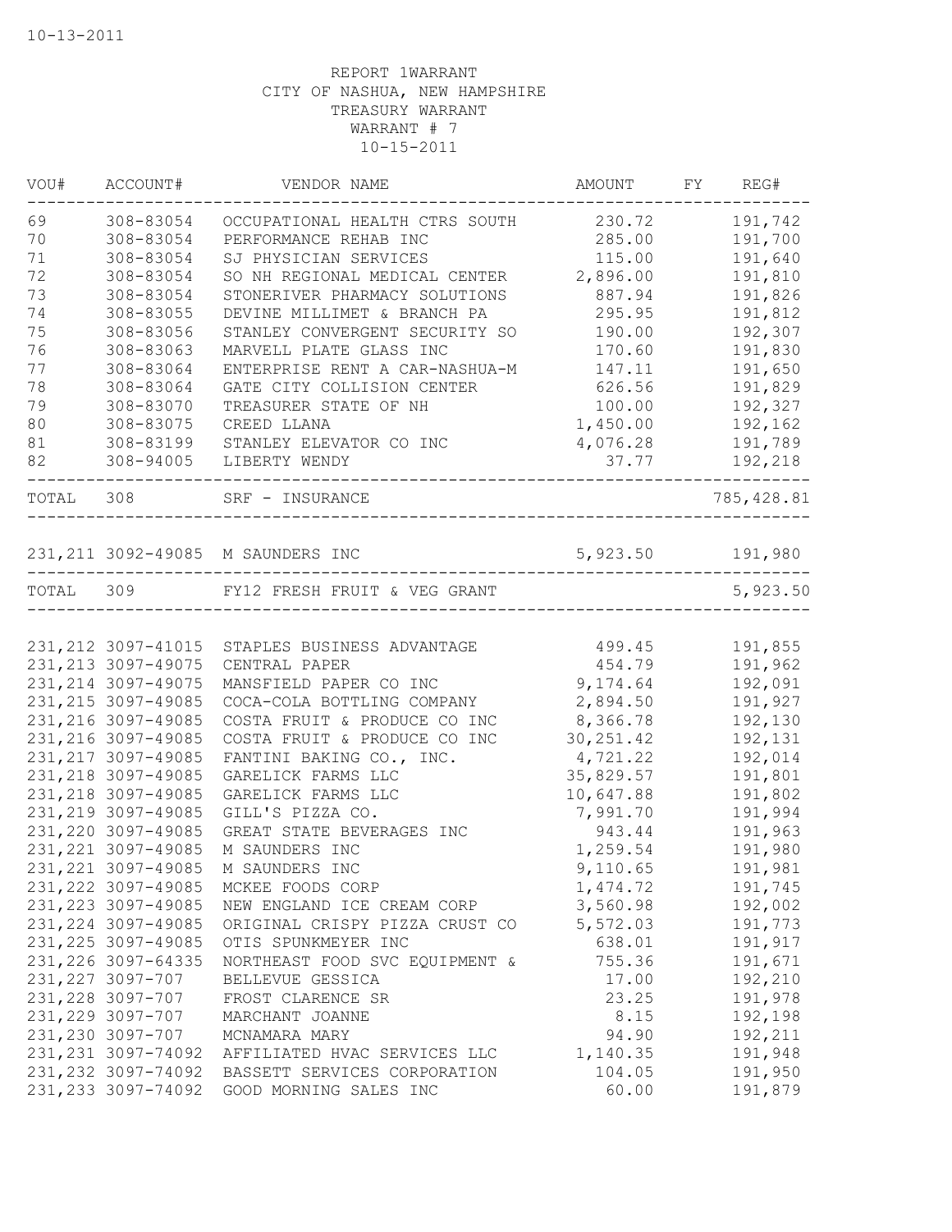10-13-2011

REPORT 1WARRANT
CITY OF NASHUA, NEW HAMPSHIRE
TREASURY WARRANT
WARRANT # 7
10-15-2011

| VOU# | ACCOUNT# | VENDOR NAME | AMOUNT | FY | REG# |
|---|---|---|---|---|---|
| 69 | 308-83054 | OCCUPATIONAL HEALTH CTRS SOUTH | 230.72 | | 191,742 |
| 70 | 308-83054 | PERFORMANCE REHAB INC | 285.00 | | 191,700 |
| 71 | 308-83054 | SJ PHYSICIAN SERVICES | 115.00 | | 191,640 |
| 72 | 308-83054 | SO NH REGIONAL MEDICAL CENTER | 2,896.00 | | 191,810 |
| 73 | 308-83054 | STONERIVER PHARMACY SOLUTIONS | 887.94 | | 191,826 |
| 74 | 308-83055 | DEVINE MILLIMET & BRANCH PA | 295.95 | | 191,812 |
| 75 | 308-83056 | STANLEY CONVERGENT SECURITY SO | 190.00 | | 192,307 |
| 76 | 308-83063 | MARVELL PLATE GLASS INC | 170.60 | | 191,830 |
| 77 | 308-83064 | ENTERPRISE RENT A CAR-NASHUA-M | 147.11 | | 191,650 |
| 78 | 308-83064 | GATE CITY COLLISION CENTER | 626.56 | | 191,829 |
| 79 | 308-83070 | TREASURER STATE OF NH | 100.00 | | 192,327 |
| 80 | 308-83075 | CREED LLANA | 1,450.00 | | 192,162 |
| 81 | 308-83199 | STANLEY ELEVATOR CO INC | 4,076.28 | | 191,789 |
| 82 | 308-94005 | LIBERTY WENDY | 37.77 | | 192,218 |
| TOTAL | 308 | SRF - INSURANCE | | | 785,428.81 |
| 231,211 | 3092-49085 | M SAUNDERS INC | 5,923.50 | | 191,980 |
| TOTAL | 309 | FY12 FRESH FRUIT & VEG GRANT | | | 5,923.50 |
| 231,212 | 3097-41015 | STAPLES BUSINESS ADVANTAGE | 499.45 | | 191,855 |
| 231,213 | 3097-49075 | CENTRAL PAPER | 454.79 | | 191,962 |
| 231,214 | 3097-49075 | MANSFIELD PAPER CO INC | 9,174.64 | | 192,091 |
| 231,215 | 3097-49085 | COCA-COLA BOTTLING COMPANY | 2,894.50 | | 191,927 |
| 231,216 | 3097-49085 | COSTA FRUIT & PRODUCE CO INC | 8,366.78 | | 192,130 |
| 231,216 | 3097-49085 | COSTA FRUIT & PRODUCE CO INC | 30,251.42 | | 192,131 |
| 231,217 | 3097-49085 | FANTINI BAKING CO., INC. | 4,721.22 | | 192,014 |
| 231,218 | 3097-49085 | GARELICK FARMS LLC | 35,829.57 | | 191,801 |
| 231,218 | 3097-49085 | GARELICK FARMS LLC | 10,647.88 | | 191,802 |
| 231,219 | 3097-49085 | GILL'S PIZZA CO. | 7,991.70 | | 191,994 |
| 231,220 | 3097-49085 | GREAT STATE BEVERAGES INC | 943.44 | | 191,963 |
| 231,221 | 3097-49085 | M SAUNDERS INC | 1,259.54 | | 191,980 |
| 231,221 | 3097-49085 | M SAUNDERS INC | 9,110.65 | | 191,981 |
| 231,222 | 3097-49085 | MCKEE FOODS CORP | 1,474.72 | | 191,745 |
| 231,223 | 3097-49085 | NEW ENGLAND ICE CREAM CORP | 3,560.98 | | 192,002 |
| 231,224 | 3097-49085 | ORIGINAL CRISPY PIZZA CRUST CO | 5,572.03 | | 191,773 |
| 231,225 | 3097-49085 | OTIS SPUNKMEYER INC | 638.01 | | 191,917 |
| 231,226 | 3097-64335 | NORTHEAST FOOD SVC EQUIPMENT & | 755.36 | | 191,671 |
| 231,227 | 3097-707 | BELLEVUE GESSICA | 17.00 | | 192,210 |
| 231,228 | 3097-707 | FROST CLARENCE SR | 23.25 | | 191,978 |
| 231,229 | 3097-707 | MARCHANT JOANNE | 8.15 | | 192,198 |
| 231,230 | 3097-707 | MCNAMARA MARY | 94.90 | | 192,211 |
| 231,231 | 3097-74092 | AFFILIATED HVAC SERVICES LLC | 1,140.35 | | 191,948 |
| 231,232 | 3097-74092 | BASSETT SERVICES CORPORATION | 104.05 | | 191,950 |
| 231,233 | 3097-74092 | GOOD MORNING SALES INC | 60.00 | | 191,879 |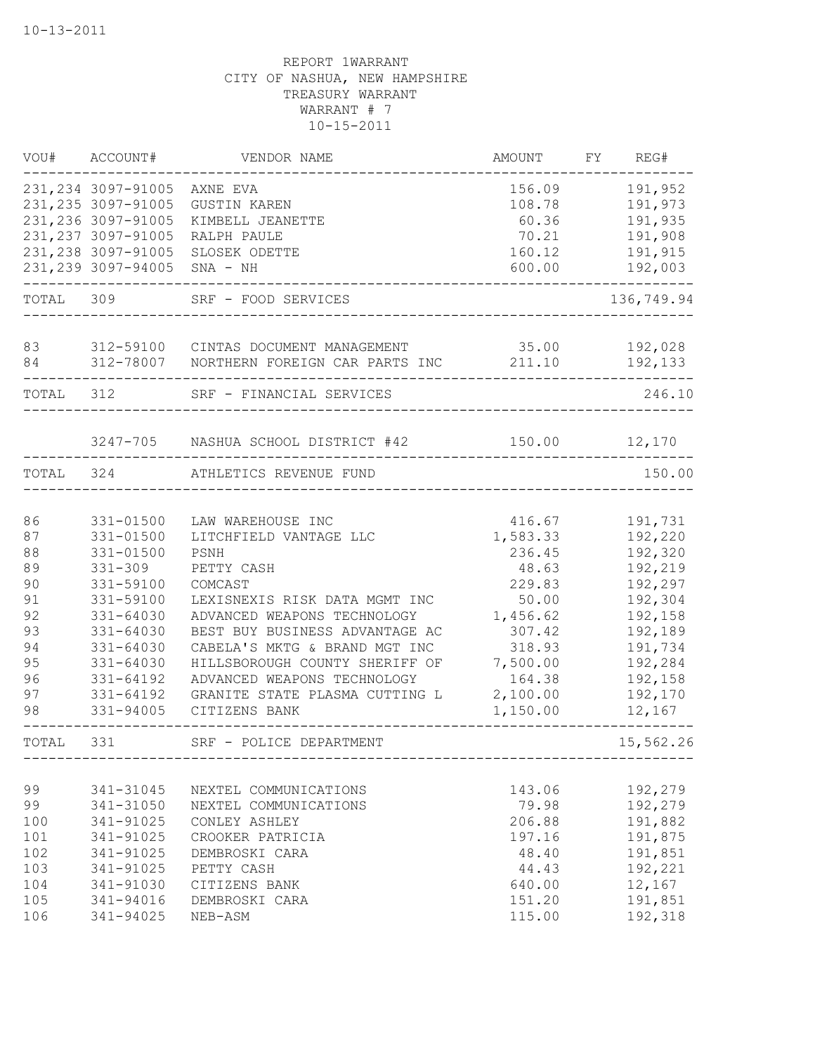10-13-2011

REPORT 1WARRANT
CITY OF NASHUA, NEW HAMPSHIRE
TREASURY WARRANT
WARRANT # 7
10-15-2011

| VOU# | ACCOUNT# | VENDOR NAME | AMOUNT | FY | REG# |
|---|---|---|---|---|---|
| 231,234 | 3097-91005 | AXNE EVA | 156.09 | | 191,952 |
| 231,235 | 3097-91005 | GUSTIN KAREN | 108.78 | | 191,973 |
| 231,236 | 3097-91005 | KIMBELL JEANETTE | 60.36 | | 191,935 |
| 231,237 | 3097-91005 | RALPH PAULE | 70.21 | | 191,908 |
| 231,238 | 3097-91005 | SLOSEK ODETTE | 160.12 | | 191,915 |
| 231,239 | 3097-94005 | SNA - NH | 600.00 | | 192,003 |
| TOTAL | 309 | SRF - FOOD SERVICES | | | 136,749.94 |
| 83 | 312-59100 | CINTAS DOCUMENT MANAGEMENT | 35.00 | | 192,028 |
| 84 | 312-78007 | NORTHERN FOREIGN CAR PARTS INC | 211.10 | | 192,133 |
| TOTAL | 312 | SRF - FINANCIAL SERVICES | | | 246.10 |
| | 3247-705 | NASHUA SCHOOL DISTRICT #42 | 150.00 | | 12,170 |
| TOTAL | 324 | ATHLETICS REVENUE FUND | | | 150.00 |
| 86 | 331-01500 | LAW WAREHOUSE INC | 416.67 | | 191,731 |
| 87 | 331-01500 | LITCHFIELD VANTAGE LLC | 1,583.33 | | 192,220 |
| 88 | 331-01500 | PSNH | 236.45 | | 192,320 |
| 89 | 331-309 | PETTY CASH | 48.63 | | 192,219 |
| 90 | 331-59100 | COMCAST | 229.83 | | 192,297 |
| 91 | 331-59100 | LEXISNEXIS RISK DATA MGMT INC | 50.00 | | 192,304 |
| 92 | 331-64030 | ADVANCED WEAPONS TECHNOLOGY | 1,456.62 | | 192,158 |
| 93 | 331-64030 | BEST BUY BUSINESS ADVANTAGE AC | 307.42 | | 192,189 |
| 94 | 331-64030 | CABELA'S MKTG & BRAND MGT INC | 318.93 | | 191,734 |
| 95 | 331-64030 | HILLSBOROUGH COUNTY SHERIFF OF | 7,500.00 | | 192,284 |
| 96 | 331-64192 | ADVANCED WEAPONS TECHNOLOGY | 164.38 | | 192,158 |
| 97 | 331-64192 | GRANITE STATE PLASMA CUTTING L | 2,100.00 | | 192,170 |
| 98 | 331-94005 | CITIZENS BANK | 1,150.00 | | 12,167 |
| TOTAL | 331 | SRF - POLICE DEPARTMENT | | | 15,562.26 |
| 99 | 341-31045 | NEXTEL COMMUNICATIONS | 143.06 | | 192,279 |
| 99 | 341-31050 | NEXTEL COMMUNICATIONS | 79.98 | | 192,279 |
| 100 | 341-91025 | CONLEY ASHLEY | 206.88 | | 191,882 |
| 101 | 341-91025 | CROOKER PATRICIA | 197.16 | | 191,875 |
| 102 | 341-91025 | DEMBROSKI CARA | 48.40 | | 191,851 |
| 103 | 341-91025 | PETTY CASH | 44.43 | | 192,221 |
| 104 | 341-91030 | CITIZENS BANK | 640.00 | | 12,167 |
| 105 | 341-94016 | DEMBROSKI CARA | 151.20 | | 191,851 |
| 106 | 341-94025 | NEB-ASM | 115.00 | | 192,318 |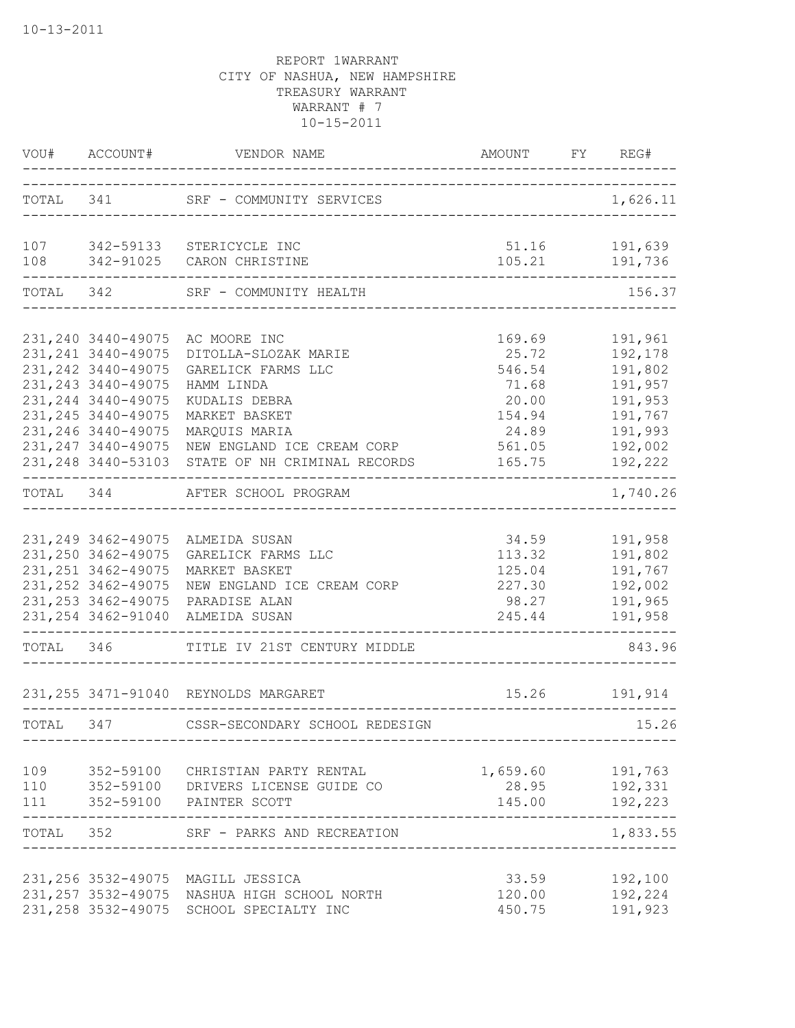10-13-2011

REPORT 1WARRANT
CITY OF NASHUA, NEW HAMPSHIRE
TREASURY WARRANT
WARRANT # 7
10-15-2011

| VOU# | ACCOUNT# | VENDOR NAME | AMOUNT | FY | REG# |
|---|---|---|---|---|---|
| TOTAL | 341 | SRF - COMMUNITY SERVICES | | | 1,626.11 |
| 107 | 342-59133 | STERICYCLE INC | 51.16 | | 191,639 |
| 108 | 342-91025 | CARON CHRISTINE | 105.21 | | 191,736 |
| TOTAL | 342 | SRF - COMMUNITY HEALTH | | | 156.37 |
| 231,240 | 3440-49075 | AC MOORE INC | 169.69 | | 191,961 |
| 231,241 | 3440-49075 | DITOLLA-SLOZAK MARIE | 25.72 | | 192,178 |
| 231,242 | 3440-49075 | GARELICK FARMS LLC | 546.54 | | 191,802 |
| 231,243 | 3440-49075 | HAMM LINDA | 71.68 | | 191,957 |
| 231,244 | 3440-49075 | KUDALIS DEBRA | 20.00 | | 191,953 |
| 231,245 | 3440-49075 | MARKET BASKET | 154.94 | | 191,767 |
| 231,246 | 3440-49075 | MARQUIS MARIA | 24.89 | | 191,993 |
| 231,247 | 3440-49075 | NEW ENGLAND ICE CREAM CORP | 561.05 | | 192,002 |
| 231,248 | 3440-53103 | STATE OF NH CRIMINAL RECORDS | 165.75 | | 192,222 |
| TOTAL | 344 | AFTER SCHOOL PROGRAM | | | 1,740.26 |
| 231,249 | 3462-49075 | ALMEIDA SUSAN | 34.59 | | 191,958 |
| 231,250 | 3462-49075 | GARELICK FARMS LLC | 113.32 | | 191,802 |
| 231,251 | 3462-49075 | MARKET BASKET | 125.04 | | 191,767 |
| 231,252 | 3462-49075 | NEW ENGLAND ICE CREAM CORP | 227.30 | | 192,002 |
| 231,253 | 3462-49075 | PARADISE ALAN | 98.27 | | 191,965 |
| 231,254 | 3462-91040 | ALMEIDA SUSAN | 245.44 | | 191,958 |
| TOTAL | 346 | TITLE IV 21ST CENTURY MIDDLE | | | 843.96 |
| 231,255 | 3471-91040 | REYNOLDS MARGARET | 15.26 | | 191,914 |
| TOTAL | 347 | CSSR-SECONDARY SCHOOL REDESIGN | | | 15.26 |
| 109 | 352-59100 | CHRISTIAN PARTY RENTAL | 1,659.60 | | 191,763 |
| 110 | 352-59100 | DRIVERS LICENSE GUIDE CO | 28.95 | | 192,331 |
| 111 | 352-59100 | PAINTER SCOTT | 145.00 | | 192,223 |
| TOTAL | 352 | SRF - PARKS AND RECREATION | | | 1,833.55 |
| 231,256 | 3532-49075 | MAGILL JESSICA | 33.59 | | 192,100 |
| 231,257 | 3532-49075 | NASHUA HIGH SCHOOL NORTH | 120.00 | | 192,224 |
| 231,258 | 3532-49075 | SCHOOL SPECIALTY INC | 450.75 | | 191,923 |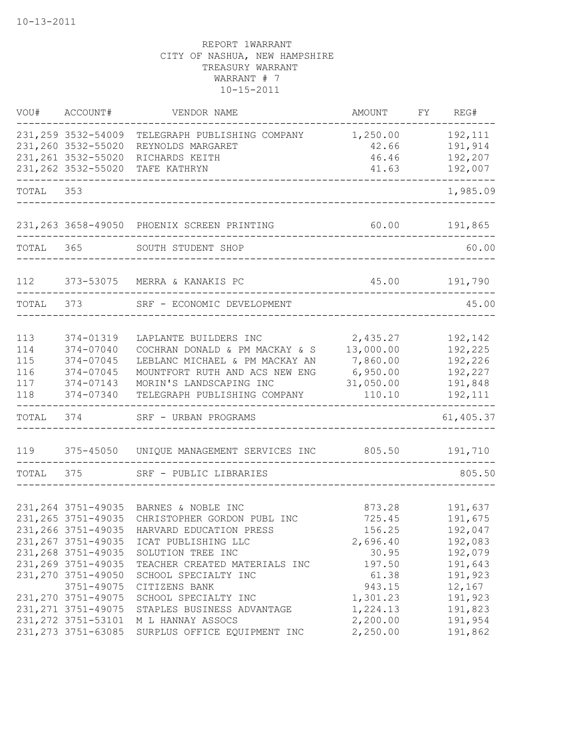10-13-2011

REPORT 1WARRANT
CITY OF NASHUA, NEW HAMPSHIRE
TREASURY WARRANT
WARRANT # 7
10-15-2011

| VOU# | ACCOUNT# | VENDOR NAME | AMOUNT | FY | REG# |
|---|---|---|---|---|---|
| 231,259 | 3532-54009 | TELEGRAPH PUBLISHING COMPANY | 1,250.00 | | 192,111 |
| 231,260 | 3532-55020 | REYNOLDS MARGARET | 42.66 | | 191,914 |
| 231,261 | 3532-55020 | RICHARDS KEITH | 46.46 | | 192,207 |
| 231,262 | 3532-55020 | TAFE KATHRYN | 41.63 | | 192,007 |
| TOTAL | 353 | | | | 1,985.09 |
| 231,263 | 3658-49050 | PHOENIX SCREEN PRINTING | 60.00 | | 191,865 |
| TOTAL | 365 | SOUTH STUDENT SHOP | | | 60.00 |
| 112 | 373-53075 | MERRA & KANAKIS PC | 45.00 | | 191,790 |
| TOTAL | 373 | SRF - ECONOMIC DEVELOPMENT | | | 45.00 |
| 113 | 374-01319 | LAPLANTE BUILDERS INC | 2,435.27 | | 192,142 |
| 114 | 374-07040 | COCHRAN DONALD & PM MACKAY & S | 13,000.00 | | 192,225 |
| 115 | 374-07045 | LEBLANC MICHAEL & PM MACKAY AN | 7,860.00 | | 192,226 |
| 116 | 374-07045 | MOUNTFORT RUTH AND ACS NEW ENG | 6,950.00 | | 192,227 |
| 117 | 374-07143 | MORIN'S LANDSCAPING INC | 31,050.00 | | 191,848 |
| 118 | 374-07340 | TELEGRAPH PUBLISHING COMPANY | 110.10 | | 192,111 |
| TOTAL | 374 | SRF - URBAN PROGRAMS | | | 61,405.37 |
| 119 | 375-45050 | UNIQUE MANAGEMENT SERVICES INC | 805.50 | | 191,710 |
| TOTAL | 375 | SRF - PUBLIC LIBRARIES | | | 805.50 |
| 231,264 | 3751-49035 | BARNES & NOBLE INC | 873.28 | | 191,637 |
| 231,265 | 3751-49035 | CHRISTOPHER GORDON PUBL INC | 725.45 | | 191,675 |
| 231,266 | 3751-49035 | HARVARD EDUCATION PRESS | 156.25 | | 192,047 |
| 231,267 | 3751-49035 | ICAT PUBLISHING LLC | 2,696.40 | | 192,083 |
| 231,268 | 3751-49035 | SOLUTION TREE INC | 30.95 | | 192,079 |
| 231,269 | 3751-49035 | TEACHER CREATED MATERIALS INC | 197.50 | | 191,643 |
| 231,270 | 3751-49050 | SCHOOL SPECIALTY INC | 61.38 | | 191,923 |
| | 3751-49075 | CITIZENS BANK | 943.15 | | 12,167 |
| 231,270 | 3751-49075 | SCHOOL SPECIALTY INC | 1,301.23 | | 191,923 |
| 231,271 | 3751-49075 | STAPLES BUSINESS ADVANTAGE | 1,224.13 | | 191,823 |
| 231,272 | 3751-53101 | M L HANNAY ASSOCS | 2,200.00 | | 191,954 |
| 231,273 | 3751-63085 | SURPLUS OFFICE EQUIPMENT INC | 2,250.00 | | 191,862 |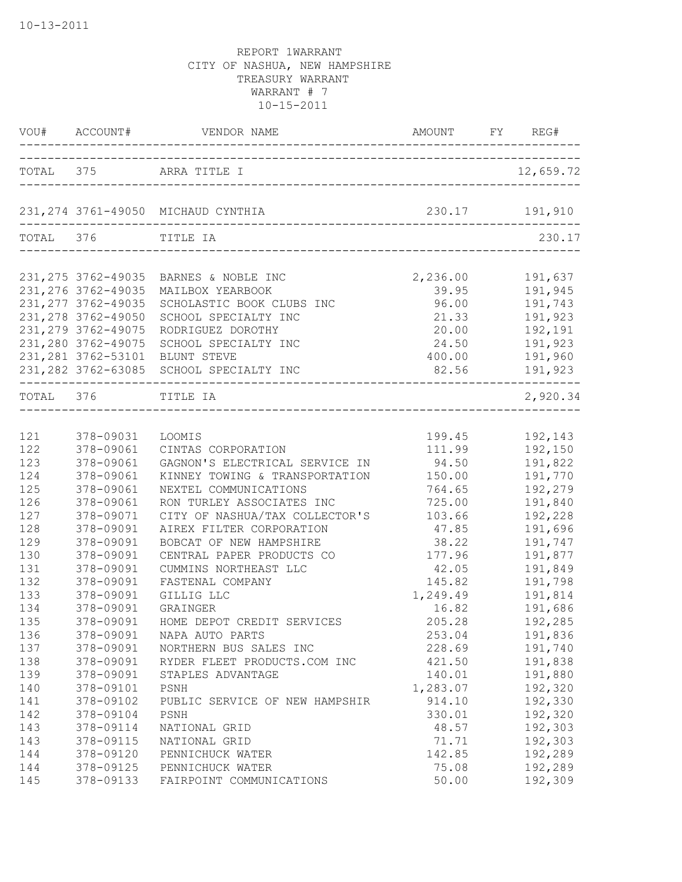10-13-2011

REPORT 1WARRANT
CITY OF NASHUA, NEW HAMPSHIRE
TREASURY WARRANT
WARRANT # 7
10-15-2011

| VOU# | ACCOUNT# | VENDOR NAME | AMOUNT | FY | REG# |
|---|---|---|---|---|---|
| TOTAL | 375 | ARRA TITLE I | | | 12,659.72 |
| 231,274 | 3761-49050 | MICHAUD CYNTHIA | 230.17 | | 191,910 |
| TOTAL | 376 | TITLE IA | | | 230.17 |
| 231,275 | 3762-49035 | BARNES & NOBLE INC | 2,236.00 | | 191,637 |
| 231,276 | 3762-49035 | MAILBOX YEARBOOK | 39.95 | | 191,945 |
| 231,277 | 3762-49035 | SCHOLASTIC BOOK CLUBS INC | 96.00 | | 191,743 |
| 231,278 | 3762-49050 | SCHOOL SPECIALTY INC | 21.33 | | 191,923 |
| 231,279 | 3762-49075 | RODRIGUEZ DOROTHY | 20.00 | | 192,191 |
| 231,280 | 3762-49075 | SCHOOL SPECIALTY INC | 24.50 | | 191,923 |
| 231,281 | 3762-53101 | BLUNT STEVE | 400.00 | | 191,960 |
| 231,282 | 3762-63085 | SCHOOL SPECIALTY INC | 82.56 | | 191,923 |
| TOTAL | 376 | TITLE IA | | | 2,920.34 |
| 121 | 378-09031 | LOOMIS | 199.45 | | 192,143 |
| 122 | 378-09061 | CINTAS CORPORATION | 111.99 | | 192,150 |
| 123 | 378-09061 | GAGNON'S ELECTRICAL SERVICE IN | 94.50 | | 191,822 |
| 124 | 378-09061 | KINNEY TOWING & TRANSPORTATION | 150.00 | | 191,770 |
| 125 | 378-09061 | NEXTEL COMMUNICATIONS | 764.65 | | 192,279 |
| 126 | 378-09061 | RON TURLEY ASSOCIATES INC | 725.00 | | 191,840 |
| 127 | 378-09071 | CITY OF NASHUA/TAX COLLECTOR'S | 103.66 | | 192,228 |
| 128 | 378-09091 | AIREX FILTER CORPORATION | 47.85 | | 191,696 |
| 129 | 378-09091 | BOBCAT OF NEW HAMPSHIRE | 38.22 | | 191,747 |
| 130 | 378-09091 | CENTRAL PAPER PRODUCTS CO | 177.96 | | 191,877 |
| 131 | 378-09091 | CUMMINS NORTHEAST LLC | 42.05 | | 191,849 |
| 132 | 378-09091 | FASTENAL COMPANY | 145.82 | | 191,798 |
| 133 | 378-09091 | GILLIG LLC | 1,249.49 | | 191,814 |
| 134 | 378-09091 | GRAINGER | 16.82 | | 191,686 |
| 135 | 378-09091 | HOME DEPOT CREDIT SERVICES | 205.28 | | 192,285 |
| 136 | 378-09091 | NAPA AUTO PARTS | 253.04 | | 191,836 |
| 137 | 378-09091 | NORTHERN BUS SALES INC | 228.69 | | 191,740 |
| 138 | 378-09091 | RYDER FLEET PRODUCTS.COM INC | 421.50 | | 191,838 |
| 139 | 378-09091 | STAPLES ADVANTAGE | 140.01 | | 191,880 |
| 140 | 378-09101 | PSNH | 1,283.07 | | 192,320 |
| 141 | 378-09102 | PUBLIC SERVICE OF NEW HAMPSHIR | 914.10 | | 192,330 |
| 142 | 378-09104 | PSNH | 330.01 | | 192,320 |
| 143 | 378-09114 | NATIONAL GRID | 48.57 | | 192,303 |
| 143 | 378-09115 | NATIONAL GRID | 71.71 | | 192,303 |
| 144 | 378-09120 | PENNICHUCK WATER | 142.85 | | 192,289 |
| 144 | 378-09125 | PENNICHUCK WATER | 75.08 | | 192,289 |
| 145 | 378-09133 | FAIRPOINT COMMUNICATIONS | 50.00 | | 192,309 |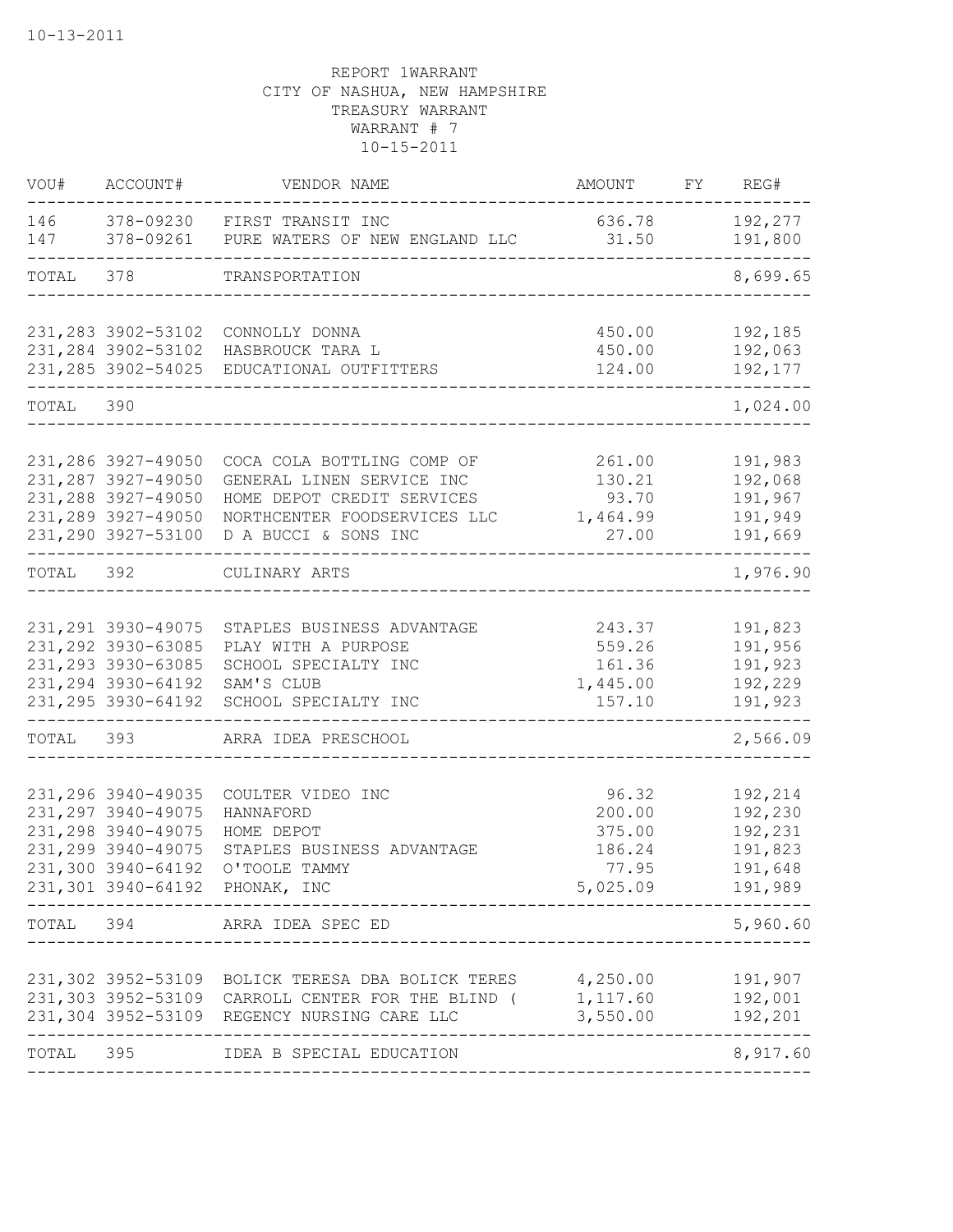10-13-2011

REPORT 1WARRANT
CITY OF NASHUA, NEW HAMPSHIRE
TREASURY WARRANT
WARRANT # 7
10-15-2011

| VOU# | ACCOUNT# | VENDOR NAME | AMOUNT | FY | REG# |
|---|---|---|---|---|---|
| 146 | 378-09230 | FIRST TRANSIT INC | 636.78 | | 192,277 |
| 147 | 378-09261 | PURE WATERS OF NEW ENGLAND LLC | 31.50 | | 191,800 |
| TOTAL | 378 | TRANSPORTATION | | | 8,699.65 |
| 231,283 | 3902-53102 | CONNOLLY DONNA | 450.00 | | 192,185 |
| 231,284 | 3902-53102 | HASBROUCK TARA L | 450.00 | | 192,063 |
| 231,285 | 3902-54025 | EDUCATIONAL OUTFITTERS | 124.00 | | 192,177 |
| TOTAL | 390 | | | | 1,024.00 |
| 231,286 | 3927-49050 | COCA COLA BOTTLING COMP OF | 261.00 | | 191,983 |
| 231,287 | 3927-49050 | GENERAL LINEN SERVICE INC | 130.21 | | 192,068 |
| 231,288 | 3927-49050 | HOME DEPOT CREDIT SERVICES | 93.70 | | 191,967 |
| 231,289 | 3927-49050 | NORTHCENTER FOODSERVICES LLC | 1,464.99 | | 191,949 |
| 231,290 | 3927-53100 | D A BUCCI & SONS INC | 27.00 | | 191,669 |
| TOTAL | 392 | CULINARY ARTS | | | 1,976.90 |
| 231,291 | 3930-49075 | STAPLES BUSINESS ADVANTAGE | 243.37 | | 191,823 |
| 231,292 | 3930-63085 | PLAY WITH A PURPOSE | 559.26 | | 191,956 |
| 231,293 | 3930-63085 | SCHOOL SPECIALTY INC | 161.36 | | 191,923 |
| 231,294 | 3930-64192 | SAM'S CLUB | 1,445.00 | | 192,229 |
| 231,295 | 3930-64192 | SCHOOL SPECIALTY INC | 157.10 | | 191,923 |
| TOTAL | 393 | ARRA IDEA PRESCHOOL | | | 2,566.09 |
| 231,296 | 3940-49035 | COULTER VIDEO INC | 96.32 | | 192,214 |
| 231,297 | 3940-49075 | HANNAFORD | 200.00 | | 192,230 |
| 231,298 | 3940-49075 | HOME DEPOT | 375.00 | | 192,231 |
| 231,299 | 3940-49075 | STAPLES BUSINESS ADVANTAGE | 186.24 | | 191,823 |
| 231,300 | 3940-64192 | O'TOOLE TAMMY | 77.95 | | 191,648 |
| 231,301 | 3940-64192 | PHONAK, INC | 5,025.09 | | 191,989 |
| TOTAL | 394 | ARRA IDEA SPEC ED | | | 5,960.60 |
| 231,302 | 3952-53109 | BOLICK TERESA DBA BOLICK TERES | 4,250.00 | | 191,907 |
| 231,303 | 3952-53109 | CARROLL CENTER FOR THE BLIND ( | 1,117.60 | | 192,001 |
| 231,304 | 3952-53109 | REGENCY NURSING CARE LLC | 3,550.00 | | 192,201 |
| TOTAL | 395 | IDEA B SPECIAL EDUCATION | | | 8,917.60 |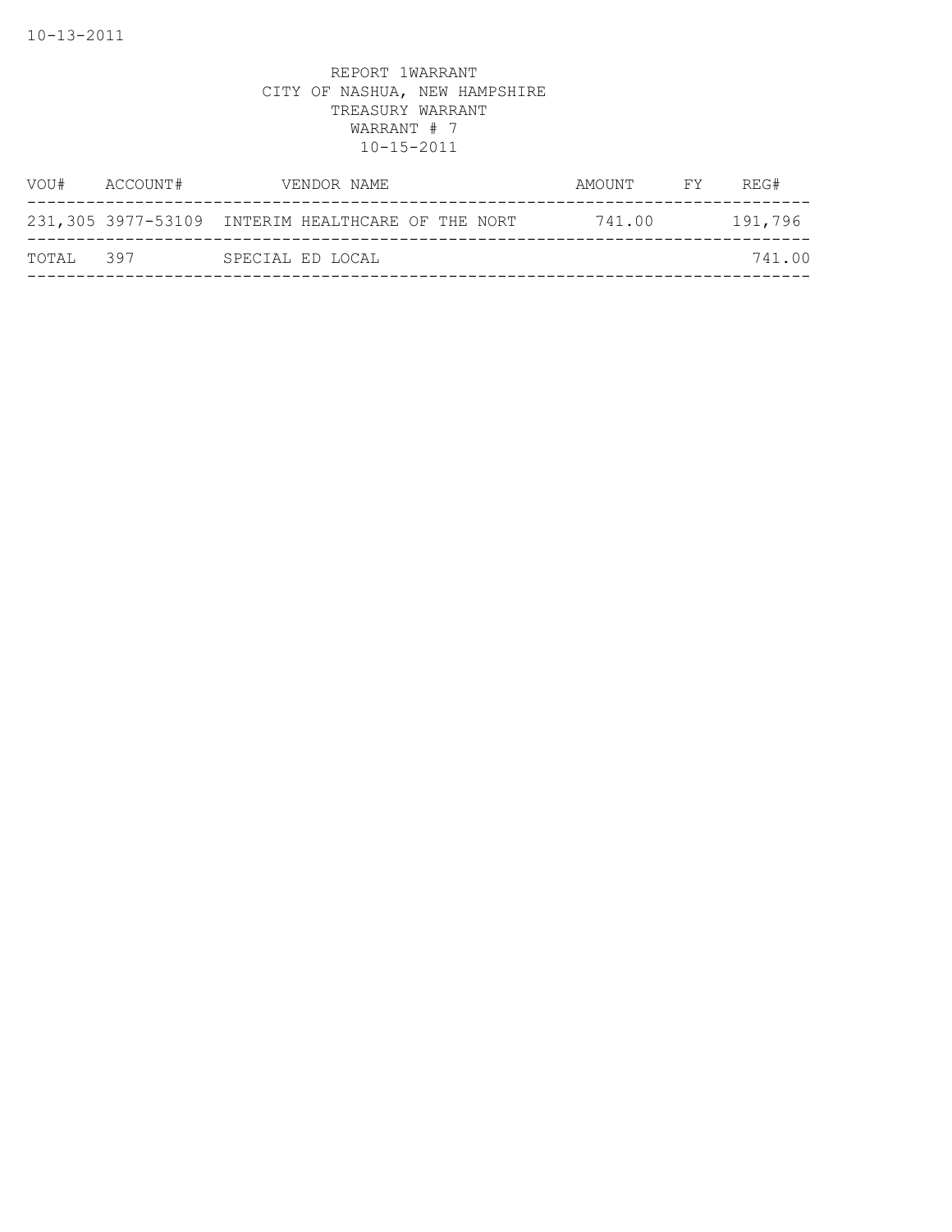REPORT 1WARRANT
CITY OF NASHUA, NEW HAMPSHIRE
TREASURY WARRANT
WARRANT # 7
10-15-2011

| VOU# | ACCOUNT# | VENDOR NAME | AMOUNT | FY | REG# |
|---|---|---|---|---|---|
| 231,305 | 3977-53109 | INTERIM HEALTHCARE OF THE NORT | 741.00 | | 191,796 |
| TOTAL | 397 | SPECIAL ED LOCAL | | | 741.00 |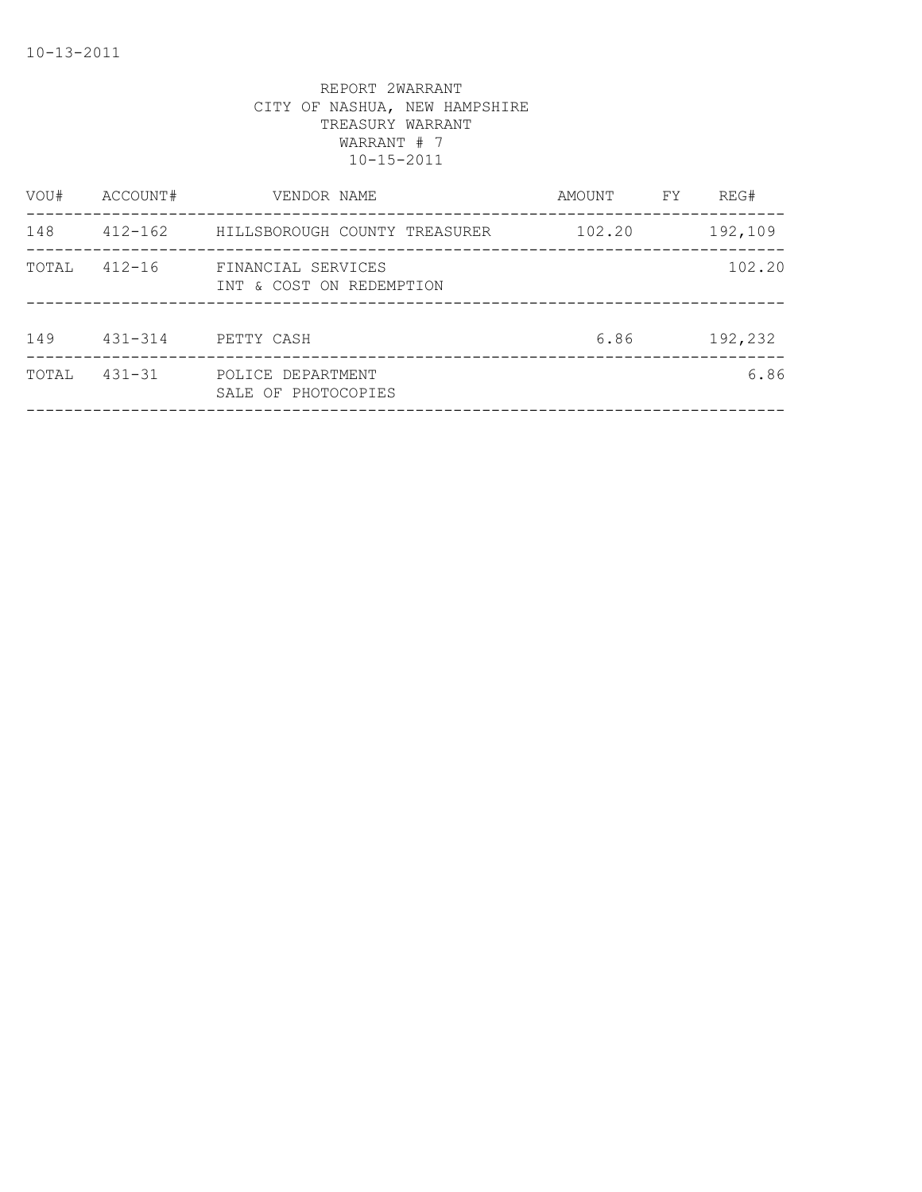10-13-2011

REPORT 2WARRANT
CITY OF NASHUA, NEW HAMPSHIRE
TREASURY WARRANT
WARRANT # 7
10-15-2011

| VOU# | ACCOUNT# | VENDOR NAME | AMOUNT | FY | REG# |
|---|---|---|---|---|---|
| 148 | 412-162 | HILLSBOROUGH COUNTY TREASURER | 102.20 | | 192,109 |
| TOTAL | 412-16 | FINANCIAL SERVICES<br>INT & COST ON REDEMPTION | | | 102.20 |
| 149 | 431-314 | PETTY CASH | 6.86 | | 192,232 |
| TOTAL | 431-31 | POLICE DEPARTMENT<br>SALE OF PHOTOCOPIES | | | 6.86 |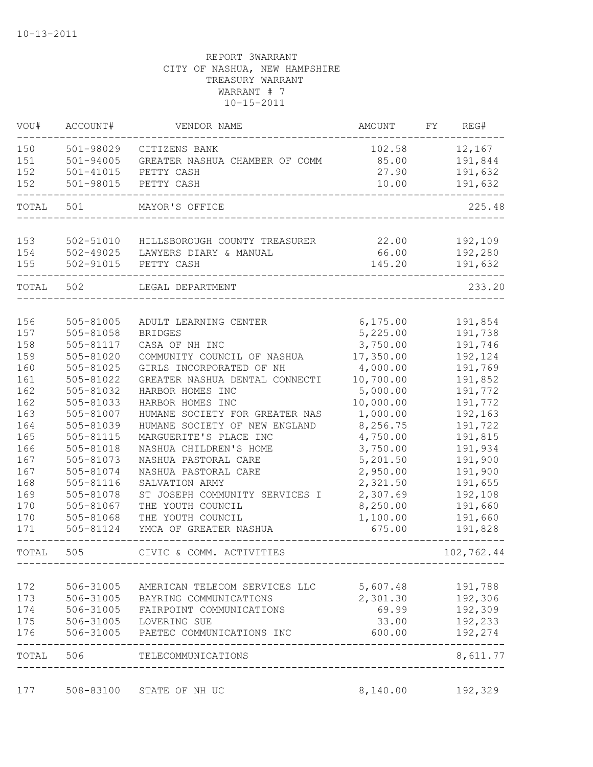10-13-2011

REPORT 3WARRANT
CITY OF NASHUA, NEW HAMPSHIRE
TREASURY WARRANT
WARRANT # 7
10-15-2011

| VOU# | ACCOUNT# | VENDOR NAME | AMOUNT | FY | REG# |
|---|---|---|---|---|---|
| 150 | 501-98029 | CITIZENS BANK | 102.58 | | 12,167 |
| 151 | 501-94005 | GREATER NASHUA CHAMBER OF COMM | 85.00 | | 191,844 |
| 152 | 501-41015 | PETTY CASH | 27.90 | | 191,632 |
| 152 | 501-98015 | PETTY CASH | 10.00 | | 191,632 |
| TOTAL | 501 | MAYOR'S OFFICE | | | 225.48 |
| 153 | 502-51010 | HILLSBOROUGH COUNTY TREASURER | 22.00 | | 192,109 |
| 154 | 502-49025 | LAWYERS DIARY & MANUAL | 66.00 | | 192,280 |
| 155 | 502-91015 | PETTY CASH | 145.20 | | 191,632 |
| TOTAL | 502 | LEGAL DEPARTMENT | | | 233.20 |
| 156 | 505-81005 | ADULT LEARNING CENTER | 6,175.00 | | 191,854 |
| 157 | 505-81058 | BRIDGES | 5,225.00 | | 191,738 |
| 158 | 505-81117 | CASA OF NH INC | 3,750.00 | | 191,746 |
| 159 | 505-81020 | COMMUNITY COUNCIL OF NASHUA | 17,350.00 | | 192,124 |
| 160 | 505-81025 | GIRLS INCORPORATED OF NH | 4,000.00 | | 191,769 |
| 161 | 505-81022 | GREATER NASHUA DENTAL CONNECTI | 10,700.00 | | 191,852 |
| 162 | 505-81032 | HARBOR HOMES INC | 5,000.00 | | 191,772 |
| 162 | 505-81033 | HARBOR HOMES INC | 10,000.00 | | 191,772 |
| 163 | 505-81007 | HUMANE SOCIETY FOR GREATER NAS | 1,000.00 | | 192,163 |
| 164 | 505-81039 | HUMANE SOCIETY OF NEW ENGLAND | 8,256.75 | | 191,722 |
| 165 | 505-81115 | MARGUERITE'S PLACE INC | 4,750.00 | | 191,815 |
| 166 | 505-81018 | NASHUA CHILDREN'S HOME | 3,750.00 | | 191,934 |
| 167 | 505-81073 | NASHUA PASTORAL CARE | 5,201.50 | | 191,900 |
| 167 | 505-81074 | NASHUA PASTORAL CARE | 2,950.00 | | 191,900 |
| 168 | 505-81116 | SALVATION ARMY | 2,321.50 | | 191,655 |
| 169 | 505-81078 | ST JOSEPH COMMUNITY SERVICES I | 2,307.69 | | 192,108 |
| 170 | 505-81067 | THE YOUTH COUNCIL | 8,250.00 | | 191,660 |
| 170 | 505-81068 | THE YOUTH COUNCIL | 1,100.00 | | 191,660 |
| 171 | 505-81124 | YMCA OF GREATER NASHUA | 675.00 | | 191,828 |
| TOTAL | 505 | CIVIC & COMM. ACTIVITIES | | | 102,762.44 |
| 172 | 506-31005 | AMERICAN TELECOM SERVICES LLC | 5,607.48 | | 191,788 |
| 173 | 506-31005 | BAYRING COMMUNICATIONS | 2,301.30 | | 192,306 |
| 174 | 506-31005 | FAIRPOINT COMMUNICATIONS | 69.99 | | 192,309 |
| 175 | 506-31005 | LOVERING SUE | 33.00 | | 192,233 |
| 176 | 506-31005 | PAETEC COMMUNICATIONS INC | 600.00 | | 192,274 |
| TOTAL | 506 | TELECOMMUNICATIONS | | | 8,611.77 |
| 177 | 508-83100 | STATE OF NH UC | 8,140.00 | | 192,329 |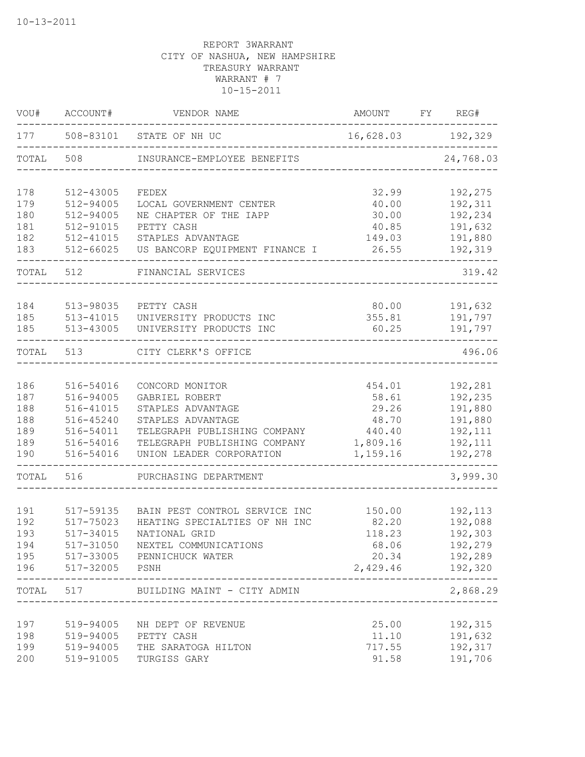10-13-2011

REPORT 3WARRANT
CITY OF NASHUA, NEW HAMPSHIRE
TREASURY WARRANT
WARRANT # 7
10-15-2011

| VOU# | ACCOUNT# | VENDOR NAME | AMOUNT | FY | REG# |
|---|---|---|---|---|---|
| 177 | 508-83101 | STATE OF NH UC | 16,628.03 | | 192,329 |
| TOTAL | 508 | INSURANCE-EMPLOYEE BENEFITS | | | 24,768.03 |
| 178 | 512-43005 | FEDEX | 32.99 | | 192,275 |
| 179 | 512-94005 | LOCAL GOVERNMENT CENTER | 40.00 | | 192,311 |
| 180 | 512-94005 | NE CHAPTER OF THE IAPP | 30.00 | | 192,234 |
| 181 | 512-91015 | PETTY CASH | 40.85 | | 191,632 |
| 182 | 512-41015 | STAPLES ADVANTAGE | 149.03 | | 191,880 |
| 183 | 512-66025 | US BANCORP EQUIPMENT FINANCE I | 26.55 | | 192,319 |
| TOTAL | 512 | FINANCIAL SERVICES | | | 319.42 |
| 184 | 513-98035 | PETTY CASH | 80.00 | | 191,632 |
| 185 | 513-41015 | UNIVERSITY PRODUCTS INC | 355.81 | | 191,797 |
| 185 | 513-43005 | UNIVERSITY PRODUCTS INC | 60.25 | | 191,797 |
| TOTAL | 513 | CITY CLERK'S OFFICE | | | 496.06 |
| 186 | 516-54016 | CONCORD MONITOR | 454.01 | | 192,281 |
| 187 | 516-94005 | GABRIEL ROBERT | 58.61 | | 192,235 |
| 188 | 516-41015 | STAPLES ADVANTAGE | 29.26 | | 191,880 |
| 188 | 516-45240 | STAPLES ADVANTAGE | 48.70 | | 191,880 |
| 189 | 516-54011 | TELEGRAPH PUBLISHING COMPANY | 440.40 | | 192,111 |
| 189 | 516-54016 | TELEGRAPH PUBLISHING COMPANY | 1,809.16 | | 192,111 |
| 190 | 516-54016 | UNION LEADER CORPORATION | 1,159.16 | | 192,278 |
| TOTAL | 516 | PURCHASING DEPARTMENT | | | 3,999.30 |
| 191 | 517-59135 | BAIN PEST CONTROL SERVICE INC | 150.00 | | 192,113 |
| 192 | 517-75023 | HEATING SPECIALTIES OF NH INC | 82.20 | | 192,088 |
| 193 | 517-34015 | NATIONAL GRID | 118.23 | | 192,303 |
| 194 | 517-31050 | NEXTEL COMMUNICATIONS | 68.06 | | 192,279 |
| 195 | 517-33005 | PENNICHUCK WATER | 20.34 | | 192,289 |
| 196 | 517-32005 | PSNH | 2,429.46 | | 192,320 |
| TOTAL | 517 | BUILDING MAINT - CITY ADMIN | | | 2,868.29 |
| 197 | 519-94005 | NH DEPT OF REVENUE | 25.00 | | 192,315 |
| 198 | 519-94005 | PETTY CASH | 11.10 | | 191,632 |
| 199 | 519-94005 | THE SARATOGA HILTON | 717.55 | | 192,317 |
| 200 | 519-91005 | TURGISS GARY | 91.58 | | 191,706 |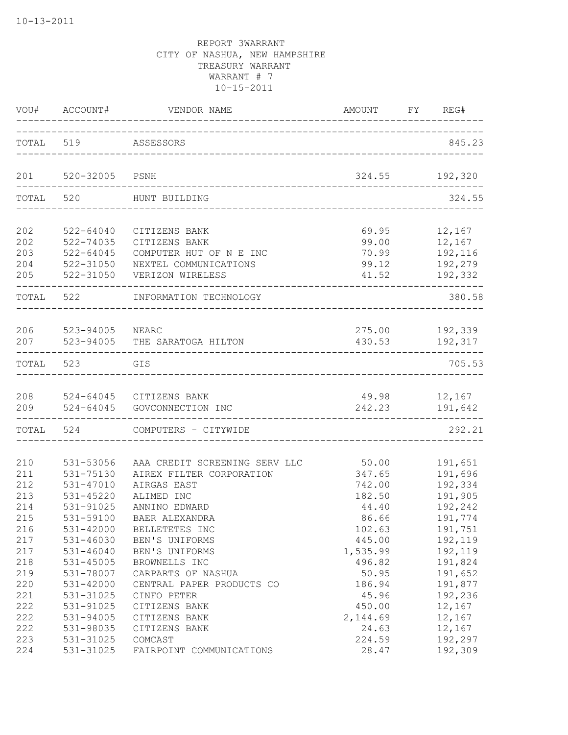10-13-2011

REPORT 3WARRANT
CITY OF NASHUA, NEW HAMPSHIRE
TREASURY WARRANT
WARRANT # 7
10-15-2011

| VOU# | ACCOUNT# | VENDOR NAME | AMOUNT | FY | REG# |
|---|---|---|---|---|---|
| TOTAL | 519 | ASSESSORS | | | 845.23 |
| 201 | 520-32005 | PSNH | 324.55 | | 192,320 |
| TOTAL | 520 | HUNT BUILDING | | | 324.55 |
| 202 | 522-64040 | CITIZENS BANK | 69.95 | | 12,167 |
| 202 | 522-74035 | CITIZENS BANK | 99.00 | | 12,167 |
| 203 | 522-64045 | COMPUTER HUT OF N E INC | 70.99 | | 192,116 |
| 204 | 522-31050 | NEXTEL COMMUNICATIONS | 99.12 | | 192,279 |
| 205 | 522-31050 | VERIZON WIRELESS | 41.52 | | 192,332 |
| TOTAL | 522 | INFORMATION TECHNOLOGY | | | 380.58 |
| 206 | 523-94005 | NEARC | 275.00 | | 192,339 |
| 207 | 523-94005 | THE SARATOGA HILTON | 430.53 | | 192,317 |
| TOTAL | 523 | GIS | | | 705.53 |
| 208 | 524-64045 | CITIZENS BANK | 49.98 | | 12,167 |
| 209 | 524-64045 | GOVCONNECTION INC | 242.23 | | 191,642 |
| TOTAL | 524 | COMPUTERS - CITYWIDE | | | 292.21 |
| 210 | 531-53056 | AAA CREDIT SCREENING SERV LLC | 50.00 | | 191,651 |
| 211 | 531-75130 | AIREX FILTER CORPORATION | 347.65 | | 191,696 |
| 212 | 531-47010 | AIRGAS EAST | 742.00 | | 192,334 |
| 213 | 531-45220 | ALIMED INC | 182.50 | | 191,905 |
| 214 | 531-91025 | ANNINO EDWARD | 44.40 | | 192,242 |
| 215 | 531-59100 | BAER ALEXANDRA | 86.66 | | 191,774 |
| 216 | 531-42000 | BELLETETES INC | 102.63 | | 191,751 |
| 217 | 531-46030 | BEN'S UNIFORMS | 445.00 | | 192,119 |
| 217 | 531-46040 | BEN'S UNIFORMS | 1,535.99 | | 192,119 |
| 218 | 531-45005 | BROWNELLS INC | 496.82 | | 191,824 |
| 219 | 531-78007 | CARPARTS OF NASHUA | 50.95 | | 191,652 |
| 220 | 531-42000 | CENTRAL PAPER PRODUCTS CO | 186.94 | | 191,877 |
| 221 | 531-31025 | CINFO PETER | 45.96 | | 192,236 |
| 222 | 531-91025 | CITIZENS BANK | 450.00 | | 12,167 |
| 222 | 531-94005 | CITIZENS BANK | 2,144.69 | | 12,167 |
| 222 | 531-98035 | CITIZENS BANK | 24.63 | | 12,167 |
| 223 | 531-31025 | COMCAST | 224.59 | | 192,297 |
| 224 | 531-31025 | FAIRPOINT COMMUNICATIONS | 28.47 | | 192,309 |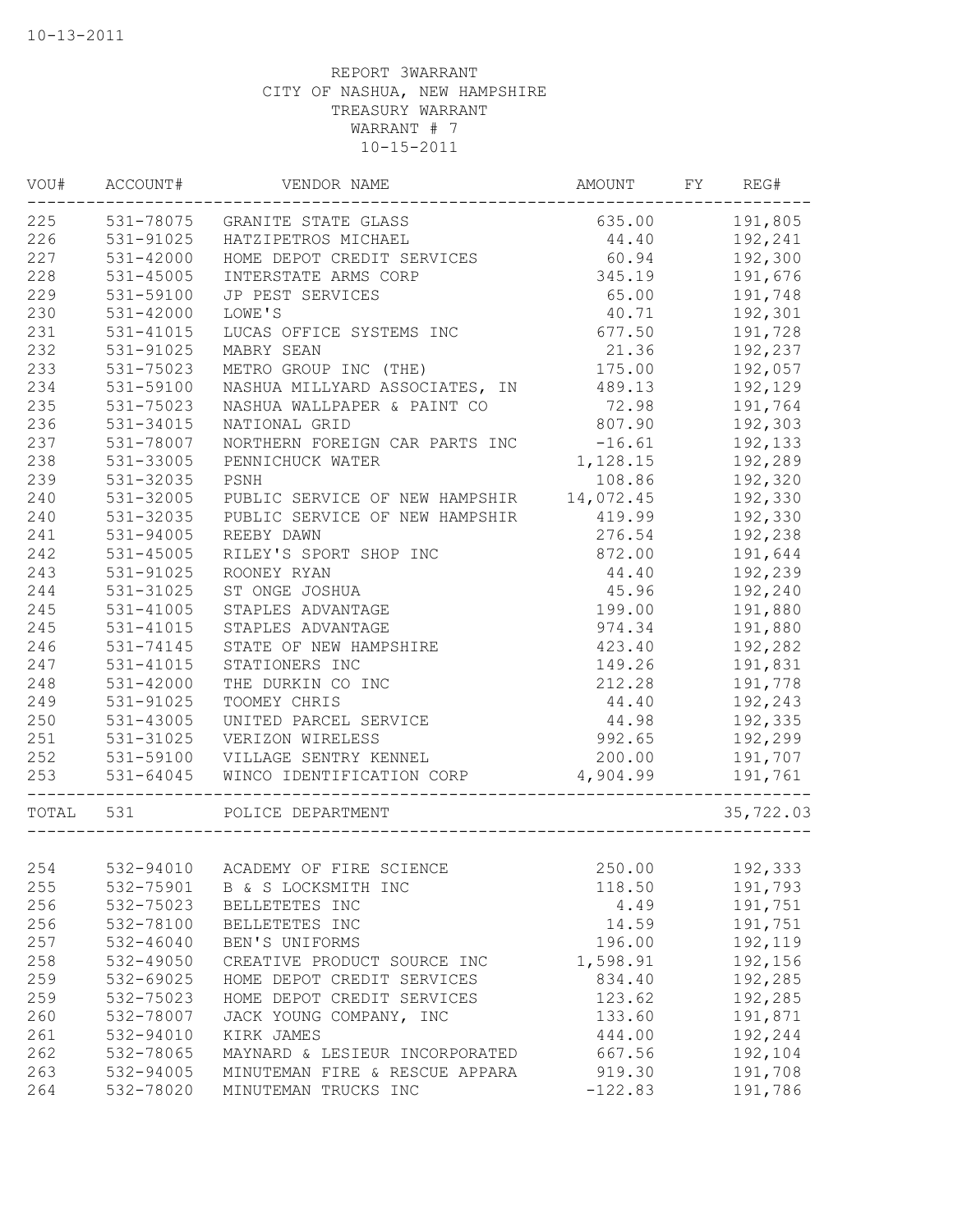10-13-2011

REPORT 3WARRANT
CITY OF NASHUA, NEW HAMPSHIRE
TREASURY WARRANT
WARRANT # 7
10-15-2011

| VOU# | ACCOUNT# | VENDOR NAME | AMOUNT | FY | REG# |
|---|---|---|---|---|---|
| 225 | 531-78075 | GRANITE STATE GLASS | 635.00 | | 191,805 |
| 226 | 531-91025 | HATZIPETROS MICHAEL | 44.40 | | 192,241 |
| 227 | 531-42000 | HOME DEPOT CREDIT SERVICES | 60.94 | | 192,300 |
| 228 | 531-45005 | INTERSTATE ARMS CORP | 345.19 | | 191,676 |
| 229 | 531-59100 | JP PEST SERVICES | 65.00 | | 191,748 |
| 230 | 531-42000 | LOWE'S | 40.71 | | 192,301 |
| 231 | 531-41015 | LUCAS OFFICE SYSTEMS INC | 677.50 | | 191,728 |
| 232 | 531-91025 | MABRY SEAN | 21.36 | | 192,237 |
| 233 | 531-75023 | METRO GROUP INC (THE) | 175.00 | | 192,057 |
| 234 | 531-59100 | NASHUA MILLYARD ASSOCIATES, IN | 489.13 | | 192,129 |
| 235 | 531-75023 | NASHUA WALLPAPER & PAINT CO | 72.98 | | 191,764 |
| 236 | 531-34015 | NATIONAL GRID | 807.90 | | 192,303 |
| 237 | 531-78007 | NORTHERN FOREIGN CAR PARTS INC | -16.61 | | 192,133 |
| 238 | 531-33005 | PENNICHUCK WATER | 1,128.15 | | 192,289 |
| 239 | 531-32035 | PSNH | 108.86 | | 192,320 |
| 240 | 531-32005 | PUBLIC SERVICE OF NEW HAMPSHIR | 14,072.45 | | 192,330 |
| 240 | 531-32035 | PUBLIC SERVICE OF NEW HAMPSHIR | 419.99 | | 192,330 |
| 241 | 531-94005 | REEBY DAWN | 276.54 | | 192,238 |
| 242 | 531-45005 | RILEY'S SPORT SHOP INC | 872.00 | | 191,644 |
| 243 | 531-91025 | ROONEY RYAN | 44.40 | | 192,239 |
| 244 | 531-31025 | ST ONGE JOSHUA | 45.96 | | 192,240 |
| 245 | 531-41005 | STAPLES ADVANTAGE | 199.00 | | 191,880 |
| 245 | 531-41015 | STAPLES ADVANTAGE | 974.34 | | 191,880 |
| 246 | 531-74145 | STATE OF NEW HAMPSHIRE | 423.40 | | 192,282 |
| 247 | 531-41015 | STATIONERS INC | 149.26 | | 191,831 |
| 248 | 531-42000 | THE DURKIN CO INC | 212.28 | | 191,778 |
| 249 | 531-91025 | TOOMEY CHRIS | 44.40 | | 192,243 |
| 250 | 531-43005 | UNITED PARCEL SERVICE | 44.98 | | 192,335 |
| 251 | 531-31025 | VERIZON WIRELESS | 992.65 | | 192,299 |
| 252 | 531-59100 | VILLAGE SENTRY KENNEL | 200.00 | | 191,707 |
| 253 | 531-64045 | WINCO IDENTIFICATION CORP | 4,904.99 | | 191,761 |
| TOTAL | 531 | POLICE DEPARTMENT | | | 35,722.03 |
| 254 | 532-94010 | ACADEMY OF FIRE SCIENCE | 250.00 | | 192,333 |
| 255 | 532-75901 | B & S LOCKSMITH INC | 118.50 | | 191,793 |
| 256 | 532-75023 | BELLETETES INC | 4.49 | | 191,751 |
| 256 | 532-78100 | BELLETETES INC | 14.59 | | 191,751 |
| 257 | 532-46040 | BEN'S UNIFORMS | 196.00 | | 192,119 |
| 258 | 532-49050 | CREATIVE PRODUCT SOURCE INC | 1,598.91 | | 192,156 |
| 259 | 532-69025 | HOME DEPOT CREDIT SERVICES | 834.40 | | 192,285 |
| 259 | 532-75023 | HOME DEPOT CREDIT SERVICES | 123.62 | | 192,285 |
| 260 | 532-78007 | JACK YOUNG COMPANY, INC | 133.60 | | 191,871 |
| 261 | 532-94010 | KIRK JAMES | 444.00 | | 192,244 |
| 262 | 532-78065 | MAYNARD & LESIEUR INCORPORATED | 667.56 | | 192,104 |
| 263 | 532-94005 | MINUTEMAN FIRE & RESCUE APPARA | 919.30 | | 191,708 |
| 264 | 532-78020 | MINUTEMAN TRUCKS INC | -122.83 | | 191,786 |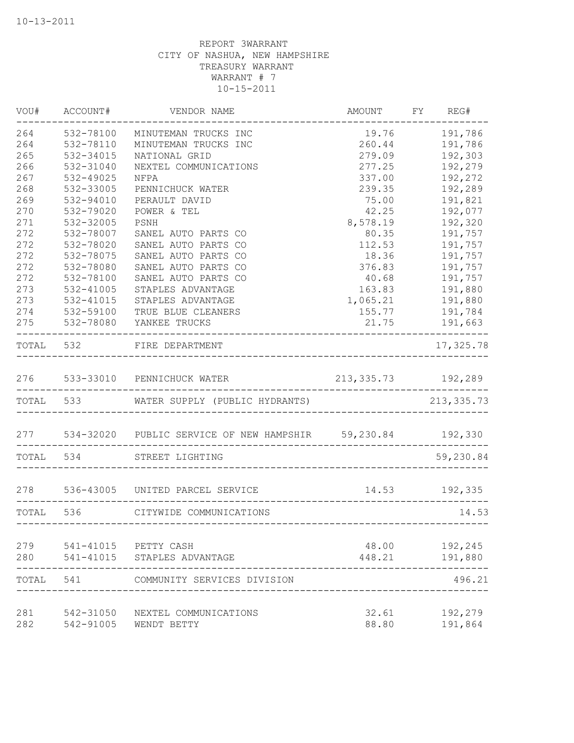10-13-2011

REPORT 3WARRANT
CITY OF NASHUA, NEW HAMPSHIRE
TREASURY WARRANT
WARRANT # 7
10-15-2011

| VOU# | ACCOUNT# | VENDOR NAME | AMOUNT | FY | REG# |
|---|---|---|---|---|---|
| 264 | 532-78100 | MINUTEMAN TRUCKS INC | 19.76 | | 191,786 |
| 264 | 532-78110 | MINUTEMAN TRUCKS INC | 260.44 | | 191,786 |
| 265 | 532-34015 | NATIONAL GRID | 279.09 | | 192,303 |
| 266 | 532-31040 | NEXTEL COMMUNICATIONS | 277.25 | | 192,279 |
| 267 | 532-49025 | NFPA | 337.00 | | 192,272 |
| 268 | 532-33005 | PENNICHUCK WATER | 239.35 | | 192,289 |
| 269 | 532-94010 | PERAULT DAVID | 75.00 | | 191,821 |
| 270 | 532-79020 | POWER & TEL | 42.25 | | 192,077 |
| 271 | 532-32005 | PSNH | 8,578.19 | | 192,320 |
| 272 | 532-78007 | SANEL AUTO PARTS CO | 80.35 | | 191,757 |
| 272 | 532-78020 | SANEL AUTO PARTS CO | 112.53 | | 191,757 |
| 272 | 532-78075 | SANEL AUTO PARTS CO | 18.36 | | 191,757 |
| 272 | 532-78080 | SANEL AUTO PARTS CO | 376.83 | | 191,757 |
| 272 | 532-78100 | SANEL AUTO PARTS CO | 40.68 | | 191,757 |
| 273 | 532-41005 | STAPLES ADVANTAGE | 163.83 | | 191,880 |
| 273 | 532-41015 | STAPLES ADVANTAGE | 1,065.21 | | 191,880 |
| 274 | 532-59100 | TRUE BLUE CLEANERS | 155.77 | | 191,784 |
| 275 | 532-78080 | YANKEE TRUCKS | 21.75 | | 191,663 |
| TOTAL | 532 | FIRE DEPARTMENT | | | 17,325.78 |
| 276 | 533-33010 | PENNICHUCK WATER | 213,335.73 | | 192,289 |
| TOTAL | 533 | WATER SUPPLY (PUBLIC HYDRANTS) | | | 213,335.73 |
| 277 | 534-32020 | PUBLIC SERVICE OF NEW HAMPSHIR | 59,230.84 | | 192,330 |
| TOTAL | 534 | STREET LIGHTING | | | 59,230.84 |
| 278 | 536-43005 | UNITED PARCEL SERVICE | 14.53 | | 192,335 |
| TOTAL | 536 | CITYWIDE COMMUNICATIONS | | | 14.53 |
| 279 | 541-41015 | PETTY CASH | 48.00 | | 192,245 |
| 280 | 541-41015 | STAPLES ADVANTAGE | 448.21 | | 191,880 |
| TOTAL | 541 | COMMUNITY SERVICES DIVISION | | | 496.21 |
| 281 | 542-31050 | NEXTEL COMMUNICATIONS | 32.61 | | 192,279 |
| 282 | 542-91005 | WENDT BETTY | 88.80 | | 191,864 |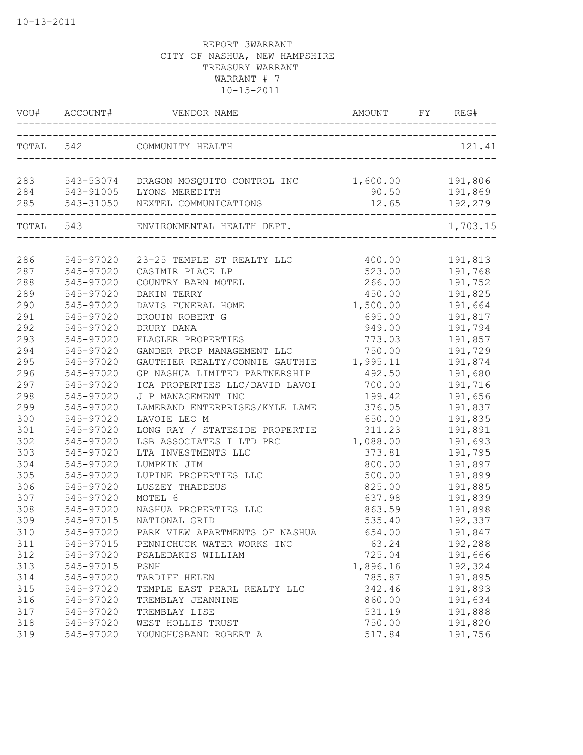10-13-2011

REPORT 3WARRANT
CITY OF NASHUA, NEW HAMPSHIRE
TREASURY WARRANT
WARRANT # 7
10-15-2011

| VOU# | ACCOUNT# | VENDOR NAME | AMOUNT | FY | REG# |
|---|---|---|---|---|---|
| TOTAL | 542 | COMMUNITY HEALTH | | | 121.41 |
| 283 | 543-53074 | DRAGON MOSQUITO CONTROL INC | 1,600.00 | | 191,806 |
| 284 | 543-91005 | LYONS MEREDITH | 90.50 | | 191,869 |
| 285 | 543-31050 | NEXTEL COMMUNICATIONS | 12.65 | | 192,279 |
| TOTAL | 543 | ENVIRONMENTAL HEALTH DEPT. | | | 1,703.15 |
| 286 | 545-97020 | 23-25 TEMPLE ST REALTY LLC | 400.00 | | 191,813 |
| 287 | 545-97020 | CASIMIR PLACE LP | 523.00 | | 191,768 |
| 288 | 545-97020 | COUNTRY BARN MOTEL | 266.00 | | 191,752 |
| 289 | 545-97020 | DAKIN TERRY | 450.00 | | 191,825 |
| 290 | 545-97020 | DAVIS FUNERAL HOME | 1,500.00 | | 191,664 |
| 291 | 545-97020 | DROUIN ROBERT G | 695.00 | | 191,817 |
| 292 | 545-97020 | DRURY DANA | 949.00 | | 191,794 |
| 293 | 545-97020 | FLAGLER PROPERTIES | 773.03 | | 191,857 |
| 294 | 545-97020 | GANDER PROP MANAGEMENT LLC | 750.00 | | 191,729 |
| 295 | 545-97020 | GAUTHIER REALTY/CONNIE GAUTHIE | 1,995.11 | | 191,874 |
| 296 | 545-97020 | GP NASHUA LIMITED PARTNERSHIP | 492.50 | | 191,680 |
| 297 | 545-97020 | ICA PROPERTIES LLC/DAVID LAVOI | 700.00 | | 191,716 |
| 298 | 545-97020 | J P MANAGEMENT INC | 199.42 | | 191,656 |
| 299 | 545-97020 | LAMERAND ENTERPRISES/KYLE LAME | 376.05 | | 191,837 |
| 300 | 545-97020 | LAVOIE LEO M | 650.00 | | 191,835 |
| 301 | 545-97020 | LONG RAY / STATESIDE PROPERTIE | 311.23 | | 191,891 |
| 302 | 545-97020 | LSB ASSOCIATES I LTD PRC | 1,088.00 | | 191,693 |
| 303 | 545-97020 | LTA INVESTMENTS LLC | 373.81 | | 191,795 |
| 304 | 545-97020 | LUMPKIN JIM | 800.00 | | 191,897 |
| 305 | 545-97020 | LUPINE PROPERTIES LLC | 500.00 | | 191,899 |
| 306 | 545-97020 | LUSZEY THADDEUS | 825.00 | | 191,885 |
| 307 | 545-97020 | MOTEL 6 | 637.98 | | 191,839 |
| 308 | 545-97020 | NASHUA PROPERTIES LLC | 863.59 | | 191,898 |
| 309 | 545-97015 | NATIONAL GRID | 535.40 | | 192,337 |
| 310 | 545-97020 | PARK VIEW APARTMENTS OF NASHUA | 654.00 | | 191,847 |
| 311 | 545-97015 | PENNICHUCK WATER WORKS INC | 63.24 | | 192,288 |
| 312 | 545-97020 | PSALEDAKIS WILLIAM | 725.04 | | 191,666 |
| 313 | 545-97015 | PSNH | 1,896.16 | | 192,324 |
| 314 | 545-97020 | TARDIFF HELEN | 785.87 | | 191,895 |
| 315 | 545-97020 | TEMPLE EAST PEARL REALTY LLC | 342.46 | | 191,893 |
| 316 | 545-97020 | TREMBLAY JEANNINE | 860.00 | | 191,634 |
| 317 | 545-97020 | TREMBLAY LISE | 531.19 | | 191,888 |
| 318 | 545-97020 | WEST HOLLIS TRUST | 750.00 | | 191,820 |
| 319 | 545-97020 | YOUNGHUSBAND ROBERT A | 517.84 | | 191,756 |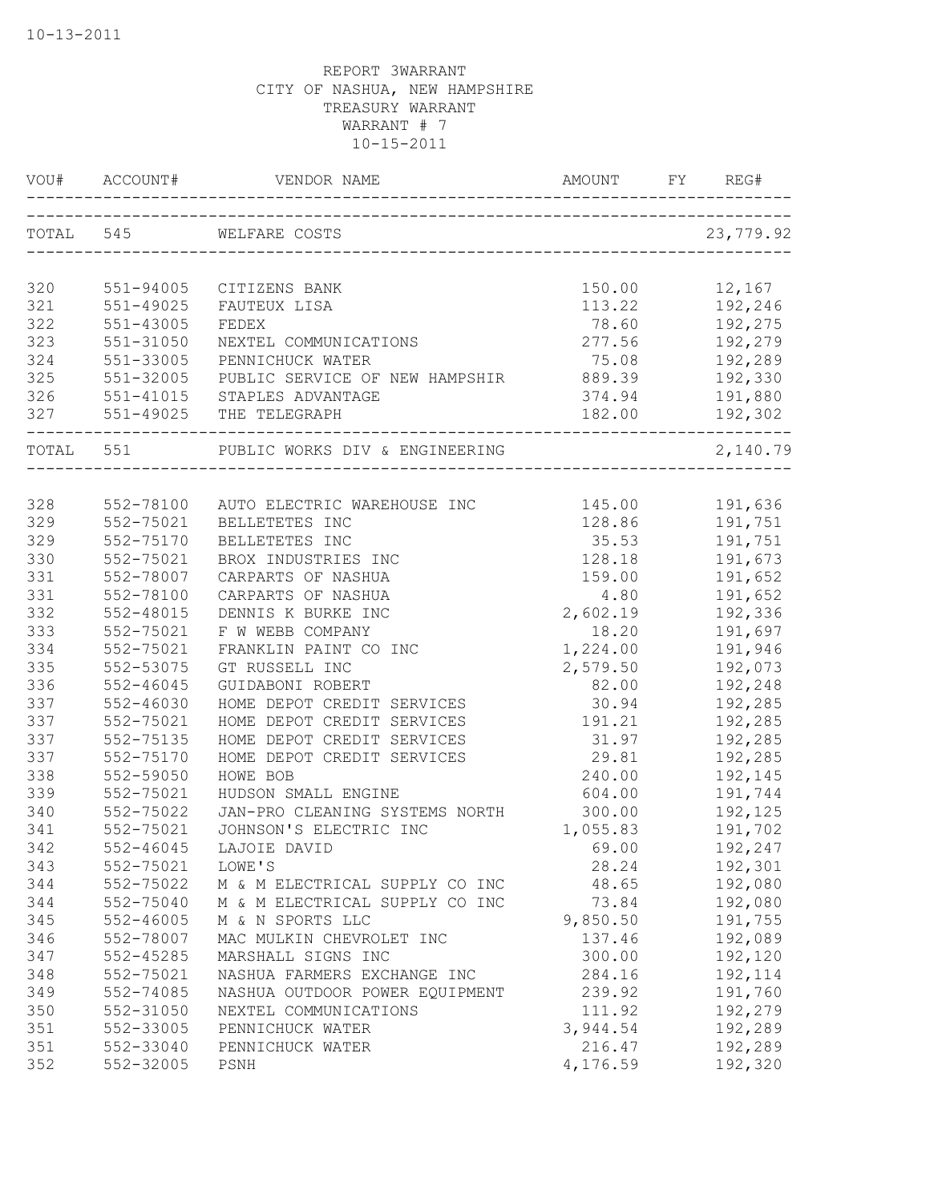REPORT 3WARRANT
CITY OF NASHUA, NEW HAMPSHIRE
TREASURY WARRANT
WARRANT # 7
10-15-2011

| VOU# | ACCOUNT# | VENDOR NAME | AMOUNT | FY | REG# |
|---|---|---|---|---|---|
| TOTAL | 545 | WELFARE COSTS | | | 23,779.92 |
| 320 | 551-94005 | CITIZENS BANK | 150.00 | | 12,167 |
| 321 | 551-49025 | FAUTEUX LISA | 113.22 | | 192,246 |
| 322 | 551-43005 | FEDEX | 78.60 | | 192,275 |
| 323 | 551-31050 | NEXTEL COMMUNICATIONS | 277.56 | | 192,279 |
| 324 | 551-33005 | PENNICHUCK WATER | 75.08 | | 192,289 |
| 325 | 551-32005 | PUBLIC SERVICE OF NEW HAMPSHIR | 889.39 | | 192,330 |
| 326 | 551-41015 | STAPLES ADVANTAGE | 374.94 | | 191,880 |
| 327 | 551-49025 | THE TELEGRAPH | 182.00 | | 192,302 |
| TOTAL | 551 | PUBLIC WORKS DIV & ENGINEERING | | | 2,140.79 |
| 328 | 552-78100 | AUTO ELECTRIC WAREHOUSE INC | 145.00 | | 191,636 |
| 329 | 552-75021 | BELLETETES INC | 128.86 | | 191,751 |
| 329 | 552-75170 | BELLETETES INC | 35.53 | | 191,751 |
| 330 | 552-75021 | BROX INDUSTRIES INC | 128.18 | | 191,673 |
| 331 | 552-78007 | CARPARTS OF NASHUA | 159.00 | | 191,652 |
| 331 | 552-78100 | CARPARTS OF NASHUA | 4.80 | | 191,652 |
| 332 | 552-48015 | DENNIS K BURKE INC | 2,602.19 | | 192,336 |
| 333 | 552-75021 | F W WEBB COMPANY | 18.20 | | 191,697 |
| 334 | 552-75021 | FRANKLIN PAINT CO INC | 1,224.00 | | 191,946 |
| 335 | 552-53075 | GT RUSSELL INC | 2,579.50 | | 192,073 |
| 336 | 552-46045 | GUIDABONI ROBERT | 82.00 | | 192,248 |
| 337 | 552-46030 | HOME DEPOT CREDIT SERVICES | 30.94 | | 192,285 |
| 337 | 552-75021 | HOME DEPOT CREDIT SERVICES | 191.21 | | 192,285 |
| 337 | 552-75135 | HOME DEPOT CREDIT SERVICES | 31.97 | | 192,285 |
| 337 | 552-75170 | HOME DEPOT CREDIT SERVICES | 29.81 | | 192,285 |
| 338 | 552-59050 | HOWE BOB | 240.00 | | 192,145 |
| 339 | 552-75021 | HUDSON SMALL ENGINE | 604.00 | | 191,744 |
| 340 | 552-75022 | JAN-PRO CLEANING SYSTEMS NORTH | 300.00 | | 192,125 |
| 341 | 552-75021 | JOHNSON'S ELECTRIC INC | 1,055.83 | | 191,702 |
| 342 | 552-46045 | LAJOIE DAVID | 69.00 | | 192,247 |
| 343 | 552-75021 | LOWE'S | 28.24 | | 192,301 |
| 344 | 552-75022 | M & M ELECTRICAL SUPPLY CO INC | 48.65 | | 192,080 |
| 344 | 552-75040 | M & M ELECTRICAL SUPPLY CO INC | 73.84 | | 192,080 |
| 345 | 552-46005 | M & N SPORTS LLC | 9,850.50 | | 191,755 |
| 346 | 552-78007 | MAC MULKIN CHEVROLET INC | 137.46 | | 192,089 |
| 347 | 552-45285 | MARSHALL SIGNS INC | 300.00 | | 192,120 |
| 348 | 552-75021 | NASHUA FARMERS EXCHANGE INC | 284.16 | | 192,114 |
| 349 | 552-74085 | NASHUA OUTDOOR POWER EQUIPMENT | 239.92 | | 191,760 |
| 350 | 552-31050 | NEXTEL COMMUNICATIONS | 111.92 | | 192,279 |
| 351 | 552-33005 | PENNICHUCK WATER | 3,944.54 | | 192,289 |
| 351 | 552-33040 | PENNICHUCK WATER | 216.47 | | 192,289 |
| 352 | 552-32005 | PSNH | 4,176.59 | | 192,320 |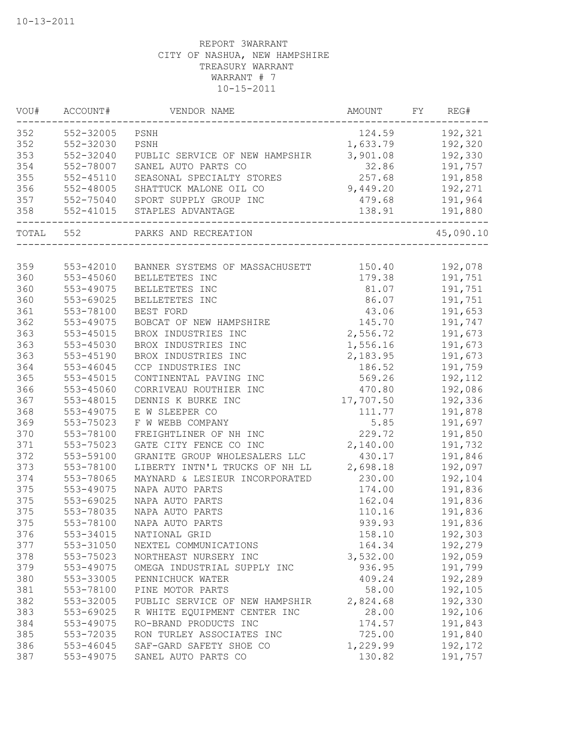REPORT 3WARRANT
CITY OF NASHUA, NEW HAMPSHIRE
TREASURY WARRANT
WARRANT # 7
10-15-2011

| VOU# | ACCOUNT# | VENDOR NAME | AMOUNT | FY | REG# |
|---|---|---|---|---|---|
| 352 | 552-32005 | PSNH | 124.59 | | 192,321 |
| 352 | 552-32030 | PSNH | 1,633.79 | | 192,320 |
| 353 | 552-32040 | PUBLIC SERVICE OF NEW HAMPSHIR | 3,901.08 | | 192,330 |
| 354 | 552-78007 | SANEL AUTO PARTS CO | 32.86 | | 191,757 |
| 355 | 552-45110 | SEASONAL SPECIALTY STORES | 257.68 | | 191,858 |
| 356 | 552-48005 | SHATTUCK MALONE OIL CO | 9,449.20 | | 192,271 |
| 357 | 552-75040 | SPORT SUPPLY GROUP INC | 479.68 | | 191,964 |
| 358 | 552-41015 | STAPLES ADVANTAGE | 138.91 | | 191,880 |
| TOTAL | 552 | PARKS AND RECREATION | | | 45,090.10 |
| 359 | 553-42010 | BANNER SYSTEMS OF MASSACHUSETT | 150.40 | | 192,078 |
| 360 | 553-45060 | BELLETETES INC | 179.38 | | 191,751 |
| 360 | 553-49075 | BELLETETES INC | 81.07 | | 191,751 |
| 360 | 553-69025 | BELLETETES INC | 86.07 | | 191,751 |
| 361 | 553-78100 | BEST FORD | 43.06 | | 191,653 |
| 362 | 553-49075 | BOBCAT OF NEW HAMPSHIRE | 145.70 | | 191,747 |
| 363 | 553-45015 | BROX INDUSTRIES INC | 2,556.72 | | 191,673 |
| 363 | 553-45030 | BROX INDUSTRIES INC | 1,556.16 | | 191,673 |
| 363 | 553-45190 | BROX INDUSTRIES INC | 2,183.95 | | 191,673 |
| 364 | 553-46045 | CCP INDUSTRIES INC | 186.52 | | 191,759 |
| 365 | 553-45015 | CONTINENTAL PAVING INC | 569.26 | | 192,112 |
| 366 | 553-45060 | CORRIVEAU ROUTHIER INC | 470.80 | | 192,086 |
| 367 | 553-48015 | DENNIS K BURKE INC | 17,707.50 | | 192,336 |
| 368 | 553-49075 | E W SLEEPER CO | 111.77 | | 191,878 |
| 369 | 553-75023 | F W WEBB COMPANY | 5.85 | | 191,697 |
| 370 | 553-78100 | FREIGHTLINER OF NH INC | 229.72 | | 191,850 |
| 371 | 553-75023 | GATE CITY FENCE CO INC | 2,140.00 | | 191,732 |
| 372 | 553-59100 | GRANITE GROUP WHOLESALERS LLC | 430.17 | | 191,846 |
| 373 | 553-78100 | LIBERTY INTN'L TRUCKS OF NH LL | 2,698.18 | | 192,097 |
| 374 | 553-78065 | MAYNARD & LESIEUR INCORPORATED | 230.00 | | 192,104 |
| 375 | 553-49075 | NAPA AUTO PARTS | 174.00 | | 191,836 |
| 375 | 553-69025 | NAPA AUTO PARTS | 162.04 | | 191,836 |
| 375 | 553-78035 | NAPA AUTO PARTS | 110.16 | | 191,836 |
| 375 | 553-78100 | NAPA AUTO PARTS | 939.93 | | 191,836 |
| 376 | 553-34015 | NATIONAL GRID | 158.10 | | 192,303 |
| 377 | 553-31050 | NEXTEL COMMUNICATIONS | 164.34 | | 192,279 |
| 378 | 553-75023 | NORTHEAST NURSERY INC | 3,532.00 | | 192,059 |
| 379 | 553-49075 | OMEGA INDUSTRIAL SUPPLY INC | 936.95 | | 191,799 |
| 380 | 553-33005 | PENNICHUCK WATER | 409.24 | | 192,289 |
| 381 | 553-78100 | PINE MOTOR PARTS | 58.00 | | 192,105 |
| 382 | 553-32005 | PUBLIC SERVICE OF NEW HAMPSHIR | 2,824.68 | | 192,330 |
| 383 | 553-69025 | R WHITE EQUIPMENT CENTER INC | 28.00 | | 192,106 |
| 384 | 553-49075 | RO-BRAND PRODUCTS INC | 174.57 | | 191,843 |
| 385 | 553-72035 | RON TURLEY ASSOCIATES INC | 725.00 | | 191,840 |
| 386 | 553-46045 | SAF-GARD SAFETY SHOE CO | 1,229.99 | | 192,172 |
| 387 | 553-49075 | SANEL AUTO PARTS CO | 130.82 | | 191,757 |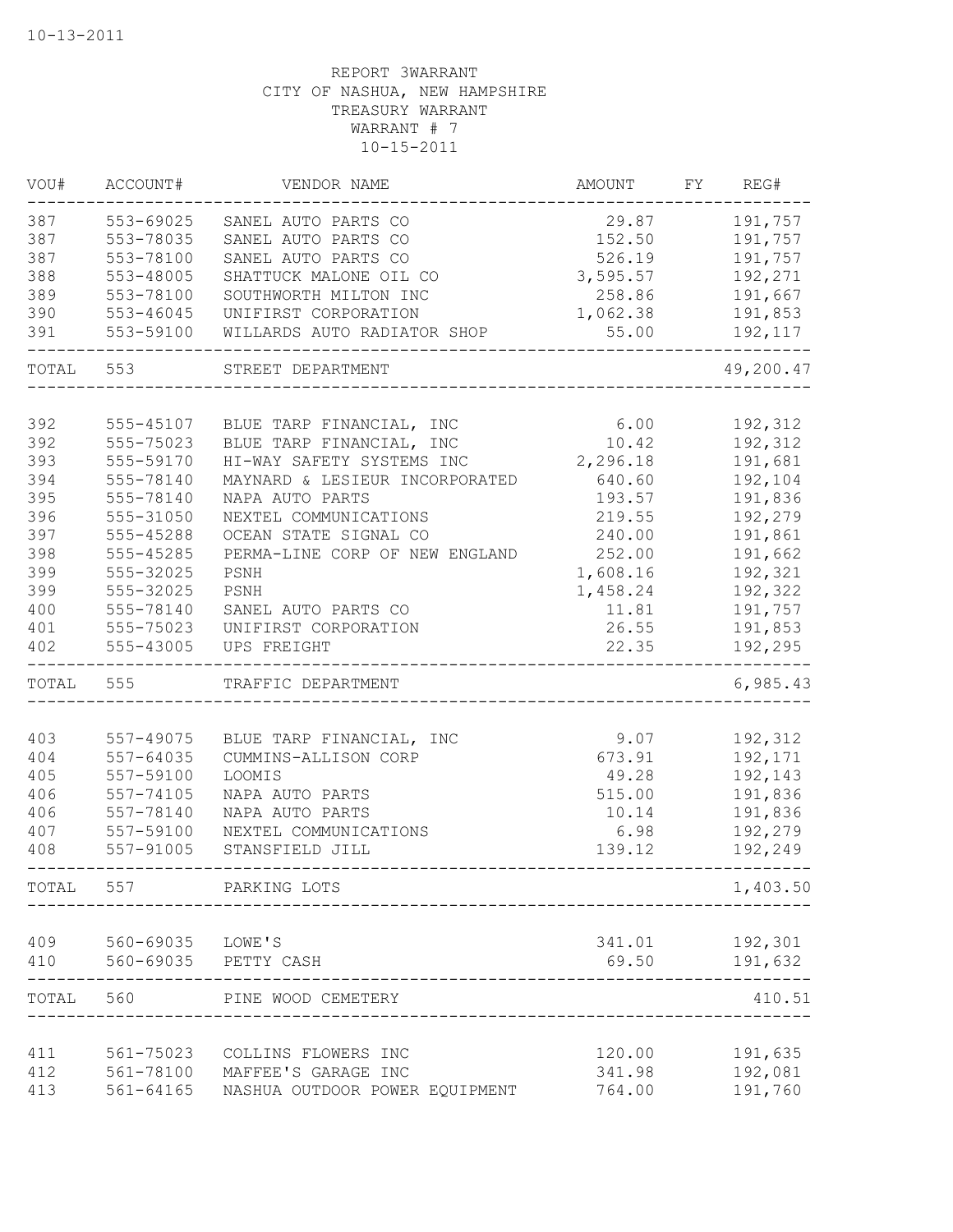10-13-2011

REPORT 3WARRANT
CITY OF NASHUA, NEW HAMPSHIRE
TREASURY WARRANT
WARRANT # 7
10-15-2011

| VOU# | ACCOUNT# | VENDOR NAME | AMOUNT | FY | REG# |
|---|---|---|---|---|---|
| 387 | 553-69025 | SANEL AUTO PARTS CO | 29.87 | | 191,757 |
| 387 | 553-78035 | SANEL AUTO PARTS CO | 152.50 | | 191,757 |
| 387 | 553-78100 | SANEL AUTO PARTS CO | 526.19 | | 191,757 |
| 388 | 553-48005 | SHATTUCK MALONE OIL CO | 3,595.57 | | 192,271 |
| 389 | 553-78100 | SOUTHWORTH MILTON INC | 258.86 | | 191,667 |
| 390 | 553-46045 | UNIFIRST CORPORATION | 1,062.38 | | 191,853 |
| 391 | 553-59100 | WILLARDS AUTO RADIATOR SHOP | 55.00 | | 192,117 |
| TOTAL | 553 | STREET DEPARTMENT | | | 49,200.47 |
| 392 | 555-45107 | BLUE TARP FINANCIAL, INC | 6.00 | | 192,312 |
| 392 | 555-75023 | BLUE TARP FINANCIAL, INC | 10.42 | | 192,312 |
| 393 | 555-59170 | HI-WAY SAFETY SYSTEMS INC | 2,296.18 | | 191,681 |
| 394 | 555-78140 | MAYNARD & LESIEUR INCORPORATED | 640.60 | | 192,104 |
| 395 | 555-78140 | NAPA AUTO PARTS | 193.57 | | 191,836 |
| 396 | 555-31050 | NEXTEL COMMUNICATIONS | 219.55 | | 192,279 |
| 397 | 555-45288 | OCEAN STATE SIGNAL CO | 240.00 | | 191,861 |
| 398 | 555-45285 | PERMA-LINE CORP OF NEW ENGLAND | 252.00 | | 191,662 |
| 399 | 555-32025 | PSNH | 1,608.16 | | 192,321 |
| 399 | 555-32025 | PSNH | 1,458.24 | | 192,322 |
| 400 | 555-78140 | SANEL AUTO PARTS CO | 11.81 | | 191,757 |
| 401 | 555-75023 | UNIFIRST CORPORATION | 26.55 | | 191,853 |
| 402 | 555-43005 | UPS FREIGHT | 22.35 | | 192,295 |
| TOTAL | 555 | TRAFFIC DEPARTMENT | | | 6,985.43 |
| 403 | 557-49075 | BLUE TARP FINANCIAL, INC | 9.07 | | 192,312 |
| 404 | 557-64035 | CUMMINS-ALLISON CORP | 673.91 | | 192,171 |
| 405 | 557-59100 | LOOMIS | 49.28 | | 192,143 |
| 406 | 557-74105 | NAPA AUTO PARTS | 515.00 | | 191,836 |
| 406 | 557-78140 | NAPA AUTO PARTS | 10.14 | | 191,836 |
| 407 | 557-59100 | NEXTEL COMMUNICATIONS | 6.98 | | 192,279 |
| 408 | 557-91005 | STANSFIELD JILL | 139.12 | | 192,249 |
| TOTAL | 557 | PARKING LOTS | | | 1,403.50 |
| 409 | 560-69035 | LOWE'S | 341.01 | | 192,301 |
| 410 | 560-69035 | PETTY CASH | 69.50 | | 191,632 |
| TOTAL | 560 | PINE WOOD CEMETERY | | | 410.51 |
| 411 | 561-75023 | COLLINS FLOWERS INC | 120.00 | | 191,635 |
| 412 | 561-78100 | MAFFEE'S GARAGE INC | 341.98 | | 192,081 |
| 413 | 561-64165 | NASHUA OUTDOOR POWER EQUIPMENT | 764.00 | | 191,760 |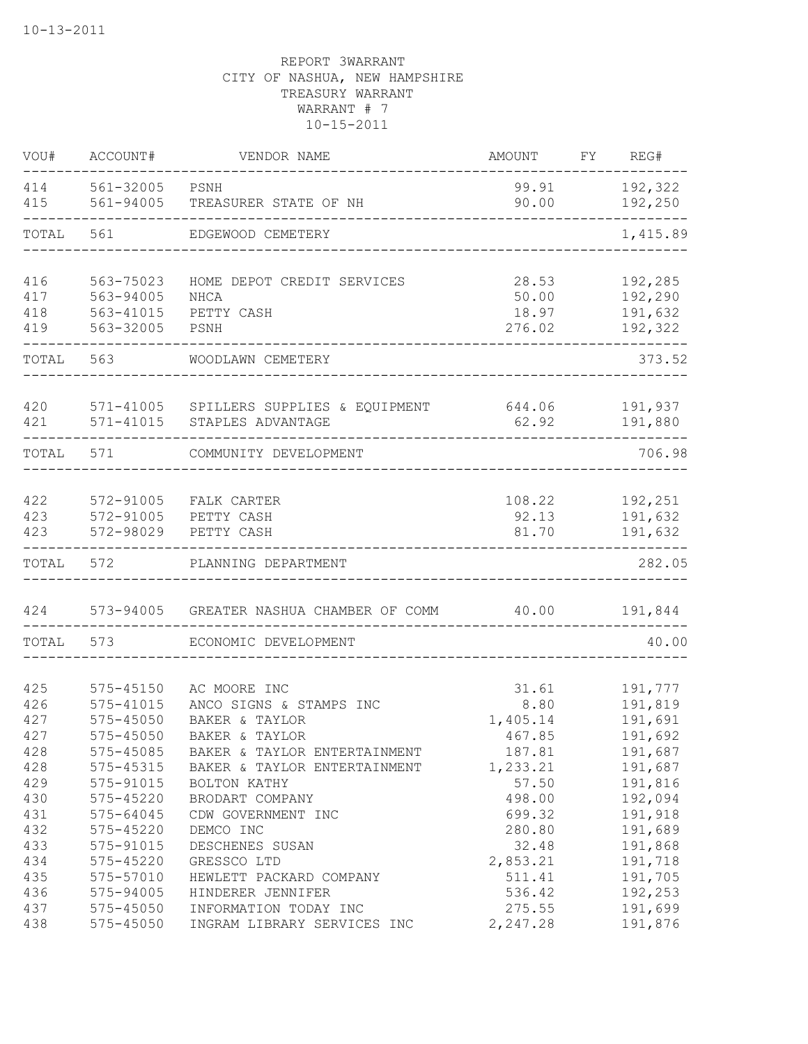10-13-2011

REPORT 3WARRANT
CITY OF NASHUA, NEW HAMPSHIRE
TREASURY WARRANT
WARRANT # 7
10-15-2011

| VOU# | ACCOUNT# | VENDOR NAME | AMOUNT | FY | REG# |
|---|---|---|---|---|---|
| 414 | 561-32005 | PSNH | 99.91 | | 192,322 |
| 415 | 561-94005 | TREASURER STATE OF NH | 90.00 | | 192,250 |
| TOTAL | 561 | EDGEWOOD CEMETERY | | | 1,415.89 |
| 416 | 563-75023 | HOME DEPOT CREDIT SERVICES | 28.53 | | 192,285 |
| 417 | 563-94005 | NHCA | 50.00 | | 192,290 |
| 418 | 563-41015 | PETTY CASH | 18.97 | | 191,632 |
| 419 | 563-32005 | PSNH | 276.02 | | 192,322 |
| TOTAL | 563 | WOODLAWN CEMETERY | | | 373.52 |
| 420 | 571-41005 | SPILLERS SUPPLIES & EQUIPMENT | 644.06 | | 191,937 |
| 421 | 571-41015 | STAPLES ADVANTAGE | 62.92 | | 191,880 |
| TOTAL | 571 | COMMUNITY DEVELOPMENT | | | 706.98 |
| 422 | 572-91005 | FALK CARTER | 108.22 | | 192,251 |
| 423 | 572-91005 | PETTY CASH | 92.13 | | 191,632 |
| 423 | 572-98029 | PETTY CASH | 81.70 | | 191,632 |
| TOTAL | 572 | PLANNING DEPARTMENT | | | 282.05 |
| 424 | 573-94005 | GREATER NASHUA CHAMBER OF COMM | 40.00 | | 191,844 |
| TOTAL | 573 | ECONOMIC DEVELOPMENT | | | 40.00 |
| 425 | 575-45150 | AC MOORE INC | 31.61 | | 191,777 |
| 426 | 575-41015 | ANCO SIGNS & STAMPS INC | 8.80 | | 191,819 |
| 427 | 575-45050 | BAKER & TAYLOR | 1,405.14 | | 191,691 |
| 427 | 575-45050 | BAKER & TAYLOR | 467.85 | | 191,692 |
| 428 | 575-45085 | BAKER & TAYLOR ENTERTAINMENT | 187.81 | | 191,687 |
| 428 | 575-45315 | BAKER & TAYLOR ENTERTAINMENT | 1,233.21 | | 191,687 |
| 429 | 575-91015 | BOLTON KATHY | 57.50 | | 191,816 |
| 430 | 575-45220 | BRODART COMPANY | 498.00 | | 192,094 |
| 431 | 575-64045 | CDW GOVERNMENT INC | 699.32 | | 191,918 |
| 432 | 575-45220 | DEMCO INC | 280.80 | | 191,689 |
| 433 | 575-91015 | DESCHENES SUSAN | 32.48 | | 191,868 |
| 434 | 575-45220 | GRESSCO LTD | 2,853.21 | | 191,718 |
| 435 | 575-57010 | HEWLETT PACKARD COMPANY | 511.41 | | 191,705 |
| 436 | 575-94005 | HINDERER JENNIFER | 536.42 | | 192,253 |
| 437 | 575-45050 | INFORMATION TODAY INC | 275.55 | | 191,699 |
| 438 | 575-45050 | INGRAM LIBRARY SERVICES INC | 2,247.28 | | 191,876 |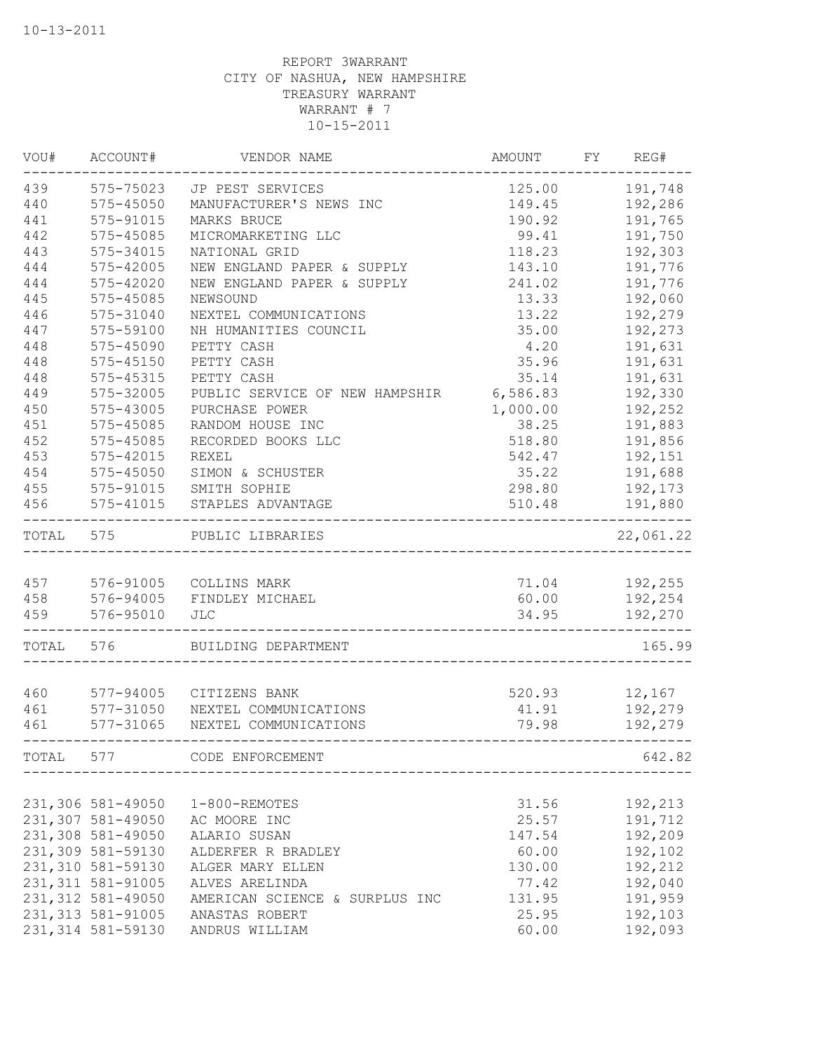10-13-2011

REPORT 3WARRANT
CITY OF NASHUA, NEW HAMPSHIRE
TREASURY WARRANT
WARRANT # 7
10-15-2011

| VOU# | ACCOUNT# | VENDOR NAME | AMOUNT | FY | REG# |
|---|---|---|---|---|---|
| 439 | 575-75023 | JP PEST SERVICES | 125.00 | | 191,748 |
| 440 | 575-45050 | MANUFACTURER'S NEWS INC | 149.45 | | 192,286 |
| 441 | 575-91015 | MARKS BRUCE | 190.92 | | 191,765 |
| 442 | 575-45085 | MICROMARKETING LLC | 99.41 | | 191,750 |
| 443 | 575-34015 | NATIONAL GRID | 118.23 | | 192,303 |
| 444 | 575-42005 | NEW ENGLAND PAPER & SUPPLY | 143.10 | | 191,776 |
| 444 | 575-42020 | NEW ENGLAND PAPER & SUPPLY | 241.02 | | 191,776 |
| 445 | 575-45085 | NEWSOUND | 13.33 | | 192,060 |
| 446 | 575-31040 | NEXTEL COMMUNICATIONS | 13.22 | | 192,279 |
| 447 | 575-59100 | NH HUMANITIES COUNCIL | 35.00 | | 192,273 |
| 448 | 575-45090 | PETTY CASH | 4.20 | | 191,631 |
| 448 | 575-45150 | PETTY CASH | 35.96 | | 191,631 |
| 448 | 575-45315 | PETTY CASH | 35.14 | | 191,631 |
| 449 | 575-32005 | PUBLIC SERVICE OF NEW HAMPSHIR | 6,586.83 | | 192,330 |
| 450 | 575-43005 | PURCHASE POWER | 1,000.00 | | 192,252 |
| 451 | 575-45085 | RANDOM HOUSE INC | 38.25 | | 191,883 |
| 452 | 575-45085 | RECORDED BOOKS LLC | 518.80 | | 191,856 |
| 453 | 575-42015 | REXEL | 542.47 | | 192,151 |
| 454 | 575-45050 | SIMON & SCHUSTER | 35.22 | | 191,688 |
| 455 | 575-91015 | SMITH SOPHIE | 298.80 | | 192,173 |
| 456 | 575-41015 | STAPLES ADVANTAGE | 510.48 | | 191,880 |
| TOTAL | 575 | PUBLIC LIBRARIES | | | 22,061.22 |
| 457 | 576-91005 | COLLINS MARK | 71.04 | | 192,255 |
| 458 | 576-94005 | FINDLEY MICHAEL | 60.00 | | 192,254 |
| 459 | 576-95010 | JLC | 34.95 | | 192,270 |
| TOTAL | 576 | BUILDING DEPARTMENT | | | 165.99 |
| 460 | 577-94005 | CITIZENS BANK | 520.93 | | 12,167 |
| 461 | 577-31050 | NEXTEL COMMUNICATIONS | 41.91 | | 192,279 |
| 461 | 577-31065 | NEXTEL COMMUNICATIONS | 79.98 | | 192,279 |
| TOTAL | 577 | CODE ENFORCEMENT | | | 642.82 |
| 231,306 | 581-49050 | 1-800-REMOTES | 31.56 | | 192,213 |
| 231,307 | 581-49050 | AC MOORE INC | 25.57 | | 191,712 |
| 231,308 | 581-49050 | ALARIO SUSAN | 147.54 | | 192,209 |
| 231,309 | 581-59130 | ALDERFER R BRADLEY | 60.00 | | 192,102 |
| 231,310 | 581-59130 | ALGER MARY ELLEN | 130.00 | | 192,212 |
| 231,311 | 581-91005 | ALVES ARELINDA | 77.42 | | 192,040 |
| 231,312 | 581-49050 | AMERICAN SCIENCE & SURPLUS INC | 131.95 | | 191,959 |
| 231,313 | 581-91005 | ANASTAS ROBERT | 25.95 | | 192,103 |
| 231,314 | 581-59130 | ANDRUS WILLIAM | 60.00 | | 192,093 |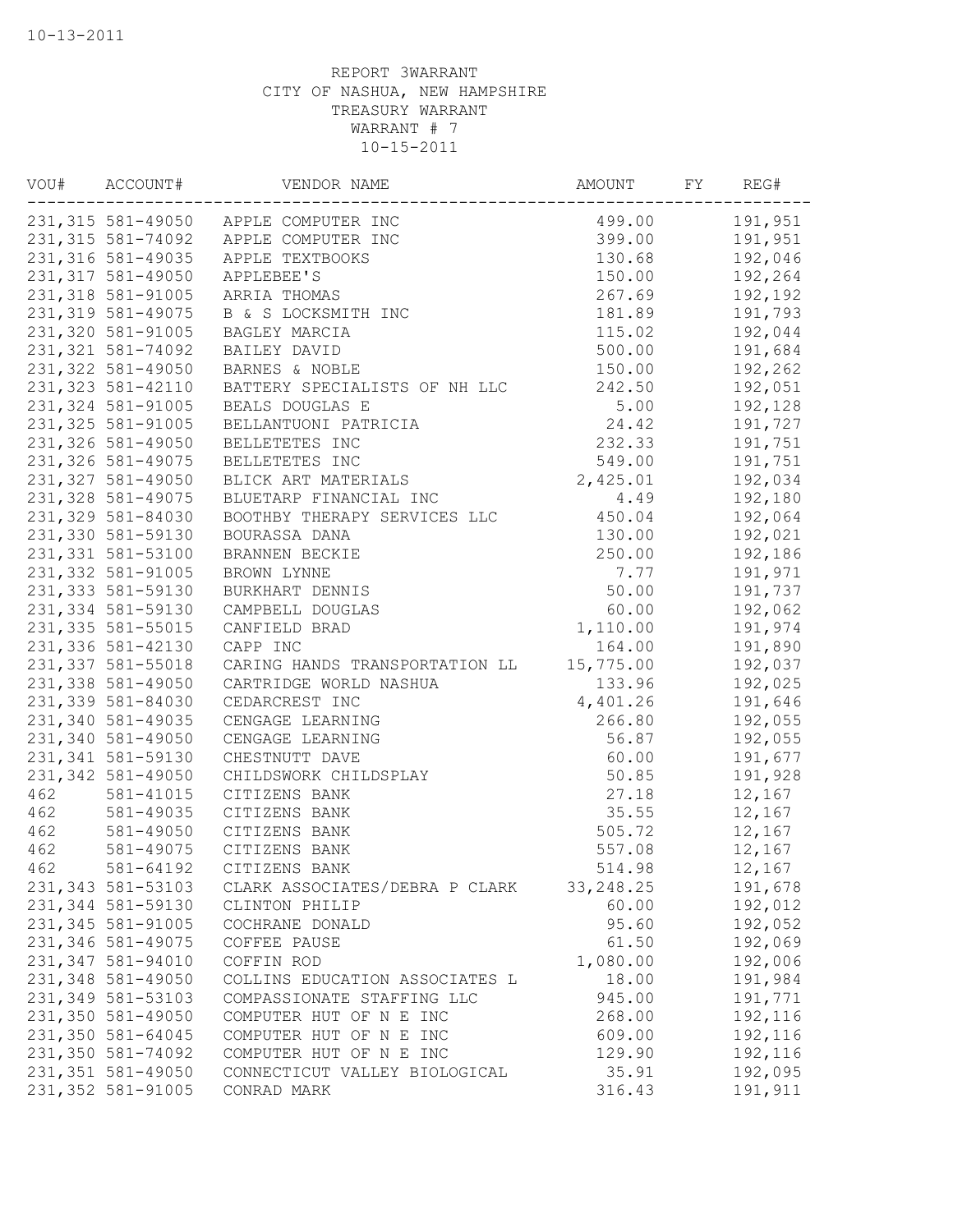10-13-2011

REPORT 3WARRANT
CITY OF NASHUA, NEW HAMPSHIRE
TREASURY WARRANT
WARRANT # 7
10-15-2011

| VOU# | ACCOUNT# | VENDOR NAME | AMOUNT | FY | REG# |
|---|---|---|---|---|---|
| 231,315 | 581-49050 | APPLE COMPUTER INC | 499.00 | | 191,951 |
| 231,315 | 581-74092 | APPLE COMPUTER INC | 399.00 | | 191,951 |
| 231,316 | 581-49035 | APPLE TEXTBOOKS | 130.68 | | 192,046 |
| 231,317 | 581-49050 | APPLEBEE'S | 150.00 | | 192,264 |
| 231,318 | 581-91005 | ARRIA THOMAS | 267.69 | | 192,192 |
| 231,319 | 581-49075 | B & S LOCKSMITH INC | 181.89 | | 191,793 |
| 231,320 | 581-91005 | BAGLEY MARCIA | 115.02 | | 192,044 |
| 231,321 | 581-74092 | BAILEY DAVID | 500.00 | | 191,684 |
| 231,322 | 581-49050 | BARNES & NOBLE | 150.00 | | 192,262 |
| 231,323 | 581-42110 | BATTERY SPECIALISTS OF NH LLC | 242.50 | | 192,051 |
| 231,324 | 581-91005 | BEALS DOUGLAS E | 5.00 | | 192,128 |
| 231,325 | 581-91005 | BELLANTUONI PATRICIA | 24.42 | | 191,727 |
| 231,326 | 581-49050 | BELLETETES INC | 232.33 | | 191,751 |
| 231,326 | 581-49075 | BELLETETES INC | 549.00 | | 191,751 |
| 231,327 | 581-49050 | BLICK ART MATERIALS | 2,425.01 | | 192,034 |
| 231,328 | 581-49075 | BLUETARP FINANCIAL INC | 4.49 | | 192,180 |
| 231,329 | 581-84030 | BOOTHBY THERAPY SERVICES LLC | 450.04 | | 192,064 |
| 231,330 | 581-59130 | BOURASSA DANA | 130.00 | | 192,021 |
| 231,331 | 581-53100 | BRANNEN BECKIE | 250.00 | | 192,186 |
| 231,332 | 581-91005 | BROWN LYNNE | 7.77 | | 191,971 |
| 231,333 | 581-59130 | BURKHART DENNIS | 50.00 | | 191,737 |
| 231,334 | 581-59130 | CAMPBELL DOUGLAS | 60.00 | | 192,062 |
| 231,335 | 581-55015 | CANFIELD BRAD | 1,110.00 | | 191,974 |
| 231,336 | 581-42130 | CAPP INC | 164.00 | | 191,890 |
| 231,337 | 581-55018 | CARING HANDS TRANSPORTATION LL | 15,775.00 | | 192,037 |
| 231,338 | 581-49050 | CARTRIDGE WORLD NASHUA | 133.96 | | 192,025 |
| 231,339 | 581-84030 | CEDARCREST INC | 4,401.26 | | 191,646 |
| 231,340 | 581-49035 | CENGAGE LEARNING | 266.80 | | 192,055 |
| 231,340 | 581-49050 | CENGAGE LEARNING | 56.87 | | 192,055 |
| 231,341 | 581-59130 | CHESTNUTT DAVE | 60.00 | | 191,677 |
| 231,342 | 581-49050 | CHILDSWORK CHILDSPLAY | 50.85 | | 191,928 |
| 462 | 581-41015 | CITIZENS BANK | 27.18 | | 12,167 |
| 462 | 581-49035 | CITIZENS BANK | 35.55 | | 12,167 |
| 462 | 581-49050 | CITIZENS BANK | 505.72 | | 12,167 |
| 462 | 581-49075 | CITIZENS BANK | 557.08 | | 12,167 |
| 462 | 581-64192 | CITIZENS BANK | 514.98 | | 12,167 |
| 231,343 | 581-53103 | CLARK ASSOCIATES/DEBRA P CLARK | 33,248.25 | | 191,678 |
| 231,344 | 581-59130 | CLINTON PHILIP | 60.00 | | 192,012 |
| 231,345 | 581-91005 | COCHRANE DONALD | 95.60 | | 192,052 |
| 231,346 | 581-49075 | COFFEE PAUSE | 61.50 | | 192,069 |
| 231,347 | 581-94010 | COFFIN ROD | 1,080.00 | | 192,006 |
| 231,348 | 581-49050 | COLLINS EDUCATION ASSOCIATES L | 18.00 | | 191,984 |
| 231,349 | 581-53103 | COMPASSIONATE STAFFING LLC | 945.00 | | 191,771 |
| 231,350 | 581-49050 | COMPUTER HUT OF N E INC | 268.00 | | 192,116 |
| 231,350 | 581-64045 | COMPUTER HUT OF N E INC | 609.00 | | 192,116 |
| 231,350 | 581-74092 | COMPUTER HUT OF N E INC | 129.90 | | 192,116 |
| 231,351 | 581-49050 | CONNECTICUT VALLEY BIOLOGICAL | 35.91 | | 192,095 |
| 231,352 | 581-91005 | CONRAD MARK | 316.43 | | 191,911 |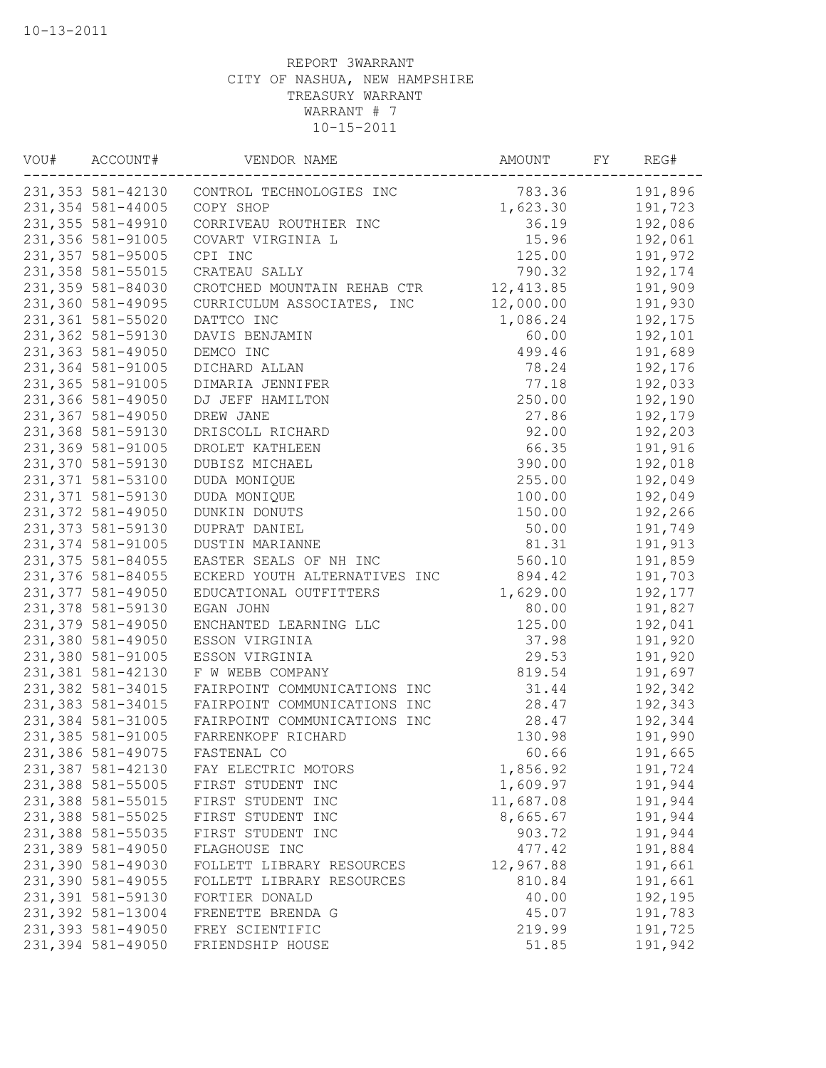10-13-2011

REPORT 3WARRANT
CITY OF NASHUA, NEW HAMPSHIRE
TREASURY WARRANT
WARRANT # 7
10-15-2011

| VOU# | ACCOUNT# | VENDOR NAME | AMOUNT | FY | REG# |
|---|---|---|---|---|---|
| 231,353 | 581-42130 | CONTROL TECHNOLOGIES INC | 783.36 | | 191,896 |
| 231,354 | 581-44005 | COPY SHOP | 1,623.30 | | 191,723 |
| 231,355 | 581-49910 | CORRIVEAU ROUTHIER INC | 36.19 | | 192,086 |
| 231,356 | 581-91005 | COVART VIRGINIA L | 15.96 | | 192,061 |
| 231,357 | 581-95005 | CPI INC | 125.00 | | 191,972 |
| 231,358 | 581-55015 | CRATEAU SALLY | 790.32 | | 192,174 |
| 231,359 | 581-84030 | CROTCHED MOUNTAIN REHAB CTR | 12,413.85 | | 191,909 |
| 231,360 | 581-49095 | CURRICULUM ASSOCIATES, INC | 12,000.00 | | 191,930 |
| 231,361 | 581-55020 | DATTCO INC | 1,086.24 | | 192,175 |
| 231,362 | 581-59130 | DAVIS BENJAMIN | 60.00 | | 192,101 |
| 231,363 | 581-49050 | DEMCO INC | 499.46 | | 191,689 |
| 231,364 | 581-91005 | DICHARD ALLAN | 78.24 | | 192,176 |
| 231,365 | 581-91005 | DIMARIA JENNIFER | 77.18 | | 192,033 |
| 231,366 | 581-49050 | DJ JEFF HAMILTON | 250.00 | | 192,190 |
| 231,367 | 581-49050 | DREW JANE | 27.86 | | 192,179 |
| 231,368 | 581-59130 | DRISCOLL RICHARD | 92.00 | | 192,203 |
| 231,369 | 581-91005 | DROLET KATHLEEN | 66.35 | | 191,916 |
| 231,370 | 581-59130 | DUBISZ MICHAEL | 390.00 | | 192,018 |
| 231,371 | 581-53100 | DUDA MONIQUE | 255.00 | | 192,049 |
| 231,371 | 581-59130 | DUDA MONIQUE | 100.00 | | 192,049 |
| 231,372 | 581-49050 | DUNKIN DONUTS | 150.00 | | 192,266 |
| 231,373 | 581-59130 | DUPRAT DANIEL | 50.00 | | 191,749 |
| 231,374 | 581-91005 | DUSTIN MARIANNE | 81.31 | | 191,913 |
| 231,375 | 581-84055 | EASTER SEALS OF NH INC | 560.10 | | 191,859 |
| 231,376 | 581-84055 | ECKERD YOUTH ALTERNATIVES INC | 894.42 | | 191,703 |
| 231,377 | 581-49050 | EDUCATIONAL OUTFITTERS | 1,629.00 | | 192,177 |
| 231,378 | 581-59130 | EGAN JOHN | 80.00 | | 191,827 |
| 231,379 | 581-49050 | ENCHANTED LEARNING LLC | 125.00 | | 192,041 |
| 231,380 | 581-49050 | ESSON VIRGINIA | 37.98 | | 191,920 |
| 231,380 | 581-91005 | ESSON VIRGINIA | 29.53 | | 191,920 |
| 231,381 | 581-42130 | F W WEBB COMPANY | 819.54 | | 191,697 |
| 231,382 | 581-34015 | FAIRPOINT COMMUNICATIONS INC | 31.44 | | 192,342 |
| 231,383 | 581-34015 | FAIRPOINT COMMUNICATIONS INC | 28.47 | | 192,343 |
| 231,384 | 581-31005 | FAIRPOINT COMMUNICATIONS INC | 28.47 | | 192,344 |
| 231,385 | 581-91005 | FARRENKOPF RICHARD | 130.98 | | 191,990 |
| 231,386 | 581-49075 | FASTENAL CO | 60.66 | | 191,665 |
| 231,387 | 581-42130 | FAY ELECTRIC MOTORS | 1,856.92 | | 191,724 |
| 231,388 | 581-55005 | FIRST STUDENT INC | 1,609.97 | | 191,944 |
| 231,388 | 581-55015 | FIRST STUDENT INC | 11,687.08 | | 191,944 |
| 231,388 | 581-55025 | FIRST STUDENT INC | 8,665.67 | | 191,944 |
| 231,388 | 581-55035 | FIRST STUDENT INC | 903.72 | | 191,944 |
| 231,389 | 581-49050 | FLAGHOUSE INC | 477.42 | | 191,884 |
| 231,390 | 581-49030 | FOLLETT LIBRARY RESOURCES | 12,967.88 | | 191,661 |
| 231,390 | 581-49055 | FOLLETT LIBRARY RESOURCES | 810.84 | | 191,661 |
| 231,391 | 581-59130 | FORTIER DONALD | 40.00 | | 192,195 |
| 231,392 | 581-13004 | FRENETTE BRENDA G | 45.07 | | 191,783 |
| 231,393 | 581-49050 | FREY SCIENTIFIC | 219.99 | | 191,725 |
| 231,394 | 581-49050 | FRIENDSHIP HOUSE | 51.85 | | 191,942 |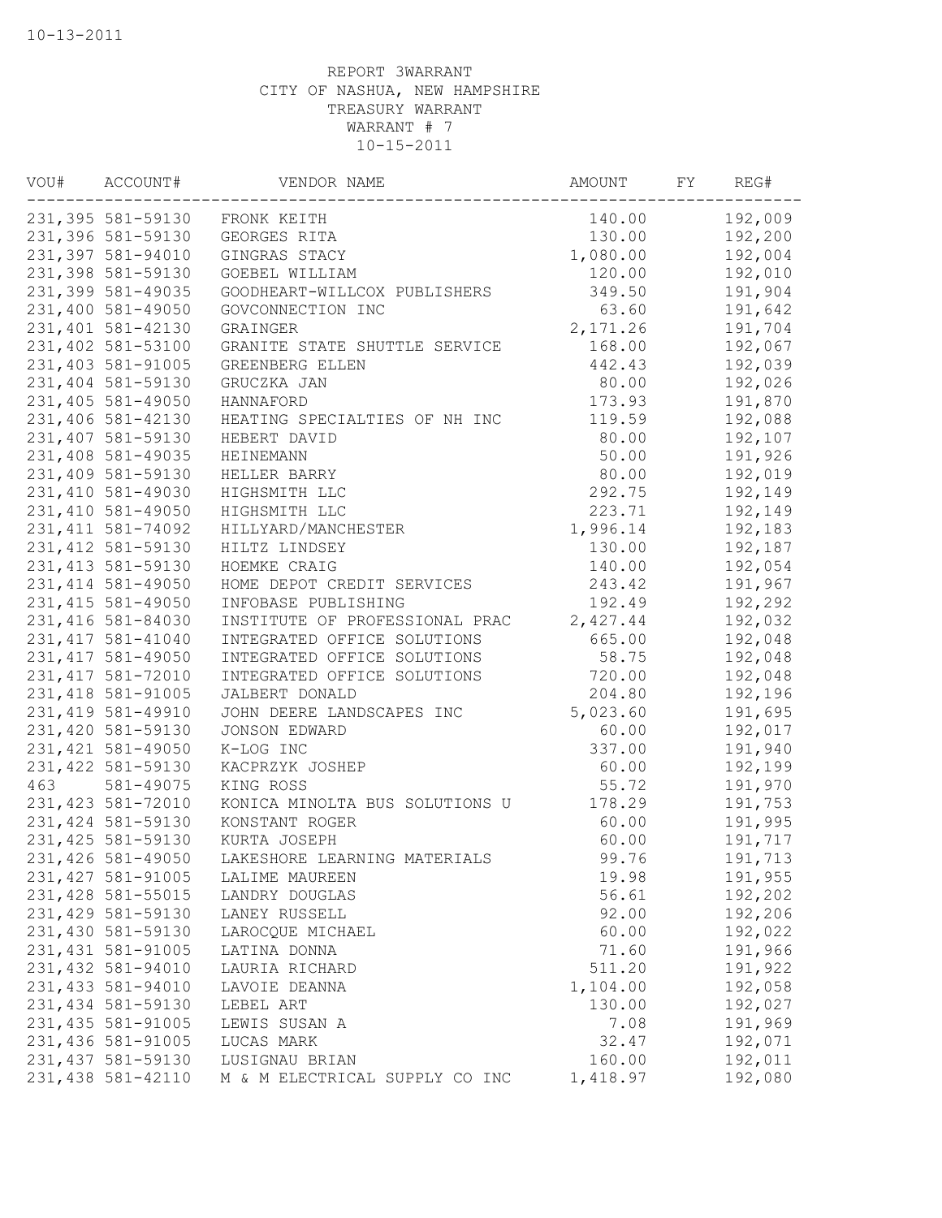10-13-2011

REPORT 3WARRANT
CITY OF NASHUA, NEW HAMPSHIRE
TREASURY WARRANT
WARRANT # 7
10-15-2011

| VOU# | ACCOUNT# | VENDOR NAME | AMOUNT | FY | REG# |
|---|---|---|---|---|---|
| 231,395 | 581-59130 | FRONK KEITH | 140.00 | | 192,009 |
| 231,396 | 581-59130 | GEORGES RITA | 130.00 | | 192,200 |
| 231,397 | 581-94010 | GINGRAS STACY | 1,080.00 | | 192,004 |
| 231,398 | 581-59130 | GOEBEL WILLIAM | 120.00 | | 192,010 |
| 231,399 | 581-49035 | GOODHEART-WILLCOX PUBLISHERS | 349.50 | | 191,904 |
| 231,400 | 581-49050 | GOVCONNECTION INC | 63.60 | | 191,642 |
| 231,401 | 581-42130 | GRAINGER | 2,171.26 | | 191,704 |
| 231,402 | 581-53100 | GRANITE STATE SHUTTLE SERVICE | 168.00 | | 192,067 |
| 231,403 | 581-91005 | GREENBERG ELLEN | 442.43 | | 192,039 |
| 231,404 | 581-59130 | GRUCZKA JAN | 80.00 | | 192,026 |
| 231,405 | 581-49050 | HANNAFORD | 173.93 | | 191,870 |
| 231,406 | 581-42130 | HEATING SPECIALTIES OF NH INC | 119.59 | | 192,088 |
| 231,407 | 581-59130 | HEBERT DAVID | 80.00 | | 192,107 |
| 231,408 | 581-49035 | HEINEMANN | 50.00 | | 191,926 |
| 231,409 | 581-59130 | HELLER BARRY | 80.00 | | 192,019 |
| 231,410 | 581-49030 | HIGHSMITH LLC | 292.75 | | 192,149 |
| 231,410 | 581-49050 | HIGHSMITH LLC | 223.71 | | 192,149 |
| 231,411 | 581-74092 | HILLYARD/MANCHESTER | 1,996.14 | | 192,183 |
| 231,412 | 581-59130 | HILTZ LINDSEY | 130.00 | | 192,187 |
| 231,413 | 581-59130 | HOEMKE CRAIG | 140.00 | | 192,054 |
| 231,414 | 581-49050 | HOME DEPOT CREDIT SERVICES | 243.42 | | 191,967 |
| 231,415 | 581-49050 | INFOBASE PUBLISHING | 192.49 | | 192,292 |
| 231,416 | 581-84030 | INSTITUTE OF PROFESSIONAL PRAC | 2,427.44 | | 192,032 |
| 231,417 | 581-41040 | INTEGRATED OFFICE SOLUTIONS | 665.00 | | 192,048 |
| 231,417 | 581-49050 | INTEGRATED OFFICE SOLUTIONS | 58.75 | | 192,048 |
| 231,417 | 581-72010 | INTEGRATED OFFICE SOLUTIONS | 720.00 | | 192,048 |
| 231,418 | 581-91005 | JALBERT DONALD | 204.80 | | 192,196 |
| 231,419 | 581-49910 | JOHN DEERE LANDSCAPES INC | 5,023.60 | | 191,695 |
| 231,420 | 581-59130 | JONSON EDWARD | 60.00 | | 192,017 |
| 231,421 | 581-49050 | K-LOG INC | 337.00 | | 191,940 |
| 231,422 | 581-59130 | KACPRZYK JOSHEP | 60.00 | | 192,199 |
| 463 | 581-49075 | KING ROSS | 55.72 | | 191,970 |
| 231,423 | 581-72010 | KONICA MINOLTA BUS SOLUTIONS U | 178.29 | | 191,753 |
| 231,424 | 581-59130 | KONSTANT ROGER | 60.00 | | 191,995 |
| 231,425 | 581-59130 | KURTA JOSEPH | 60.00 | | 191,717 |
| 231,426 | 581-49050 | LAKESHORE LEARNING MATERIALS | 99.76 | | 191,713 |
| 231,427 | 581-91005 | LALIME MAUREEN | 19.98 | | 191,955 |
| 231,428 | 581-55015 | LANDRY DOUGLAS | 56.61 | | 192,202 |
| 231,429 | 581-59130 | LANEY RUSSELL | 92.00 | | 192,206 |
| 231,430 | 581-59130 | LAROCQUE MICHAEL | 60.00 | | 192,022 |
| 231,431 | 581-91005 | LATINA DONNA | 71.60 | | 191,966 |
| 231,432 | 581-94010 | LAURIA RICHARD | 511.20 | | 191,922 |
| 231,433 | 581-94010 | LAVOIE DEANNA | 1,104.00 | | 192,058 |
| 231,434 | 581-59130 | LEBEL ART | 130.00 | | 192,027 |
| 231,435 | 581-91005 | LEWIS SUSAN A | 7.08 | | 191,969 |
| 231,436 | 581-91005 | LUCAS MARK | 32.47 | | 192,071 |
| 231,437 | 581-59130 | LUSIGNAU BRIAN | 160.00 | | 192,011 |
| 231,438 | 581-42110 | M & M ELECTRICAL SUPPLY CO INC | 1,418.97 | | 192,080 |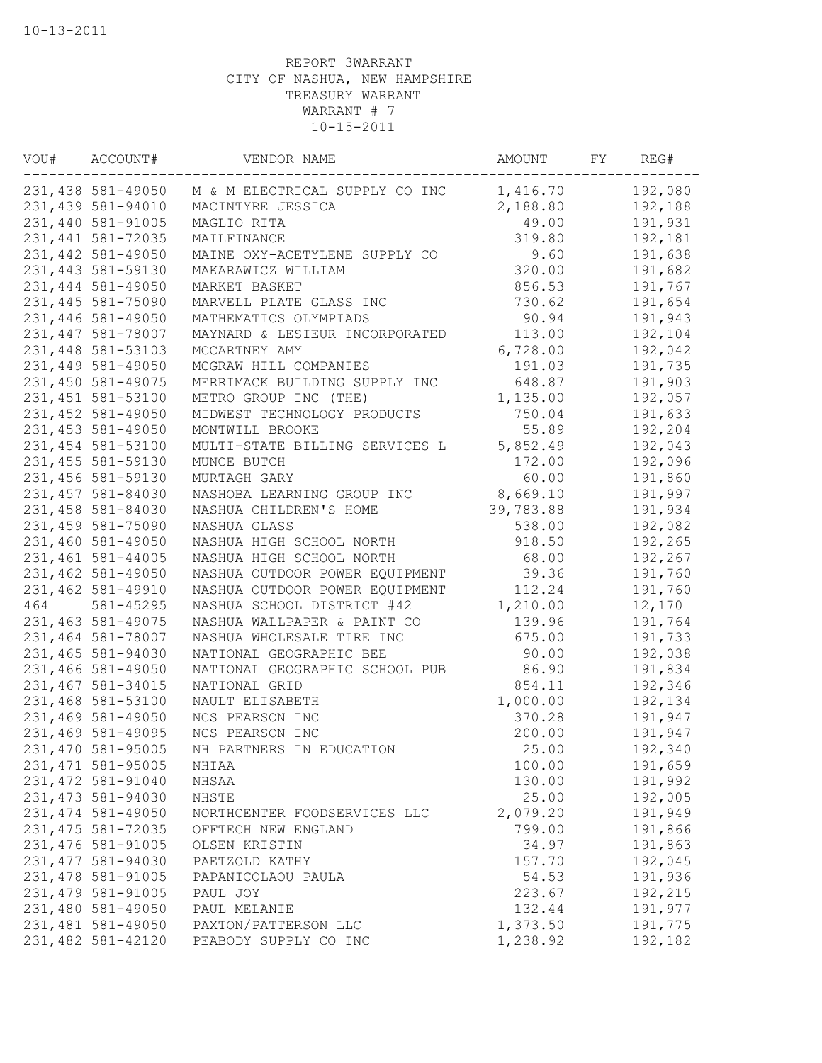10-13-2011

REPORT 3WARRANT
CITY OF NASHUA, NEW HAMPSHIRE
TREASURY WARRANT
WARRANT # 7
10-15-2011

| VOU# | ACCOUNT# | VENDOR NAME | AMOUNT | FY | REG# |
|---|---|---|---|---|---|
| 231,438 | 581-49050 | M & M ELECTRICAL SUPPLY CO INC | 1,416.70 | | 192,080 |
| 231,439 | 581-94010 | MACINTYRE JESSICA | 2,188.80 | | 192,188 |
| 231,440 | 581-91005 | MAGLIO RITA | 49.00 | | 191,931 |
| 231,441 | 581-72035 | MAILFINANCE | 319.80 | | 192,181 |
| 231,442 | 581-49050 | MAINE OXY-ACETYLENE SUPPLY CO | 9.60 | | 191,638 |
| 231,443 | 581-59130 | MAKARAWICZ WILLIAM | 320.00 | | 191,682 |
| 231,444 | 581-49050 | MARKET BASKET | 856.53 | | 191,767 |
| 231,445 | 581-75090 | MARVELL PLATE GLASS INC | 730.62 | | 191,654 |
| 231,446 | 581-49050 | MATHEMATICS OLYMPIADS | 90.94 | | 191,943 |
| 231,447 | 581-78007 | MAYNARD & LESIEUR INCORPORATED | 113.00 | | 192,104 |
| 231,448 | 581-53103 | MCCARTNEY AMY | 6,728.00 | | 192,042 |
| 231,449 | 581-49050 | MCGRAW HILL COMPANIES | 191.03 | | 191,735 |
| 231,450 | 581-49075 | MERRIMACK BUILDING SUPPLY INC | 648.87 | | 191,903 |
| 231,451 | 581-53100 | METRO GROUP INC (THE) | 1,135.00 | | 192,057 |
| 231,452 | 581-49050 | MIDWEST TECHNOLOGY PRODUCTS | 750.04 | | 191,633 |
| 231,453 | 581-49050 | MONTWILL BROOKE | 55.89 | | 192,204 |
| 231,454 | 581-53100 | MULTI-STATE BILLING SERVICES L | 5,852.49 | | 192,043 |
| 231,455 | 581-59130 | MUNCE BUTCH | 172.00 | | 192,096 |
| 231,456 | 581-59130 | MURTAGH GARY | 60.00 | | 191,860 |
| 231,457 | 581-84030 | NASHOBA LEARNING GROUP INC | 8,669.10 | | 191,997 |
| 231,458 | 581-84030 | NASHUA CHILDREN'S HOME | 39,783.88 | | 191,934 |
| 231,459 | 581-75090 | NASHUA GLASS | 538.00 | | 192,082 |
| 231,460 | 581-49050 | NASHUA HIGH SCHOOL NORTH | 918.50 | | 192,265 |
| 231,461 | 581-44005 | NASHUA HIGH SCHOOL NORTH | 68.00 | | 192,267 |
| 231,462 | 581-49050 | NASHUA OUTDOOR POWER EQUIPMENT | 39.36 | | 191,760 |
| 231,462 | 581-49910 | NASHUA OUTDOOR POWER EQUIPMENT | 112.24 | | 191,760 |
| 464 | 581-45295 | NASHUA SCHOOL DISTRICT #42 | 1,210.00 | | 12,170 |
| 231,463 | 581-49075 | NASHUA WALLPAPER & PAINT CO | 139.96 | | 191,764 |
| 231,464 | 581-78007 | NASHUA WHOLESALE TIRE INC | 675.00 | | 191,733 |
| 231,465 | 581-94030 | NATIONAL GEOGRAPHIC BEE | 90.00 | | 192,038 |
| 231,466 | 581-49050 | NATIONAL GEOGRAPHIC SCHOOL PUB | 86.90 | | 191,834 |
| 231,467 | 581-34015 | NATIONAL GRID | 854.11 | | 192,346 |
| 231,468 | 581-53100 | NAULT ELISABETH | 1,000.00 | | 192,134 |
| 231,469 | 581-49050 | NCS PEARSON INC | 370.28 | | 191,947 |
| 231,469 | 581-49095 | NCS PEARSON INC | 200.00 | | 191,947 |
| 231,470 | 581-95005 | NH PARTNERS IN EDUCATION | 25.00 | | 192,340 |
| 231,471 | 581-95005 | NHIAA | 100.00 | | 191,659 |
| 231,472 | 581-91040 | NHSAA | 130.00 | | 191,992 |
| 231,473 | 581-94030 | NHSTE | 25.00 | | 192,005 |
| 231,474 | 581-49050 | NORTHCENTER FOODSERVICES LLC | 2,079.20 | | 191,949 |
| 231,475 | 581-72035 | OFFTECH NEW ENGLAND | 799.00 | | 191,866 |
| 231,476 | 581-91005 | OLSEN KRISTIN | 34.97 | | 191,863 |
| 231,477 | 581-94030 | PAETZOLD KATHY | 157.70 | | 192,045 |
| 231,478 | 581-91005 | PAPANICOLAOU PAULA | 54.53 | | 191,936 |
| 231,479 | 581-91005 | PAUL JOY | 223.67 | | 192,215 |
| 231,480 | 581-49050 | PAUL MELANIE | 132.44 | | 191,977 |
| 231,481 | 581-49050 | PAXTON/PATTERSON LLC | 1,373.50 | | 191,775 |
| 231,482 | 581-42120 | PEABODY SUPPLY CO INC | 1,238.92 | | 192,182 |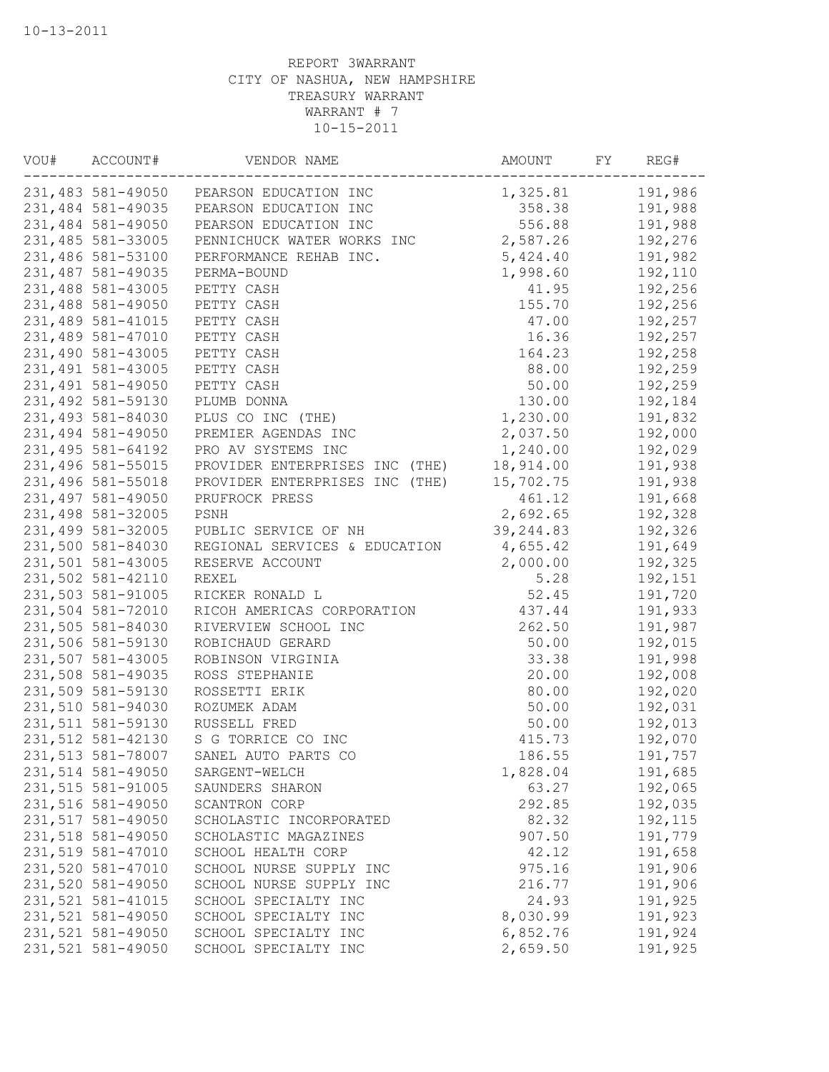10-13-2011

REPORT 3WARRANT
CITY OF NASHUA, NEW HAMPSHIRE
TREASURY WARRANT
WARRANT # 7
10-15-2011

| VOU# | ACCOUNT# | VENDOR NAME | AMOUNT | FY | REG# |
|---|---|---|---|---|---|
| 231,483 | 581-49050 | PEARSON EDUCATION INC | 1,325.81 | | 191,986 |
| 231,484 | 581-49035 | PEARSON EDUCATION INC | 358.38 | | 191,988 |
| 231,484 | 581-49050 | PEARSON EDUCATION INC | 556.88 | | 191,988 |
| 231,485 | 581-33005 | PENNICHUCK WATER WORKS INC | 2,587.26 | | 192,276 |
| 231,486 | 581-53100 | PERFORMANCE REHAB INC. | 5,424.40 | | 191,982 |
| 231,487 | 581-49035 | PERMA-BOUND | 1,998.60 | | 192,110 |
| 231,488 | 581-43005 | PETTY CASH | 41.95 | | 192,256 |
| 231,488 | 581-49050 | PETTY CASH | 155.70 | | 192,256 |
| 231,489 | 581-41015 | PETTY CASH | 47.00 | | 192,257 |
| 231,489 | 581-47010 | PETTY CASH | 16.36 | | 192,257 |
| 231,490 | 581-43005 | PETTY CASH | 164.23 | | 192,258 |
| 231,491 | 581-43005 | PETTY CASH | 88.00 | | 192,259 |
| 231,491 | 581-49050 | PETTY CASH | 50.00 | | 192,259 |
| 231,492 | 581-59130 | PLUMB DONNA | 130.00 | | 192,184 |
| 231,493 | 581-84030 | PLUS CO INC (THE) | 1,230.00 | | 191,832 |
| 231,494 | 581-49050 | PREMIER AGENDAS INC | 2,037.50 | | 192,000 |
| 231,495 | 581-64192 | PRO AV SYSTEMS INC | 1,240.00 | | 192,029 |
| 231,496 | 581-55015 | PROVIDER ENTERPRISES INC (THE) | 18,914.00 | | 191,938 |
| 231,496 | 581-55018 | PROVIDER ENTERPRISES INC (THE) | 15,702.75 | | 191,938 |
| 231,497 | 581-49050 | PRUFROCK PRESS | 461.12 | | 191,668 |
| 231,498 | 581-32005 | PSNH | 2,692.65 | | 192,328 |
| 231,499 | 581-32005 | PUBLIC SERVICE OF NH | 39,244.83 | | 192,326 |
| 231,500 | 581-84030 | REGIONAL SERVICES & EDUCATION | 4,655.42 | | 191,649 |
| 231,501 | 581-43005 | RESERVE ACCOUNT | 2,000.00 | | 192,325 |
| 231,502 | 581-42110 | REXEL | 5.28 | | 192,151 |
| 231,503 | 581-91005 | RICKER RONALD L | 52.45 | | 191,720 |
| 231,504 | 581-72010 | RICOH AMERICAS CORPORATION | 437.44 | | 191,933 |
| 231,505 | 581-84030 | RIVERVIEW SCHOOL INC | 262.50 | | 191,987 |
| 231,506 | 581-59130 | ROBICHAUD GERARD | 50.00 | | 192,015 |
| 231,507 | 581-43005 | ROBINSON VIRGINIA | 33.38 | | 191,998 |
| 231,508 | 581-49035 | ROSS STEPHANIE | 20.00 | | 192,008 |
| 231,509 | 581-59130 | ROSSETTI ERIK | 80.00 | | 192,020 |
| 231,510 | 581-94030 | ROZUMEK ADAM | 50.00 | | 192,031 |
| 231,511 | 581-59130 | RUSSELL FRED | 50.00 | | 192,013 |
| 231,512 | 581-42130 | S G TORRICE CO INC | 415.73 | | 192,070 |
| 231,513 | 581-78007 | SANEL AUTO PARTS CO | 186.55 | | 191,757 |
| 231,514 | 581-49050 | SARGENT-WELCH | 1,828.04 | | 191,685 |
| 231,515 | 581-91005 | SAUNDERS SHARON | 63.27 | | 192,065 |
| 231,516 | 581-49050 | SCANTRON CORP | 292.85 | | 192,035 |
| 231,517 | 581-49050 | SCHOLASTIC INCORPORATED | 82.32 | | 192,115 |
| 231,518 | 581-49050 | SCHOLASTIC MAGAZINES | 907.50 | | 191,779 |
| 231,519 | 581-47010 | SCHOOL HEALTH CORP | 42.12 | | 191,658 |
| 231,520 | 581-47010 | SCHOOL NURSE SUPPLY INC | 975.16 | | 191,906 |
| 231,520 | 581-49050 | SCHOOL NURSE SUPPLY INC | 216.77 | | 191,906 |
| 231,521 | 581-41015 | SCHOOL SPECIALTY INC | 24.93 | | 191,925 |
| 231,521 | 581-49050 | SCHOOL SPECIALTY INC | 8,030.99 | | 191,923 |
| 231,521 | 581-49050 | SCHOOL SPECIALTY INC | 6,852.76 | | 191,924 |
| 231,521 | 581-49050 | SCHOOL SPECIALTY INC | 2,659.50 | | 191,925 |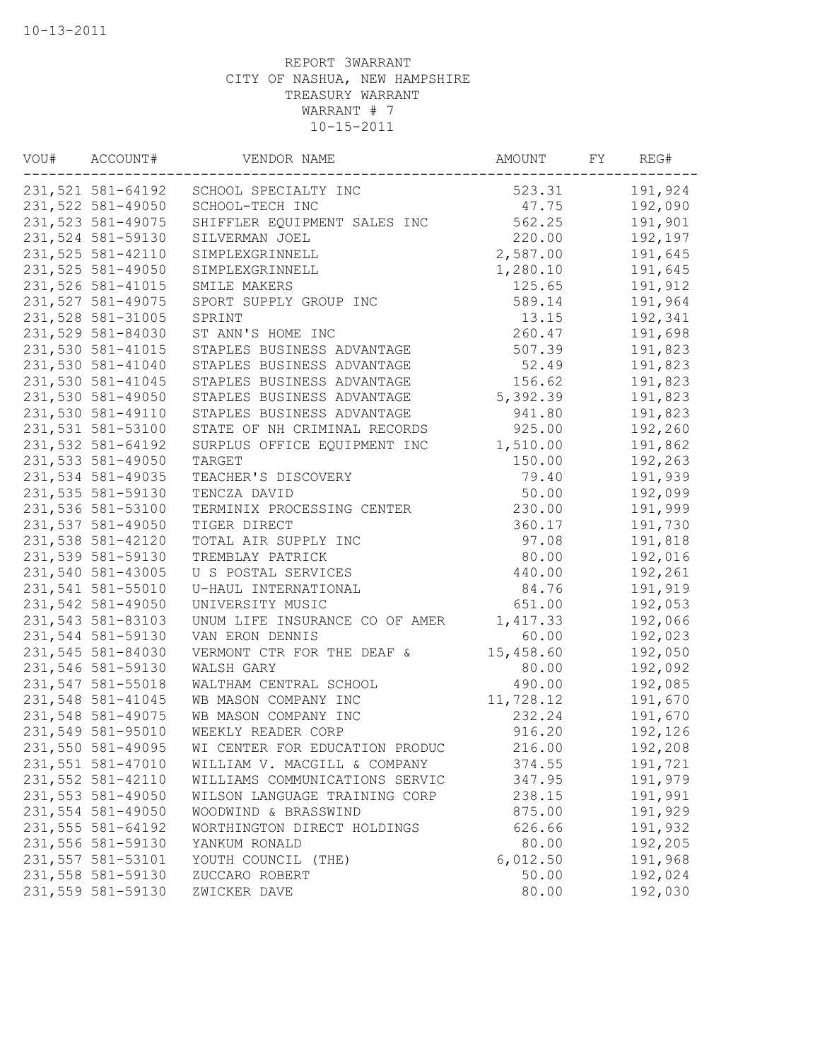10-13-2011

REPORT 3WARRANT
CITY OF NASHUA, NEW HAMPSHIRE
TREASURY WARRANT
WARRANT # 7
10-15-2011

| VOU# | ACCOUNT# | VENDOR NAME | AMOUNT | FY | REG# |
|---|---|---|---|---|---|
| 231,521 | 581-64192 | SCHOOL SPECIALTY INC | 523.31 | | 191,924 |
| 231,522 | 581-49050 | SCHOOL-TECH INC | 47.75 | | 192,090 |
| 231,523 | 581-49075 | SHIFFLER EQUIPMENT SALES INC | 562.25 | | 191,901 |
| 231,524 | 581-59130 | SILVERMAN JOEL | 220.00 | | 192,197 |
| 231,525 | 581-42110 | SIMPLEXGRINNELL | 2,587.00 | | 191,645 |
| 231,525 | 581-49050 | SIMPLEXGRINNELL | 1,280.10 | | 191,645 |
| 231,526 | 581-41015 | SMILE MAKERS | 125.65 | | 191,912 |
| 231,527 | 581-49075 | SPORT SUPPLY GROUP INC | 589.14 | | 191,964 |
| 231,528 | 581-31005 | SPRINT | 13.15 | | 192,341 |
| 231,529 | 581-84030 | ST ANN'S HOME INC | 260.47 | | 191,698 |
| 231,530 | 581-41015 | STAPLES BUSINESS ADVANTAGE | 507.39 | | 191,823 |
| 231,530 | 581-41040 | STAPLES BUSINESS ADVANTAGE | 52.49 | | 191,823 |
| 231,530 | 581-41045 | STAPLES BUSINESS ADVANTAGE | 156.62 | | 191,823 |
| 231,530 | 581-49050 | STAPLES BUSINESS ADVANTAGE | 5,392.39 | | 191,823 |
| 231,530 | 581-49110 | STAPLES BUSINESS ADVANTAGE | 941.80 | | 191,823 |
| 231,531 | 581-53100 | STATE OF NH CRIMINAL RECORDS | 925.00 | | 192,260 |
| 231,532 | 581-64192 | SURPLUS OFFICE EQUIPMENT INC | 1,510.00 | | 191,862 |
| 231,533 | 581-49050 | TARGET | 150.00 | | 192,263 |
| 231,534 | 581-49035 | TEACHER'S DISCOVERY | 79.40 | | 191,939 |
| 231,535 | 581-59130 | TENCZA DAVID | 50.00 | | 192,099 |
| 231,536 | 581-53100 | TERMINIX PROCESSING CENTER | 230.00 | | 191,999 |
| 231,537 | 581-49050 | TIGER DIRECT | 360.17 | | 191,730 |
| 231,538 | 581-42120 | TOTAL AIR SUPPLY INC | 97.08 | | 191,818 |
| 231,539 | 581-59130 | TREMBLAY PATRICK | 80.00 | | 192,016 |
| 231,540 | 581-43005 | U S POSTAL SERVICES | 440.00 | | 192,261 |
| 231,541 | 581-55010 | U-HAUL INTERNATIONAL | 84.76 | | 191,919 |
| 231,542 | 581-49050 | UNIVERSITY MUSIC | 651.00 | | 192,053 |
| 231,543 | 581-83103 | UNUM LIFE INSURANCE CO OF AMER | 1,417.33 | | 192,066 |
| 231,544 | 581-59130 | VAN ERON DENNIS | 60.00 | | 192,023 |
| 231,545 | 581-84030 | VERMONT CTR FOR THE DEAF & | 15,458.60 | | 192,050 |
| 231,546 | 581-59130 | WALSH GARY | 80.00 | | 192,092 |
| 231,547 | 581-55018 | WALTHAM CENTRAL SCHOOL | 490.00 | | 192,085 |
| 231,548 | 581-41045 | WB MASON COMPANY INC | 11,728.12 | | 191,670 |
| 231,548 | 581-49075 | WB MASON COMPANY INC | 232.24 | | 191,670 |
| 231,549 | 581-95010 | WEEKLY READER CORP | 916.20 | | 192,126 |
| 231,550 | 581-49095 | WI CENTER FOR EDUCATION PRODUC | 216.00 | | 192,208 |
| 231,551 | 581-47010 | WILLIAM V. MACGILL & COMPANY | 374.55 | | 191,721 |
| 231,552 | 581-42110 | WILLIAMS COMMUNICATIONS SERVIC | 347.95 | | 191,979 |
| 231,553 | 581-49050 | WILSON LANGUAGE TRAINING CORP | 238.15 | | 191,991 |
| 231,554 | 581-49050 | WOODWIND & BRASSWIND | 875.00 | | 191,929 |
| 231,555 | 581-64192 | WORTHINGTON DIRECT HOLDINGS | 626.66 | | 191,932 |
| 231,556 | 581-59130 | YANKUM RONALD | 80.00 | | 192,205 |
| 231,557 | 581-53101 | YOUTH COUNCIL (THE) | 6,012.50 | | 191,968 |
| 231,558 | 581-59130 | ZUCCARO ROBERT | 50.00 | | 192,024 |
| 231,559 | 581-59130 | ZWICKER DAVE | 80.00 | | 192,030 |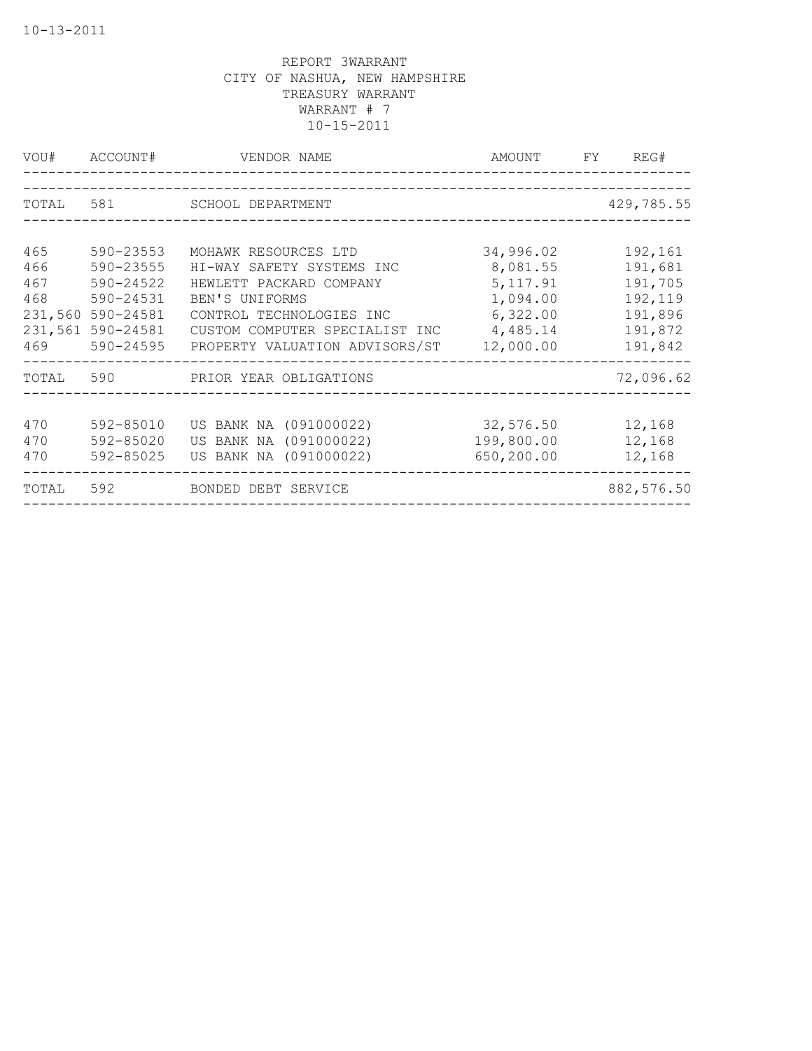REPORT 3WARRANT
CITY OF NASHUA, NEW HAMPSHIRE
TREASURY WARRANT
WARRANT # 7
10-15-2011

| VOU# | ACCOUNT# | VENDOR NAME | AMOUNT | FY | REG# |
|---|---|---|---|---|---|
| TOTAL | 581 | SCHOOL DEPARTMENT | | | 429,785.55 |
| 465 | 590-23553 | MOHAWK RESOURCES LTD | 34,996.02 | | 192,161 |
| 466 | 590-23555 | HI-WAY SAFETY SYSTEMS INC | 8,081.55 | | 191,681 |
| 467 | 590-24522 | HEWLETT PACKARD COMPANY | 5,117.91 | | 191,705 |
| 468 | 590-24531 | BEN'S UNIFORMS | 1,094.00 | | 192,119 |
| 231,560 | 590-24581 | CONTROL TECHNOLOGIES INC | 6,322.00 | | 191,896 |
| 231,561 | 590-24581 | CUSTOM COMPUTER SPECIALIST INC | 4,485.14 | | 191,872 |
| 469 | 590-24595 | PROPERTY VALUATION ADVISORS/ST | 12,000.00 | | 191,842 |
| TOTAL | 590 | PRIOR YEAR OBLIGATIONS | | | 72,096.62 |
| 470 | 592-85010 | US BANK NA (091000022) | 32,576.50 | | 12,168 |
| 470 | 592-85020 | US BANK NA (091000022) | 199,800.00 | | 12,168 |
| 470 | 592-85025 | US BANK NA (091000022) | 650,200.00 | | 12,168 |
| TOTAL | 592 | BONDED DEBT SERVICE | | | 882,576.50 |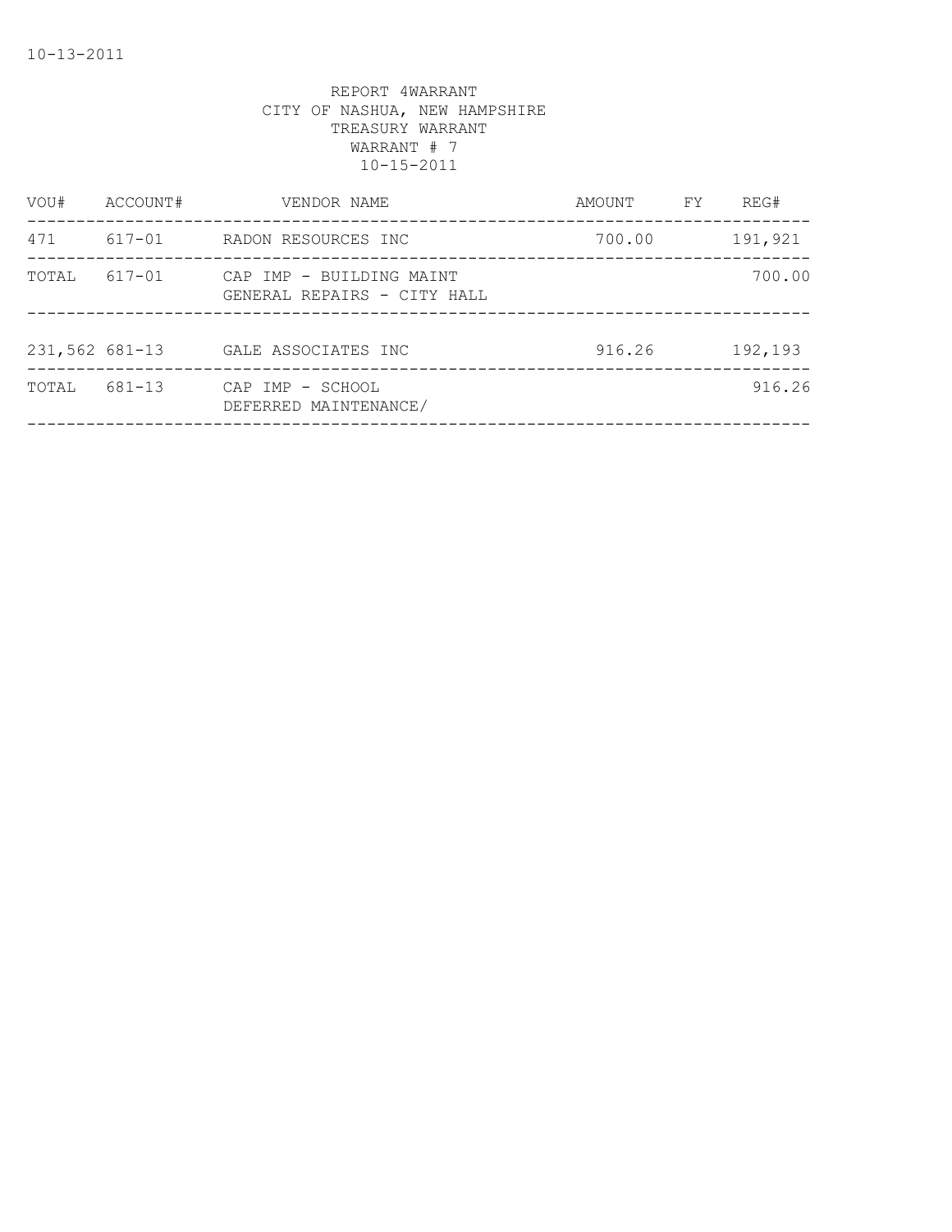10-13-2011

REPORT 4WARRANT
CITY OF NASHUA, NEW HAMPSHIRE
TREASURY WARRANT
WARRANT # 7
10-15-2011

| VOU# | ACCOUNT# | VENDOR NAME | AMOUNT | FY | REG# |
|---|---|---|---|---|---|
| 471 | 617-01 | RADON RESOURCES INC | 700.00 | | 191,921 |
| TOTAL | 617-01 | CAP IMP - BUILDING MAINT GENERAL REPAIRS - CITY HALL | | | 700.00 |
| 231,562 | 681-13 | GALE ASSOCIATES INC | 916.26 | | 192,193 |
| TOTAL | 681-13 | CAP IMP - SCHOOL DEFERRED MAINTENANCE/ | | | 916.26 |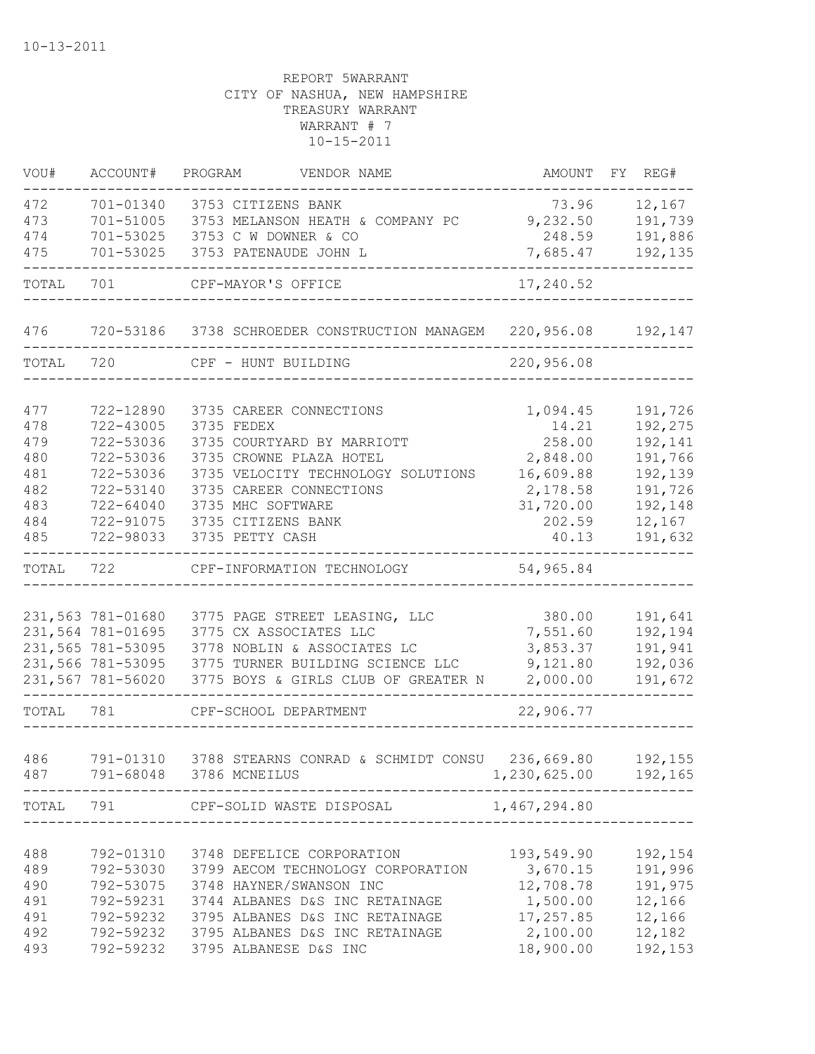10-13-2011

REPORT 5WARRANT
CITY OF NASHUA, NEW HAMPSHIRE
TREASURY WARRANT
WARRANT # 7
10-15-2011

| VOU# | ACCOUNT# | PROGRAM | VENDOR NAME | AMOUNT | FY | REG# |
|---|---|---|---|---|---|---|
| 472 | 701-01340 | 3753 | CITIZENS BANK | 73.96 | | 12,167 |
| 473 | 701-51005 | 3753 | MELANSON HEATH & COMPANY PC | 9,232.50 | | 191,739 |
| 474 | 701-53025 | 3753 | C W DOWNER & CO | 248.59 | | 191,886 |
| 475 | 701-53025 | 3753 | PATENAUDE JOHN L | 7,685.47 | | 192,135 |
| TOTAL | 701 | | CPF-MAYOR'S OFFICE | 17,240.52 | | |
| 476 | 720-53186 | 3738 | SCHROEDER CONSTRUCTION MANAGEM | 220,956.08 | | 192,147 |
| TOTAL | 720 | | CPF - HUNT BUILDING | 220,956.08 | | |
| 477 | 722-12890 | 3735 | CAREER CONNECTIONS | 1,094.45 | | 191,726 |
| 478 | 722-43005 | 3735 | FEDEX | 14.21 | | 192,275 |
| 479 | 722-53036 | 3735 | COURTYARD BY MARRIOTT | 258.00 | | 192,141 |
| 480 | 722-53036 | 3735 | CROWNE PLAZA HOTEL | 2,848.00 | | 191,766 |
| 481 | 722-53036 | 3735 | VELOCITY TECHNOLOGY SOLUTIONS | 16,609.88 | | 192,139 |
| 482 | 722-53140 | 3735 | CAREER CONNECTIONS | 2,178.58 | | 191,726 |
| 483 | 722-64040 | 3735 | MHC SOFTWARE | 31,720.00 | | 192,148 |
| 484 | 722-91075 | 3735 | CITIZENS BANK | 202.59 | | 12,167 |
| 485 | 722-98033 | 3735 | PETTY CASH | 40.13 | | 191,632 |
| TOTAL | 722 | | CPF-INFORMATION TECHNOLOGY | 54,965.84 | | |
| 231,563 | 781-01680 | 3775 | PAGE STREET LEASING, LLC | 380.00 | | 191,641 |
| 231,564 | 781-01695 | 3775 | CX ASSOCIATES LLC | 7,551.60 | | 192,194 |
| 231,565 | 781-53095 | 3778 | NOBLIN & ASSOCIATES LC | 3,853.37 | | 191,941 |
| 231,566 | 781-53095 | 3775 | TURNER BUILDING SCIENCE LLC | 9,121.80 | | 192,036 |
| 231,567 | 781-56020 | 3775 | BOYS & GIRLS CLUB OF GREATER N | 2,000.00 | | 191,672 |
| TOTAL | 781 | | CPF-SCHOOL DEPARTMENT | 22,906.77 | | |
| 486 | 791-01310 | 3788 | STEARNS CONRAD & SCHMIDT CONSU | 236,669.80 | | 192,155 |
| 487 | 791-68048 | 3786 | MCNEILUS | 1,230,625.00 | | 192,165 |
| TOTAL | 791 | | CPF-SOLID WASTE DISPOSAL | 1,467,294.80 | | |
| 488 | 792-01310 | 3748 | DEFELICE CORPORATION | 193,549.90 | | 192,154 |
| 489 | 792-53030 | 3799 | AECOM TECHNOLOGY CORPORATION | 3,670.15 | | 191,996 |
| 490 | 792-53075 | 3748 | HAYNER/SWANSON INC | 12,708.78 | | 191,975 |
| 491 | 792-59231 | 3744 | ALBANES D&S INC RETAINAGE | 1,500.00 | | 12,166 |
| 491 | 792-59232 | 3795 | ALBANES D&S INC RETAINAGE | 17,257.85 | | 12,166 |
| 492 | 792-59232 | 3795 | ALBANES D&S INC RETAINAGE | 2,100.00 | | 12,182 |
| 493 | 792-59232 | 3795 | ALBANESE D&S INC | 18,900.00 | | 192,153 |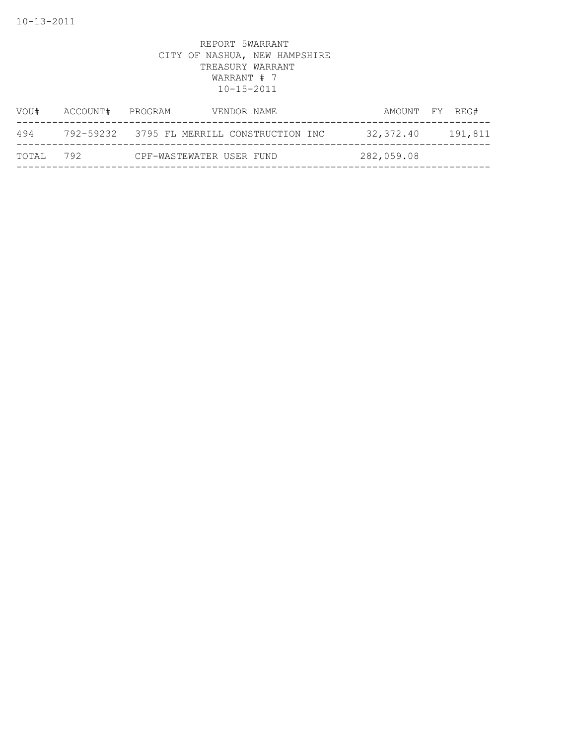REPORT 5WARRANT
CITY OF NASHUA, NEW HAMPSHIRE
TREASURY WARRANT
WARRANT # 7
10-15-2011

| VOU# | ACCOUNT# | PROGRAM | VENDOR NAME | AMOUNT | FY | REG# |
|---|---|---|---|---|---|---|
| 494 | 792-59232 | 3795 | FL MERRILL CONSTRUCTION INC | 32,372.40 | | 191,811 |
| TOTAL | 792 | | CPF-WASTEWATER USER FUND | 282,059.08 | | |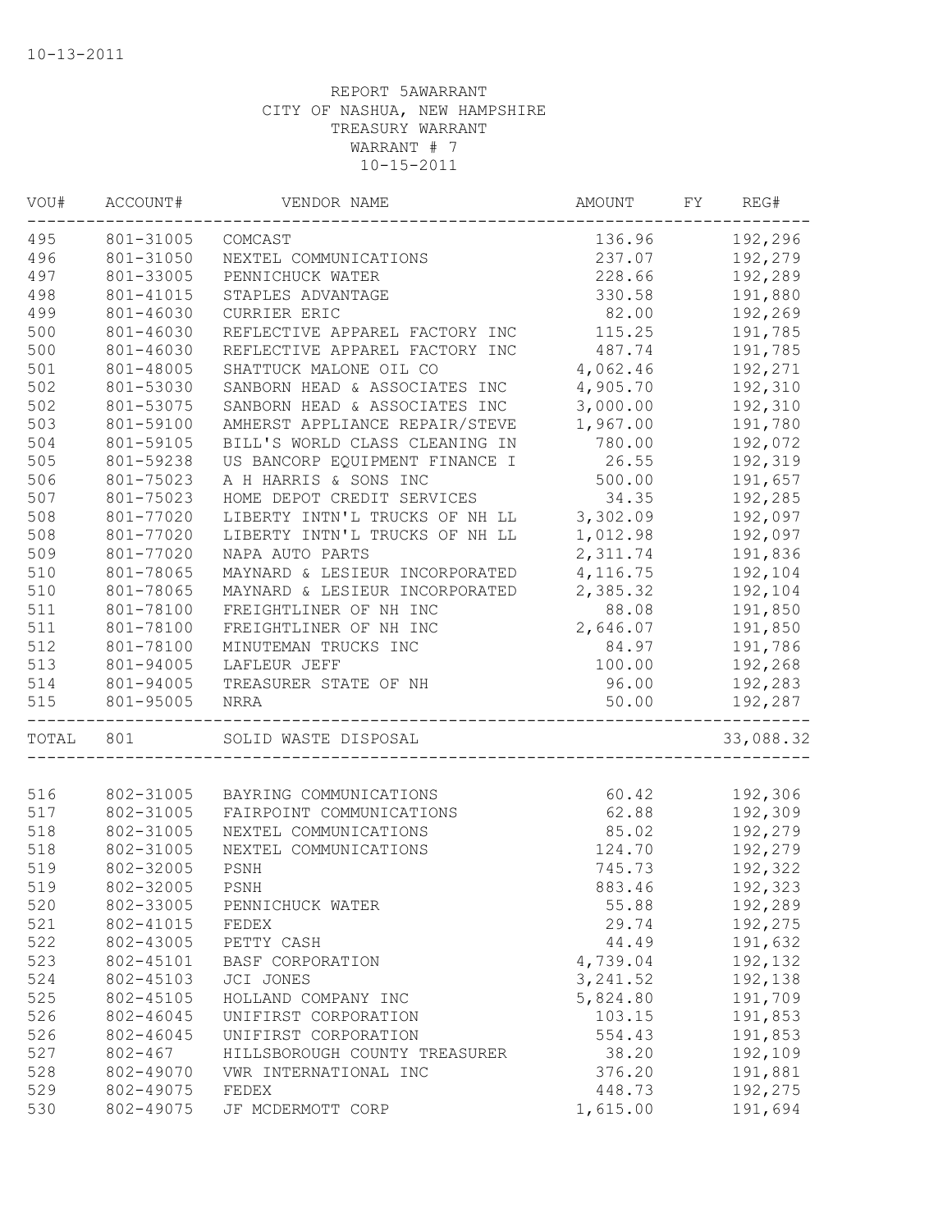10-13-2011

REPORT 5AWARRANT
CITY OF NASHUA, NEW HAMPSHIRE
TREASURY WARRANT
WARRANT # 7
10-15-2011

| VOU# | ACCOUNT# | VENDOR NAME | AMOUNT | FY | REG# |
|---|---|---|---|---|---|
| 495 | 801-31005 | COMCAST | 136.96 | | 192,296 |
| 496 | 801-31050 | NEXTEL COMMUNICATIONS | 237.07 | | 192,279 |
| 497 | 801-33005 | PENNICHUCK WATER | 228.66 | | 192,289 |
| 498 | 801-41015 | STAPLES ADVANTAGE | 330.58 | | 191,880 |
| 499 | 801-46030 | CURRIER ERIC | 82.00 | | 192,269 |
| 500 | 801-46030 | REFLECTIVE APPAREL FACTORY INC | 115.25 | | 191,785 |
| 500 | 801-46030 | REFLECTIVE APPAREL FACTORY INC | 487.74 | | 191,785 |
| 501 | 801-48005 | SHATTUCK MALONE OIL CO | 4,062.46 | | 192,271 |
| 502 | 801-53030 | SANBORN HEAD & ASSOCIATES INC | 4,905.70 | | 192,310 |
| 502 | 801-53075 | SANBORN HEAD & ASSOCIATES INC | 3,000.00 | | 192,310 |
| 503 | 801-59100 | AMHERST APPLIANCE REPAIR/STEVE | 1,967.00 | | 191,780 |
| 504 | 801-59105 | BILL'S WORLD CLASS CLEANING IN | 780.00 | | 192,072 |
| 505 | 801-59238 | US BANCORP EQUIPMENT FINANCE I | 26.55 | | 192,319 |
| 506 | 801-75023 | A H HARRIS & SONS INC | 500.00 | | 191,657 |
| 507 | 801-75023 | HOME DEPOT CREDIT SERVICES | 34.35 | | 192,285 |
| 508 | 801-77020 | LIBERTY INTN'L TRUCKS OF NH LL | 3,302.09 | | 192,097 |
| 508 | 801-77020 | LIBERTY INTN'L TRUCKS OF NH LL | 1,012.98 | | 192,097 |
| 509 | 801-77020 | NAPA AUTO PARTS | 2,311.74 | | 191,836 |
| 510 | 801-78065 | MAYNARD & LESIEUR INCORPORATED | 4,116.75 | | 192,104 |
| 510 | 801-78065 | MAYNARD & LESIEUR INCORPORATED | 2,385.32 | | 192,104 |
| 511 | 801-78100 | FREIGHTLINER OF NH INC | 88.08 | | 191,850 |
| 511 | 801-78100 | FREIGHTLINER OF NH INC | 2,646.07 | | 191,850 |
| 512 | 801-78100 | MINUTEMAN TRUCKS INC | 84.97 | | 191,786 |
| 513 | 801-94005 | LAFLEUR JEFF | 100.00 | | 192,268 |
| 514 | 801-94005 | TREASURER STATE OF NH | 96.00 | | 192,283 |
| 515 | 801-95005 | NRRA | 50.00 | | 192,287 |
| TOTAL | 801 | SOLID WASTE DISPOSAL | | | 33,088.32 |
| 516 | 802-31005 | BAYRING COMMUNICATIONS | 60.42 | | 192,306 |
| 517 | 802-31005 | FAIRPOINT COMMUNICATIONS | 62.88 | | 192,309 |
| 518 | 802-31005 | NEXTEL COMMUNICATIONS | 85.02 | | 192,279 |
| 518 | 802-31005 | NEXTEL COMMUNICATIONS | 124.70 | | 192,279 |
| 519 | 802-32005 | PSNH | 745.73 | | 192,322 |
| 519 | 802-32005 | PSNH | 883.46 | | 192,323 |
| 520 | 802-33005 | PENNICHUCK WATER | 55.88 | | 192,289 |
| 521 | 802-41015 | FEDEX | 29.74 | | 192,275 |
| 522 | 802-43005 | PETTY CASH | 44.49 | | 191,632 |
| 523 | 802-45101 | BASF CORPORATION | 4,739.04 | | 192,132 |
| 524 | 802-45103 | JCI JONES | 3,241.52 | | 192,138 |
| 525 | 802-45105 | HOLLAND COMPANY INC | 5,824.80 | | 191,709 |
| 526 | 802-46045 | UNIFIRST CORPORATION | 103.15 | | 191,853 |
| 526 | 802-46045 | UNIFIRST CORPORATION | 554.43 | | 191,853 |
| 527 | 802-467 | HILLSBOROUGH COUNTY TREASURER | 38.20 | | 192,109 |
| 528 | 802-49070 | VWR INTERNATIONAL INC | 376.20 | | 191,881 |
| 529 | 802-49075 | FEDEX | 448.73 | | 192,275 |
| 530 | 802-49075 | JF MCDERMOTT CORP | 1,615.00 | | 191,694 |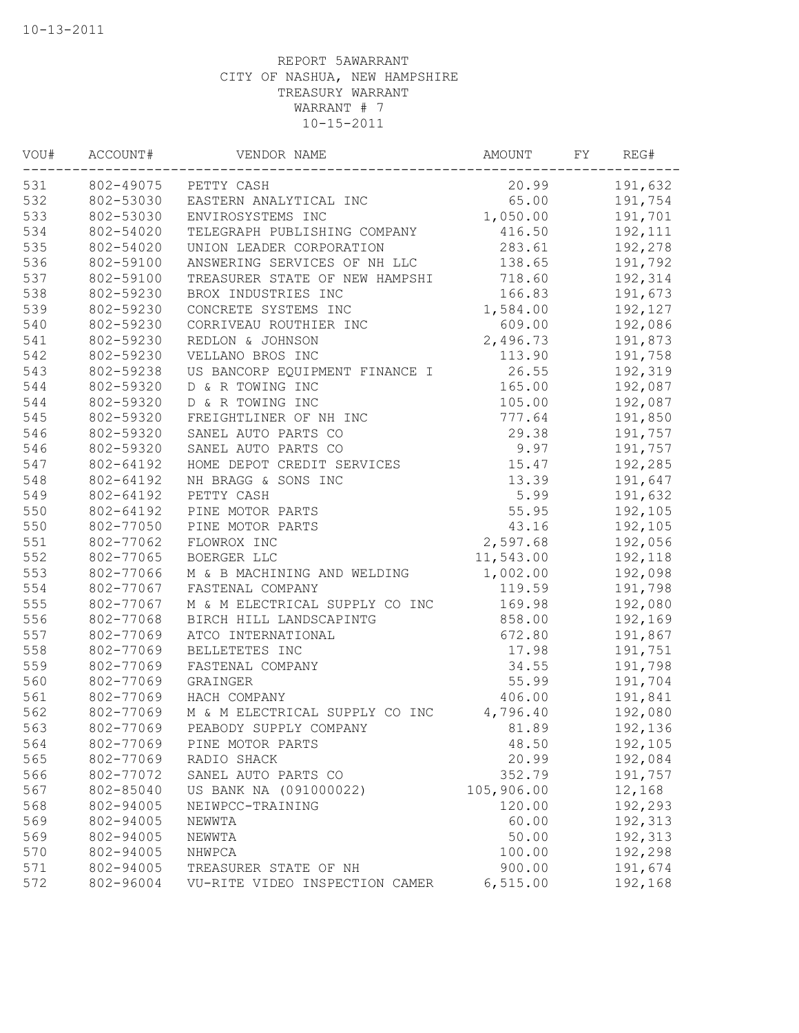10-13-2011

REPORT 5AWARRANT
CITY OF NASHUA, NEW HAMPSHIRE
TREASURY WARRANT
WARRANT # 7
10-15-2011

| VOU# | ACCOUNT# | VENDOR NAME | AMOUNT | FY | REG# |
|---|---|---|---|---|---|
| 531 | 802-49075 | PETTY CASH | 20.99 | | 191,632 |
| 532 | 802-53030 | EASTERN ANALYTICAL INC | 65.00 | | 191,754 |
| 533 | 802-53030 | ENVIROSYSTEMS INC | 1,050.00 | | 191,701 |
| 534 | 802-54020 | TELEGRAPH PUBLISHING COMPANY | 416.50 | | 192,111 |
| 535 | 802-54020 | UNION LEADER CORPORATION | 283.61 | | 192,278 |
| 536 | 802-59100 | ANSWERING SERVICES OF NH LLC | 138.65 | | 191,792 |
| 537 | 802-59100 | TREASURER STATE OF NEW HAMPSHI | 718.60 | | 192,314 |
| 538 | 802-59230 | BROX INDUSTRIES INC | 166.83 | | 191,673 |
| 539 | 802-59230 | CONCRETE SYSTEMS INC | 1,584.00 | | 192,127 |
| 540 | 802-59230 | CORRIVEAU ROUTHIER INC | 609.00 | | 192,086 |
| 541 | 802-59230 | REDLON & JOHNSON | 2,496.73 | | 191,873 |
| 542 | 802-59230 | VELLANO BROS INC | 113.90 | | 191,758 |
| 543 | 802-59238 | US BANCORP EQUIPMENT FINANCE I | 26.55 | | 192,319 |
| 544 | 802-59320 | D & R TOWING INC | 165.00 | | 192,087 |
| 544 | 802-59320 | D & R TOWING INC | 105.00 | | 192,087 |
| 545 | 802-59320 | FREIGHTLINER OF NH INC | 777.64 | | 191,850 |
| 546 | 802-59320 | SANEL AUTO PARTS CO | 29.38 | | 191,757 |
| 546 | 802-59320 | SANEL AUTO PARTS CO | 9.97 | | 191,757 |
| 547 | 802-64192 | HOME DEPOT CREDIT SERVICES | 15.47 | | 192,285 |
| 548 | 802-64192 | NH BRAGG & SONS INC | 13.39 | | 191,647 |
| 549 | 802-64192 | PETTY CASH | 5.99 | | 191,632 |
| 550 | 802-64192 | PINE MOTOR PARTS | 55.95 | | 192,105 |
| 550 | 802-77050 | PINE MOTOR PARTS | 43.16 | | 192,105 |
| 551 | 802-77062 | FLOWROX INC | 2,597.68 | | 192,056 |
| 552 | 802-77065 | BOERGER LLC | 11,543.00 | | 192,118 |
| 553 | 802-77066 | M & B MACHINING AND WELDING | 1,002.00 | | 192,098 |
| 554 | 802-77067 | FASTENAL COMPANY | 119.59 | | 191,798 |
| 555 | 802-77067 | M & M ELECTRICAL SUPPLY CO INC | 169.98 | | 192,080 |
| 556 | 802-77068 | BIRCH HILL LANDSCAPINTG | 858.00 | | 192,169 |
| 557 | 802-77069 | ATCO INTERNATIONAL | 672.80 | | 191,867 |
| 558 | 802-77069 | BELLETETES INC | 17.98 | | 191,751 |
| 559 | 802-77069 | FASTENAL COMPANY | 34.55 | | 191,798 |
| 560 | 802-77069 | GRAINGER | 55.99 | | 191,704 |
| 561 | 802-77069 | HACH COMPANY | 406.00 | | 191,841 |
| 562 | 802-77069 | M & M ELECTRICAL SUPPLY CO INC | 4,796.40 | | 192,080 |
| 563 | 802-77069 | PEABODY SUPPLY COMPANY | 81.89 | | 192,136 |
| 564 | 802-77069 | PINE MOTOR PARTS | 48.50 | | 192,105 |
| 565 | 802-77069 | RADIO SHACK | 20.99 | | 192,084 |
| 566 | 802-77072 | SANEL AUTO PARTS CO | 352.79 | | 191,757 |
| 567 | 802-85040 | US BANK NA (091000022) | 105,906.00 | | 12,168 |
| 568 | 802-94005 | NEIWPCC-TRAINING | 120.00 | | 192,293 |
| 569 | 802-94005 | NEWWTA | 60.00 | | 192,313 |
| 569 | 802-94005 | NEWWTA | 50.00 | | 192,313 |
| 570 | 802-94005 | NHWPCA | 100.00 | | 192,298 |
| 571 | 802-94005 | TREASURER STATE OF NH | 900.00 | | 191,674 |
| 572 | 802-96004 | VU-RITE VIDEO INSPECTION CAMER | 6,515.00 | | 192,168 |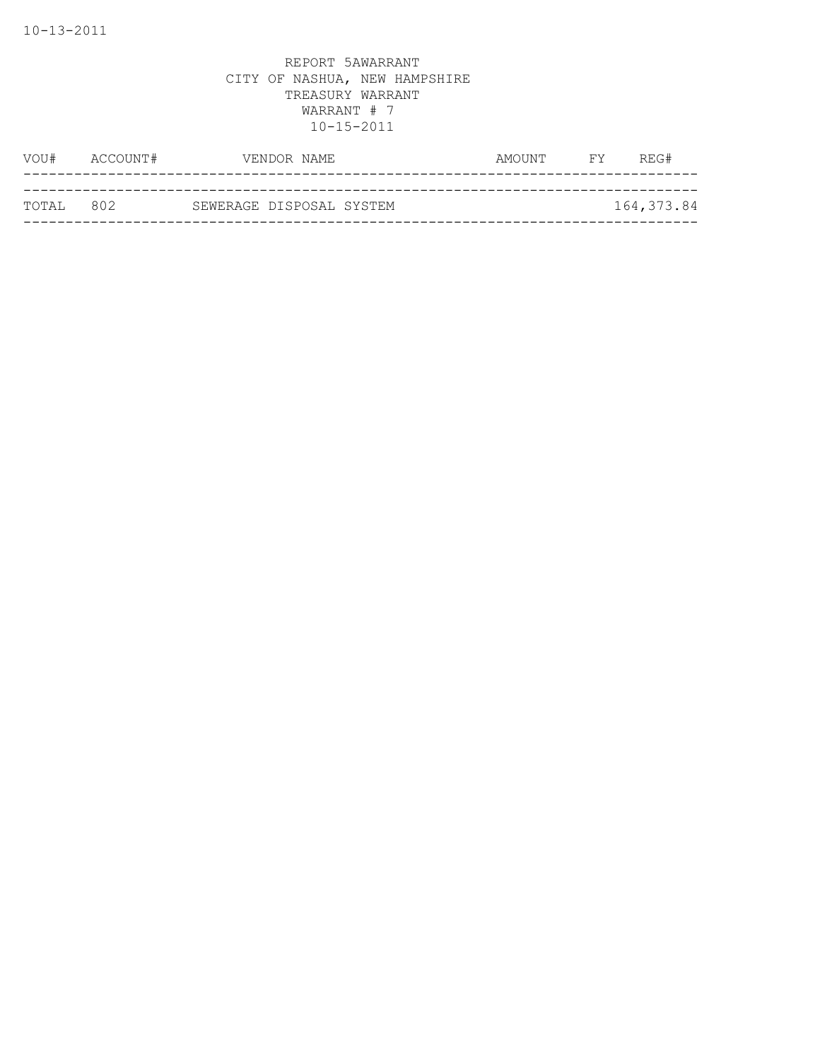10-13-2011

REPORT 5AWARRANT
CITY OF NASHUA, NEW HAMPSHIRE
TREASURY WARRANT
WARRANT # 7
10-15-2011

| VOU# | ACCOUNT# | VENDOR NAME | AMOUNT | FY | REG# |
|---|---|---|---|---|---|
| TOTAL | 802 | SEWERAGE DISPOSAL SYSTEM | | | 164,373.84 |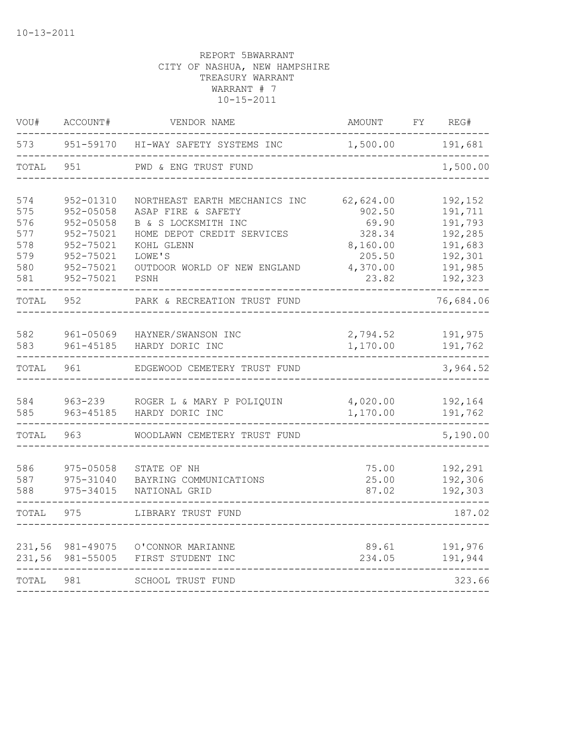10-13-2011

REPORT 5BWARRANT
CITY OF NASHUA, NEW HAMPSHIRE
TREASURY WARRANT
WARRANT # 7
10-15-2011

| VOU# | ACCOUNT# | VENDOR NAME | AMOUNT | FY | REG# |
|---|---|---|---|---|---|
| 573 | 951-59170 | HI-WAY SAFETY SYSTEMS INC | 1,500.00 | | 191,681 |
| TOTAL | 951 | PWD & ENG TRUST FUND | | | 1,500.00 |
| 574 | 952-01310 | NORTHEAST EARTH MECHANICS INC | 62,624.00 | | 192,152 |
| 575 | 952-05058 | ASAP FIRE & SAFETY | 902.50 | | 191,711 |
| 576 | 952-05058 | B & S LOCKSMITH INC | 69.90 | | 191,793 |
| 577 | 952-75021 | HOME DEPOT CREDIT SERVICES | 328.34 | | 192,285 |
| 578 | 952-75021 | KOHL GLENN | 8,160.00 | | 191,683 |
| 579 | 952-75021 | LOWE'S | 205.50 | | 192,301 |
| 580 | 952-75021 | OUTDOOR WORLD OF NEW ENGLAND | 4,370.00 | | 191,985 |
| 581 | 952-75021 | PSNH | 23.82 | | 192,323 |
| TOTAL | 952 | PARK & RECREATION TRUST FUND | | | 76,684.06 |
| 582 | 961-05069 | HAYNER/SWANSON INC | 2,794.52 | | 191,975 |
| 583 | 961-45185 | HARDY DORIC INC | 1,170.00 | | 191,762 |
| TOTAL | 961 | EDGEWOOD CEMETERY TRUST FUND | | | 3,964.52 |
| 584 | 963-239 | ROGER L & MARY P POLIQUIN | 4,020.00 | | 192,164 |
| 585 | 963-45185 | HARDY DORIC INC | 1,170.00 | | 191,762 |
| TOTAL | 963 | WOODLAWN CEMETERY TRUST FUND | | | 5,190.00 |
| 586 | 975-05058 | STATE OF NH | 75.00 | | 192,291 |
| 587 | 975-31040 | BAYRING COMMUNICATIONS | 25.00 | | 192,306 |
| 588 | 975-34015 | NATIONAL GRID | 87.02 | | 192,303 |
| TOTAL | 975 | LIBRARY TRUST FUND | | | 187.02 |
| 231,56 | 981-49075 | O'CONNOR MARIANNE | 89.61 | | 191,976 |
| 231,56 | 981-55005 | FIRST STUDENT INC | 234.05 | | 191,944 |
| TOTAL | 981 | SCHOOL TRUST FUND | | | 323.66 |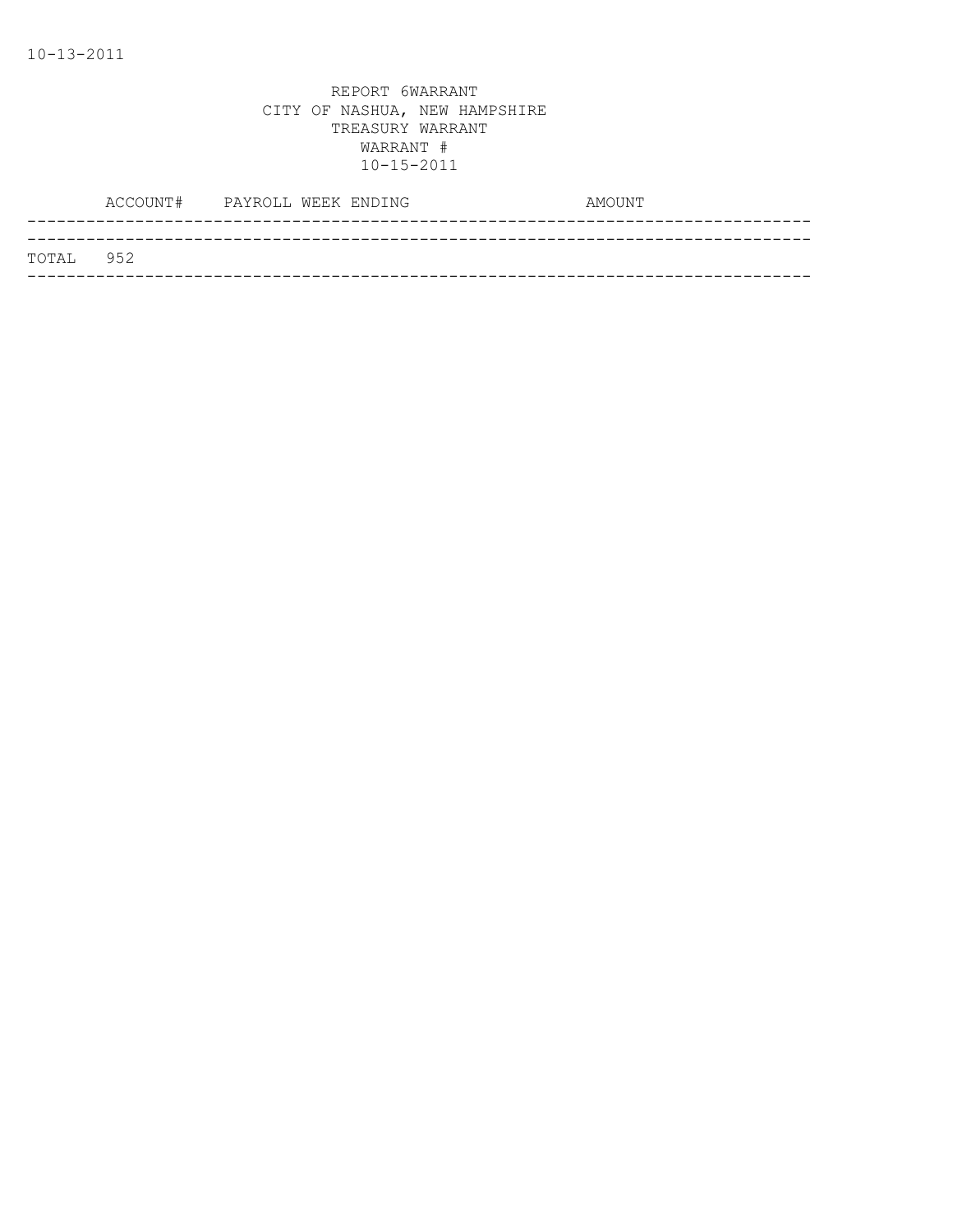10-13-2011

REPORT 6WARRANT
CITY OF NASHUA, NEW HAMPSHIRE
TREASURY WARRANT
WARRANT #
10-15-2011

| | ACCOUNT# | PAYROLL WEEK ENDING | AMOUNT |
|---|---|---|---|
| TOTAL | 952 | | |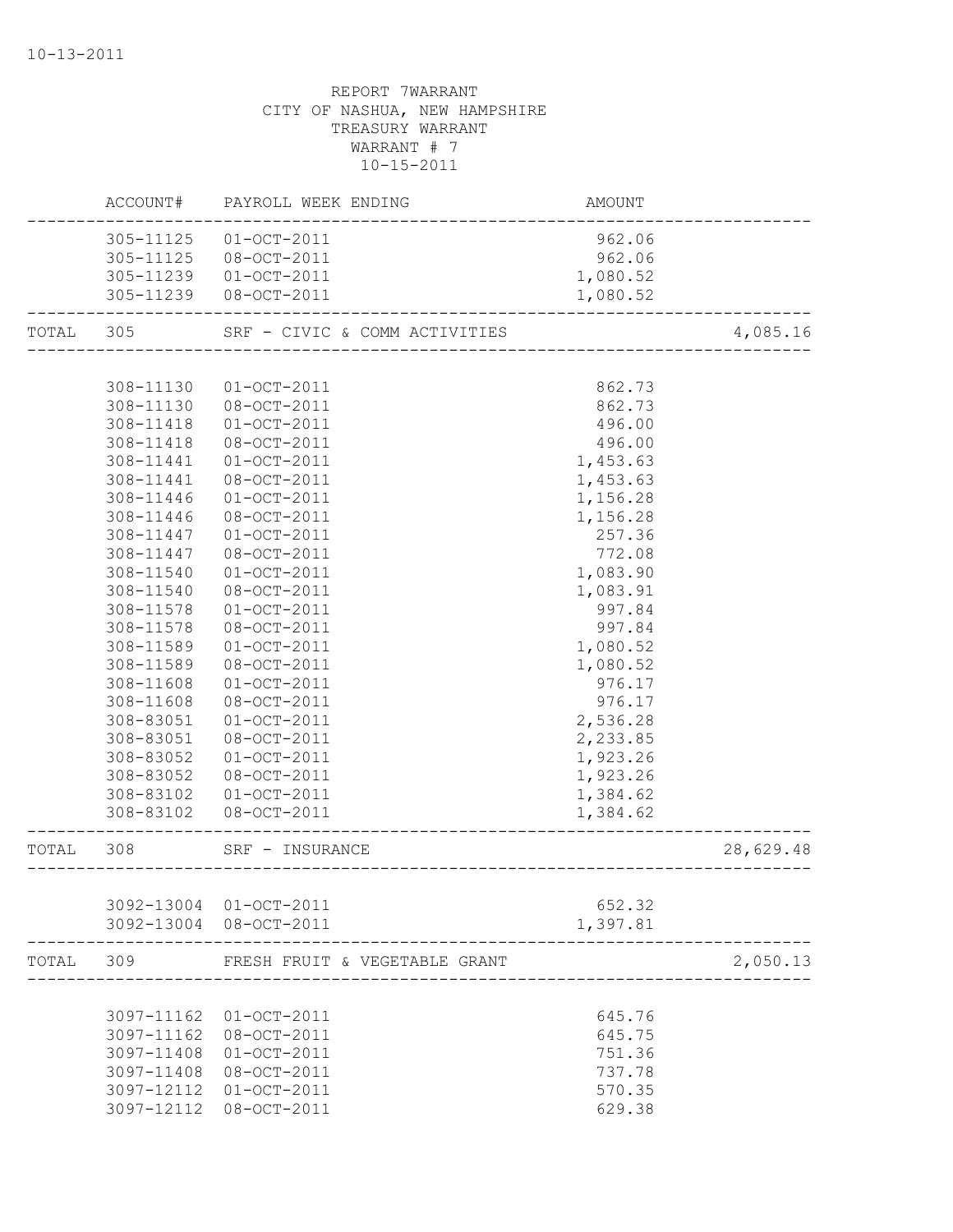10-13-2011

REPORT 7WARRANT
CITY OF NASHUA, NEW HAMPSHIRE
TREASURY WARRANT
WARRANT # 7
10-15-2011

| | ACCOUNT# | PAYROLL WEEK ENDING | AMOUNT | |
|---|---|---|---|---|
| | 305-11125 | 01-OCT-2011 | 962.06 | |
| | 305-11125 | 08-OCT-2011 | 962.06 | |
| | 305-11239 | 01-OCT-2011 | 1,080.52 | |
| | 305-11239 | 08-OCT-2011 | 1,080.52 | |
| TOTAL | 305 | SRF - CIVIC & COMM ACTIVITIES | | 4,085.16 |
| | 308-11130 | 01-OCT-2011 | 862.73 | |
| | 308-11130 | 08-OCT-2011 | 862.73 | |
| | 308-11418 | 01-OCT-2011 | 496.00 | |
| | 308-11418 | 08-OCT-2011 | 496.00 | |
| | 308-11441 | 01-OCT-2011 | 1,453.63 | |
| | 308-11441 | 08-OCT-2011 | 1,453.63 | |
| | 308-11446 | 01-OCT-2011 | 1,156.28 | |
| | 308-11446 | 08-OCT-2011 | 1,156.28 | |
| | 308-11447 | 01-OCT-2011 | 257.36 | |
| | 308-11447 | 08-OCT-2011 | 772.08 | |
| | 308-11540 | 01-OCT-2011 | 1,083.90 | |
| | 308-11540 | 08-OCT-2011 | 1,083.91 | |
| | 308-11578 | 01-OCT-2011 | 997.84 | |
| | 308-11578 | 08-OCT-2011 | 997.84 | |
| | 308-11589 | 01-OCT-2011 | 1,080.52 | |
| | 308-11589 | 08-OCT-2011 | 1,080.52 | |
| | 308-11608 | 01-OCT-2011 | 976.17 | |
| | 308-11608 | 08-OCT-2011 | 976.17 | |
| | 308-83051 | 01-OCT-2011 | 2,536.28 | |
| | 308-83051 | 08-OCT-2011 | 2,233.85 | |
| | 308-83052 | 01-OCT-2011 | 1,923.26 | |
| | 308-83052 | 08-OCT-2011 | 1,923.26 | |
| | 308-83102 | 01-OCT-2011 | 1,384.62 | |
| | 308-83102 | 08-OCT-2011 | 1,384.62 | |
| TOTAL | 308 | SRF - INSURANCE | | 28,629.48 |
| | 3092-13004 | 01-OCT-2011 | 652.32 | |
| | 3092-13004 | 08-OCT-2011 | 1,397.81 | |
| TOTAL | 309 | FRESH FRUIT & VEGETABLE GRANT | | 2,050.13 |
| | 3097-11162 | 01-OCT-2011 | 645.76 | |
| | 3097-11162 | 08-OCT-2011 | 645.75 | |
| | 3097-11408 | 01-OCT-2011 | 751.36 | |
| | 3097-11408 | 08-OCT-2011 | 737.78 | |
| | 3097-12112 | 01-OCT-2011 | 570.35 | |
| | 3097-12112 | 08-OCT-2011 | 629.38 | |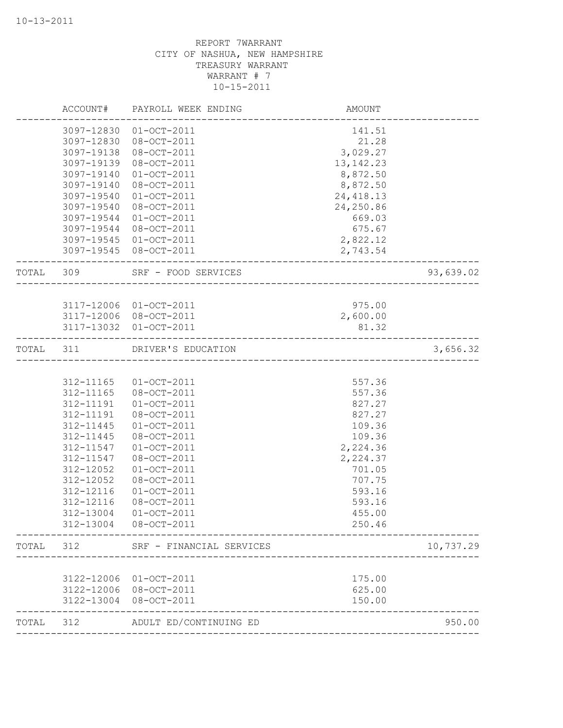REPORT 7WARRANT
CITY OF NASHUA, NEW HAMPSHIRE
TREASURY WARRANT
WARRANT # 7
10-15-2011

| | ACCOUNT# | PAYROLL WEEK ENDING | AMOUNT | |
|---|---|---|---|---|
| | 3097-12830 | 01-OCT-2011 | 141.51 | |
| | 3097-12830 | 08-OCT-2011 | 21.28 | |
| | 3097-19138 | 08-OCT-2011 | 3,029.27 | |
| | 3097-19139 | 08-OCT-2011 | 13,142.23 | |
| | 3097-19140 | 01-OCT-2011 | 8,872.50 | |
| | 3097-19140 | 08-OCT-2011 | 8,872.50 | |
| | 3097-19540 | 01-OCT-2011 | 24,418.13 | |
| | 3097-19540 | 08-OCT-2011 | 24,250.86 | |
| | 3097-19544 | 01-OCT-2011 | 669.03 | |
| | 3097-19544 | 08-OCT-2011 | 675.67 | |
| | 3097-19545 | 01-OCT-2011 | 2,822.12 | |
| | 3097-19545 | 08-OCT-2011 | 2,743.54 | |
| TOTAL | 309 | SRF - FOOD SERVICES | | 93,639.02 |
| | 3117-12006 | 01-OCT-2011 | 975.00 | |
| | 3117-12006 | 08-OCT-2011 | 2,600.00 | |
| | 3117-13032 | 01-OCT-2011 | 81.32 | |
| TOTAL | 311 | DRIVER'S EDUCATION | | 3,656.32 |
| | 312-11165 | 01-OCT-2011 | 557.36 | |
| | 312-11165 | 08-OCT-2011 | 557.36 | |
| | 312-11191 | 01-OCT-2011 | 827.27 | |
| | 312-11191 | 08-OCT-2011 | 827.27 | |
| | 312-11445 | 01-OCT-2011 | 109.36 | |
| | 312-11445 | 08-OCT-2011 | 109.36 | |
| | 312-11547 | 01-OCT-2011 | 2,224.36 | |
| | 312-11547 | 08-OCT-2011 | 2,224.37 | |
| | 312-12052 | 01-OCT-2011 | 701.05 | |
| | 312-12052 | 08-OCT-2011 | 707.75 | |
| | 312-12116 | 01-OCT-2011 | 593.16 | |
| | 312-12116 | 08-OCT-2011 | 593.16 | |
| | 312-13004 | 01-OCT-2011 | 455.00 | |
| | 312-13004 | 08-OCT-2011 | 250.46 | |
| TOTAL | 312 | SRF - FINANCIAL SERVICES | | 10,737.29 |
| | 3122-12006 | 01-OCT-2011 | 175.00 | |
| | 3122-12006 | 08-OCT-2011 | 625.00 | |
| | 3122-13004 | 08-OCT-2011 | 150.00 | |
| TOTAL | 312 | ADULT ED/CONTINUING ED | | 950.00 |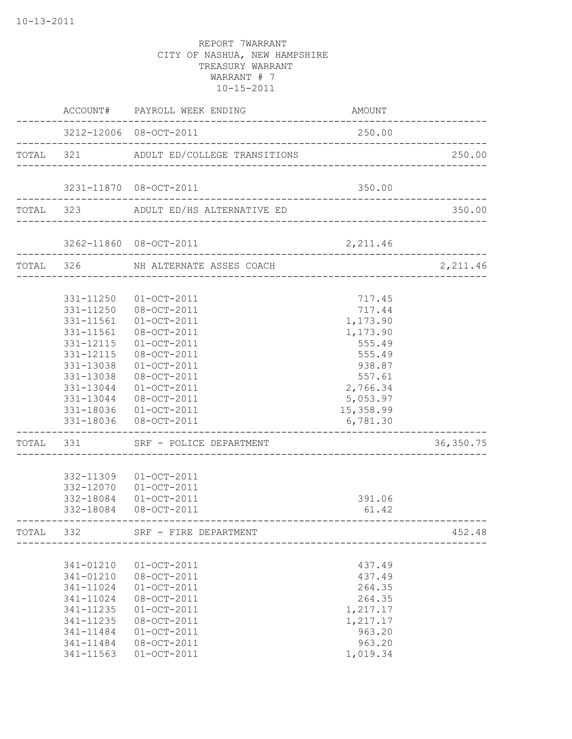REPORT 7WARRANT
CITY OF NASHUA, NEW HAMPSHIRE
TREASURY WARRANT
WARRANT # 7
10-15-2011

| | ACCOUNT# | PAYROLL WEEK ENDING | AMOUNT | |
|---|---|---|---|---|
| | 3212-12006 | 08-OCT-2011 | 250.00 | |
| TOTAL | 321 | ADULT ED/COLLEGE TRANSITIONS | | 250.00 |
| | 3231-11870 | 08-OCT-2011 | 350.00 | |
| TOTAL | 323 | ADULT ED/HS ALTERNATIVE ED | | 350.00 |
| | 3262-11860 | 08-OCT-2011 | 2,211.46 | |
| TOTAL | 326 | NH ALTERNATE ASSES COACH | | 2,211.46 |
| | 331-11250 | 01-OCT-2011 | 717.45 | |
| | 331-11250 | 08-OCT-2011 | 717.44 | |
| | 331-11561 | 01-OCT-2011 | 1,173.90 | |
| | 331-11561 | 08-OCT-2011 | 1,173.90 | |
| | 331-12115 | 01-OCT-2011 | 555.49 | |
| | 331-12115 | 08-OCT-2011 | 555.49 | |
| | 331-13038 | 01-OCT-2011 | 938.87 | |
| | 331-13038 | 08-OCT-2011 | 557.61 | |
| | 331-13044 | 01-OCT-2011 | 2,766.34 | |
| | 331-13044 | 08-OCT-2011 | 5,053.97 | |
| | 331-18036 | 01-OCT-2011 | 15,358.99 | |
| | 331-18036 | 08-OCT-2011 | 6,781.30 | |
| TOTAL | 331 | SRF - POLICE DEPARTMENT | | 36,350.75 |
| | 332-11309 | 01-OCT-2011 | | |
| | 332-12070 | 01-OCT-2011 | | |
| | 332-18084 | 01-OCT-2011 | 391.06 | |
| | 332-18084 | 08-OCT-2011 | 61.42 | |
| TOTAL | 332 | SRF - FIRE DEPARTMENT | | 452.48 |
| | 341-01210 | 01-OCT-2011 | 437.49 | |
| | 341-01210 | 08-OCT-2011 | 437.49 | |
| | 341-11024 | 01-OCT-2011 | 264.35 | |
| | 341-11024 | 08-OCT-2011 | 264.35 | |
| | 341-11235 | 01-OCT-2011 | 1,217.17 | |
| | 341-11235 | 08-OCT-2011 | 1,217.17 | |
| | 341-11484 | 01-OCT-2011 | 963.20 | |
| | 341-11484 | 08-OCT-2011 | 963.20 | |
| | 341-11563 | 01-OCT-2011 | 1,019.34 | |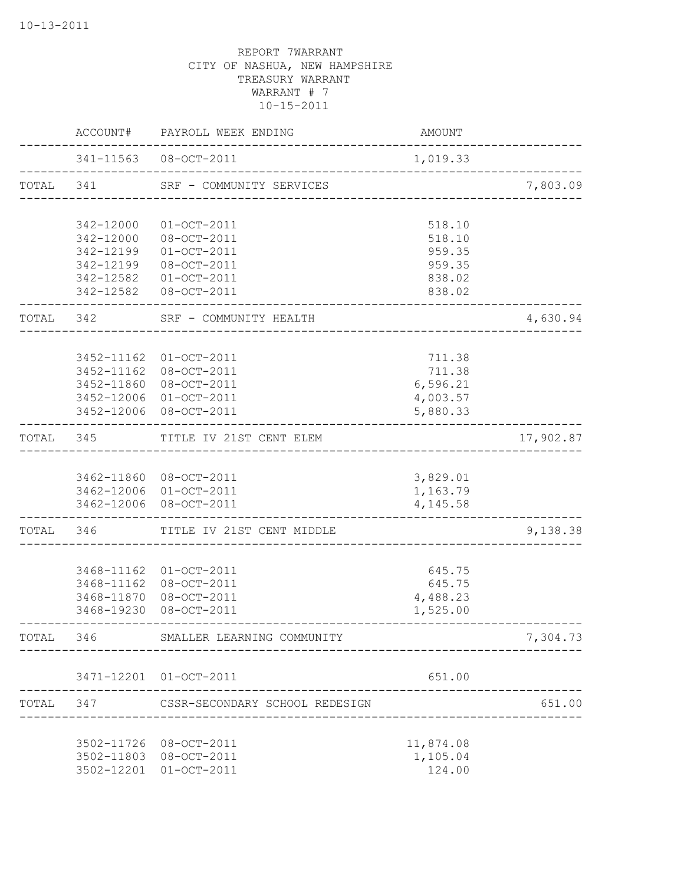REPORT 7WARRANT
CITY OF NASHUA, NEW HAMPSHIRE
TREASURY WARRANT
WARRANT # 7
10-15-2011

| | ACCOUNT# | PAYROLL WEEK ENDING | AMOUNT | |
|---|---|---|---|---|
| | 341-11563 | 08-OCT-2011 | 1,019.33 | |
| TOTAL | 341 | SRF - COMMUNITY SERVICES | | 7,803.09 |
| | 342-12000 | 01-OCT-2011 | 518.10 | |
| | 342-12000 | 08-OCT-2011 | 518.10 | |
| | 342-12199 | 01-OCT-2011 | 959.35 | |
| | 342-12199 | 08-OCT-2011 | 959.35 | |
| | 342-12582 | 01-OCT-2011 | 838.02 | |
| | 342-12582 | 08-OCT-2011 | 838.02 | |
| TOTAL | 342 | SRF - COMMUNITY HEALTH | | 4,630.94 |
| | 3452-11162 | 01-OCT-2011 | 711.38 | |
| | 3452-11162 | 08-OCT-2011 | 711.38 | |
| | 3452-11860 | 08-OCT-2011 | 6,596.21 | |
| | 3452-12006 | 01-OCT-2011 | 4,003.57 | |
| | 3452-12006 | 08-OCT-2011 | 5,880.33 | |
| TOTAL | 345 | TITLE IV 21ST CENT ELEM | | 17,902.87 |
| | 3462-11860 | 08-OCT-2011 | 3,829.01 | |
| | 3462-12006 | 01-OCT-2011 | 1,163.79 | |
| | 3462-12006 | 08-OCT-2011 | 4,145.58 | |
| TOTAL | 346 | TITLE IV 21ST CENT MIDDLE | | 9,138.38 |
| | 3468-11162 | 01-OCT-2011 | 645.75 | |
| | 3468-11162 | 08-OCT-2011 | 645.75 | |
| | 3468-11870 | 08-OCT-2011 | 4,488.23 | |
| | 3468-19230 | 08-OCT-2011 | 1,525.00 | |
| TOTAL | 346 | SMALLER LEARNING COMMUNITY | | 7,304.73 |
| | 3471-12201 | 01-OCT-2011 | 651.00 | |
| TOTAL | 347 | CSSR-SECONDARY SCHOOL REDESIGN | | 651.00 |
| | 3502-11726 | 08-OCT-2011 | 11,874.08 | |
| | 3502-11803 | 08-OCT-2011 | 1,105.04 | |
| | 3502-12201 | 01-OCT-2011 | 124.00 | |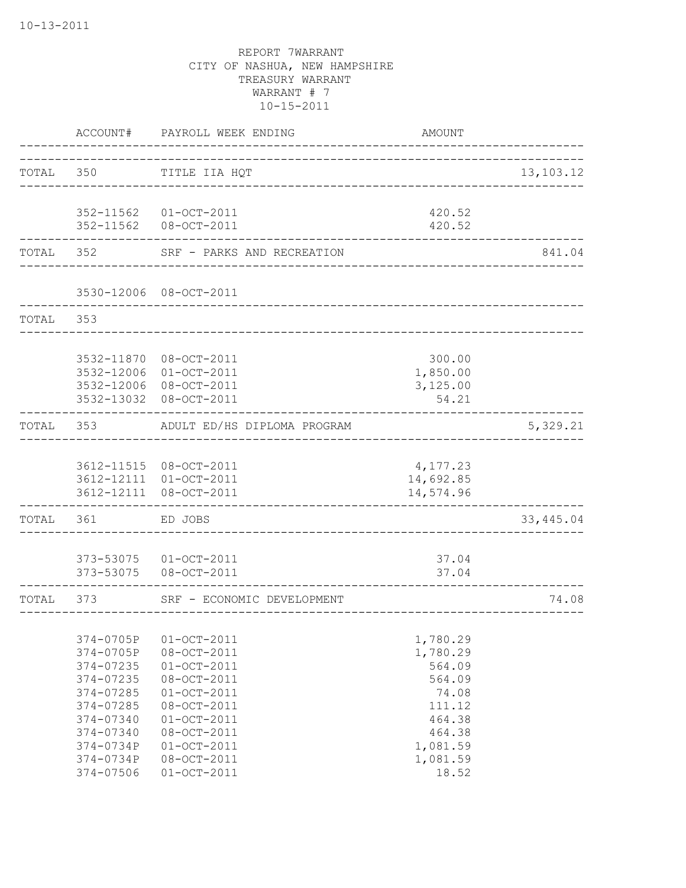10-13-2011

REPORT 7WARRANT
CITY OF NASHUA, NEW HAMPSHIRE
TREASURY WARRANT
WARRANT # 7
10-15-2011

| | ACCOUNT# | PAYROLL WEEK ENDING | AMOUNT | |
|---|---|---|---|---|
| TOTAL | 350 | TITLE IIA HQT | | 13,103.12 |
| | 352-11562 | 01-OCT-2011 | 420.52 | |
| | 352-11562 | 08-OCT-2011 | 420.52 | |
| TOTAL | 352 | SRF - PARKS AND RECREATION | | 841.04 |
| | 3530-12006 | 08-OCT-2011 | | |
| TOTAL | 353 | | | |
| | 3532-11870 | 08-OCT-2011 | 300.00 | |
| | 3532-12006 | 01-OCT-2011 | 1,850.00 | |
| | 3532-12006 | 08-OCT-2011 | 3,125.00 | |
| | 3532-13032 | 08-OCT-2011 | 54.21 | |
| TOTAL | 353 | ADULT ED/HS DIPLOMA PROGRAM | | 5,329.21 |
| | 3612-11515 | 08-OCT-2011 | 4,177.23 | |
| | 3612-12111 | 01-OCT-2011 | 14,692.85 | |
| | 3612-12111 | 08-OCT-2011 | 14,574.96 | |
| TOTAL | 361 | ED JOBS | | 33,445.04 |
| | 373-53075 | 01-OCT-2011 | 37.04 | |
| | 373-53075 | 08-OCT-2011 | 37.04 | |
| TOTAL | 373 | SRF - ECONOMIC DEVELOPMENT | | 74.08 |
| | 374-0705P | 01-OCT-2011 | 1,780.29 | |
| | 374-0705P | 08-OCT-2011 | 1,780.29 | |
| | 374-07235 | 01-OCT-2011 | 564.09 | |
| | 374-07235 | 08-OCT-2011 | 564.09 | |
| | 374-07285 | 01-OCT-2011 | 74.08 | |
| | 374-07285 | 08-OCT-2011 | 111.12 | |
| | 374-07340 | 01-OCT-2011 | 464.38 | |
| | 374-07340 | 08-OCT-2011 | 464.38 | |
| | 374-0734P | 01-OCT-2011 | 1,081.59 | |
| | 374-0734P | 08-OCT-2011 | 1,081.59 | |
| | 374-07506 | 01-OCT-2011 | 18.52 | |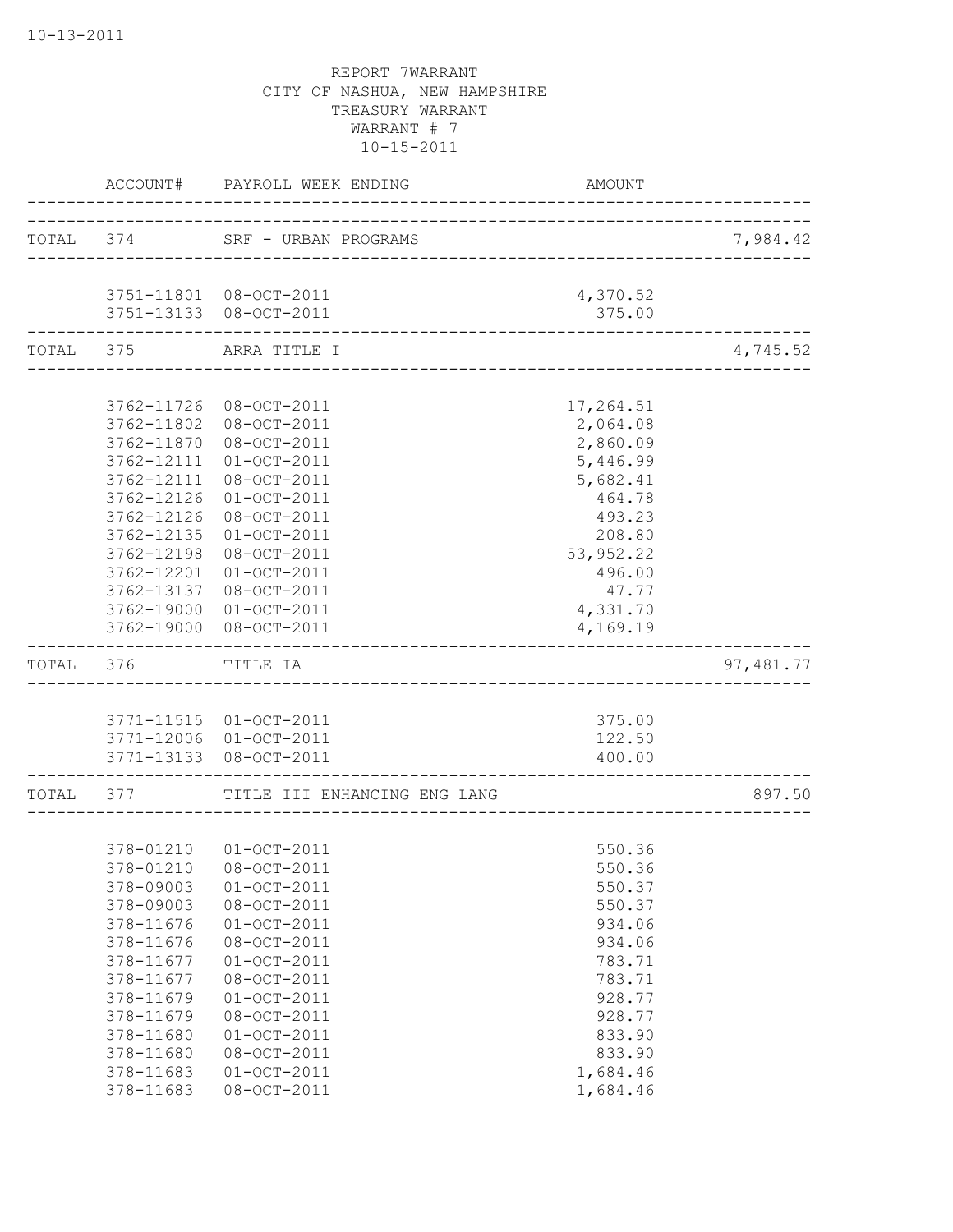10-13-2011

REPORT 7WARRANT
CITY OF NASHUA, NEW HAMPSHIRE
TREASURY WARRANT
WARRANT # 7
10-15-2011

| | ACCOUNT# | PAYROLL WEEK ENDING | AMOUNT | |
|---|---|---|---|---|
| TOTAL | 374 | SRF - URBAN PROGRAMS | | 7,984.42 |
| | 3751-11801 | 08-OCT-2011 | 4,370.52 | |
| | 3751-13133 | 08-OCT-2011 | 375.00 | |
| TOTAL | 375 | ARRA TITLE I | | 4,745.52 |
| | 3762-11726 | 08-OCT-2011 | 17,264.51 | |
| | 3762-11802 | 08-OCT-2011 | 2,064.08 | |
| | 3762-11870 | 08-OCT-2011 | 2,860.09 | |
| | 3762-12111 | 01-OCT-2011 | 5,446.99 | |
| | 3762-12111 | 08-OCT-2011 | 5,682.41 | |
| | 3762-12126 | 01-OCT-2011 | 464.78 | |
| | 3762-12126 | 08-OCT-2011 | 493.23 | |
| | 3762-12135 | 01-OCT-2011 | 208.80 | |
| | 3762-12198 | 08-OCT-2011 | 53,952.22 | |
| | 3762-12201 | 01-OCT-2011 | 496.00 | |
| | 3762-13137 | 08-OCT-2011 | 47.77 | |
| | 3762-19000 | 01-OCT-2011 | 4,331.70 | |
| | 3762-19000 | 08-OCT-2011 | 4,169.19 | |
| TOTAL | 376 | TITLE IA | | 97,481.77 |
| | 3771-11515 | 01-OCT-2011 | 375.00 | |
| | 3771-12006 | 01-OCT-2011 | 122.50 | |
| | 3771-13133 | 08-OCT-2011 | 400.00 | |
| TOTAL | 377 | TITLE III ENHANCING ENG LANG | | 897.50 |
| | 378-01210 | 01-OCT-2011 | 550.36 | |
| | 378-01210 | 08-OCT-2011 | 550.36 | |
| | 378-09003 | 01-OCT-2011 | 550.37 | |
| | 378-09003 | 08-OCT-2011 | 550.37 | |
| | 378-11676 | 01-OCT-2011 | 934.06 | |
| | 378-11676 | 08-OCT-2011 | 934.06 | |
| | 378-11677 | 01-OCT-2011 | 783.71 | |
| | 378-11677 | 08-OCT-2011 | 783.71 | |
| | 378-11679 | 01-OCT-2011 | 928.77 | |
| | 378-11679 | 08-OCT-2011 | 928.77 | |
| | 378-11680 | 01-OCT-2011 | 833.90 | |
| | 378-11680 | 08-OCT-2011 | 833.90 | |
| | 378-11683 | 01-OCT-2011 | 1,684.46 | |
| | 378-11683 | 08-OCT-2011 | 1,684.46 | |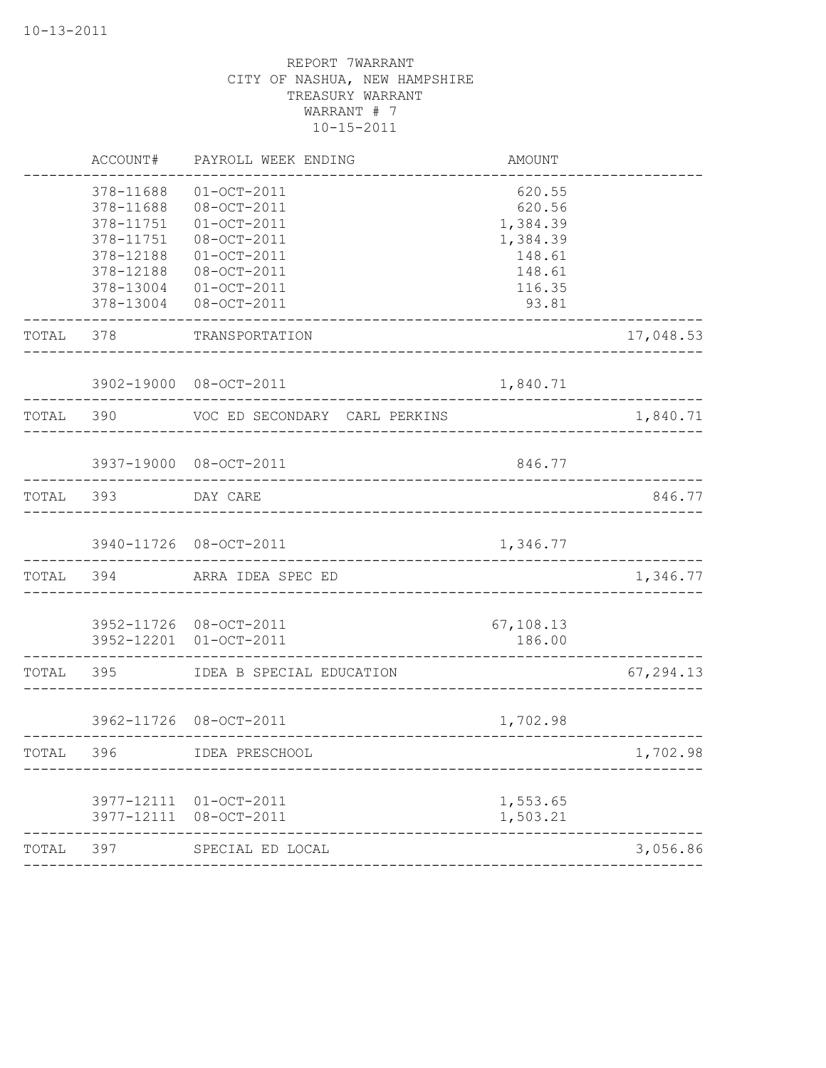10-13-2011

REPORT 7WARRANT
CITY OF NASHUA, NEW HAMPSHIRE
TREASURY WARRANT
WARRANT # 7
10-15-2011

| | ACCOUNT# | PAYROLL WEEK ENDING | AMOUNT | |
|---|---|---|---|---|
| | 378-11688 | 01-OCT-2011 | 620.55 | |
| | 378-11688 | 08-OCT-2011 | 620.56 | |
| | 378-11751 | 01-OCT-2011 | 1,384.39 | |
| | 378-11751 | 08-OCT-2011 | 1,384.39 | |
| | 378-12188 | 01-OCT-2011 | 148.61 | |
| | 378-12188 | 08-OCT-2011 | 148.61 | |
| | 378-13004 | 01-OCT-2011 | 116.35 | |
| | 378-13004 | 08-OCT-2011 | 93.81 | |
| TOTAL | 378 | TRANSPORTATION | | 17,048.53 |
| | 3902-19000 | 08-OCT-2011 | 1,840.71 | |
| TOTAL | 390 | VOC ED SECONDARY CARL PERKINS | | 1,840.71 |
| | 3937-19000 | 08-OCT-2011 | 846.77 | |
| TOTAL | 393 | DAY CARE | | 846.77 |
| | 3940-11726 | 08-OCT-2011 | 1,346.77 | |
| TOTAL | 394 | ARRA IDEA SPEC ED | | 1,346.77 |
| | 3952-11726 | 08-OCT-2011 | 67,108.13 | |
| | 3952-12201 | 01-OCT-2011 | 186.00 | |
| TOTAL | 395 | IDEA B SPECIAL EDUCATION | | 67,294.13 |
| | 3962-11726 | 08-OCT-2011 | 1,702.98 | |
| TOTAL | 396 | IDEA PRESCHOOL | | 1,702.98 |
| | 3977-12111 | 01-OCT-2011 | 1,553.65 | |
| | 3977-12111 | 08-OCT-2011 | 1,503.21 | |
| TOTAL | 397 | SPECIAL ED LOCAL | | 3,056.86 |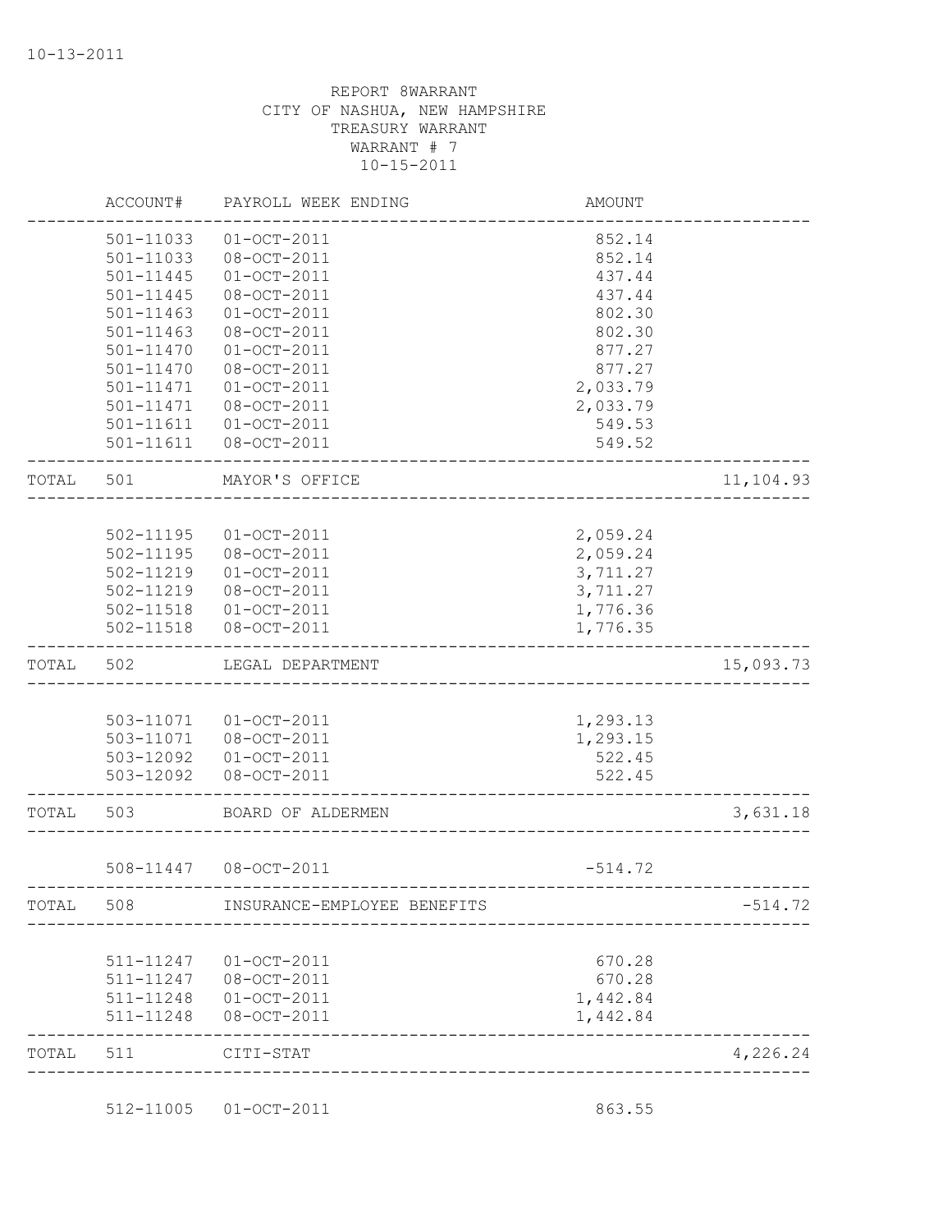10-13-2011

REPORT 8WARRANT
CITY OF NASHUA, NEW HAMPSHIRE
TREASURY WARRANT
WARRANT # 7
10-15-2011

| | ACCOUNT# | PAYROLL WEEK ENDING | AMOUNT | |
|---|---|---|---|---|
| | 501-11033 | 01-OCT-2011 | 852.14 | |
| | 501-11033 | 08-OCT-2011 | 852.14 | |
| | 501-11445 | 01-OCT-2011 | 437.44 | |
| | 501-11445 | 08-OCT-2011 | 437.44 | |
| | 501-11463 | 01-OCT-2011 | 802.30 | |
| | 501-11463 | 08-OCT-2011 | 802.30 | |
| | 501-11470 | 01-OCT-2011 | 877.27 | |
| | 501-11470 | 08-OCT-2011 | 877.27 | |
| | 501-11471 | 01-OCT-2011 | 2,033.79 | |
| | 501-11471 | 08-OCT-2011 | 2,033.79 | |
| | 501-11611 | 01-OCT-2011 | 549.53 | |
| | 501-11611 | 08-OCT-2011 | 549.52 | |
| TOTAL | 501 | MAYOR'S OFFICE | | 11,104.93 |
| | 502-11195 | 01-OCT-2011 | 2,059.24 | |
| | 502-11195 | 08-OCT-2011 | 2,059.24 | |
| | 502-11219 | 01-OCT-2011 | 3,711.27 | |
| | 502-11219 | 08-OCT-2011 | 3,711.27 | |
| | 502-11518 | 01-OCT-2011 | 1,776.36 | |
| | 502-11518 | 08-OCT-2011 | 1,776.35 | |
| TOTAL | 502 | LEGAL DEPARTMENT | | 15,093.73 |
| | 503-11071 | 01-OCT-2011 | 1,293.13 | |
| | 503-11071 | 08-OCT-2011 | 1,293.15 | |
| | 503-12092 | 01-OCT-2011 | 522.45 | |
| | 503-12092 | 08-OCT-2011 | 522.45 | |
| TOTAL | 503 | BOARD OF ALDERMEN | | 3,631.18 |
| | 508-11447 | 08-OCT-2011 | -514.72 | |
| TOTAL | 508 | INSURANCE-EMPLOYEE BENEFITS | | -514.72 |
| | 511-11247 | 01-OCT-2011 | 670.28 | |
| | 511-11247 | 08-OCT-2011 | 670.28 | |
| | 511-11248 | 01-OCT-2011 | 1,442.84 | |
| | 511-11248 | 08-OCT-2011 | 1,442.84 | |
| TOTAL | 511 | CITI-STAT | | 4,226.24 |
| | 512-11005 | 01-OCT-2011 | 863.55 | |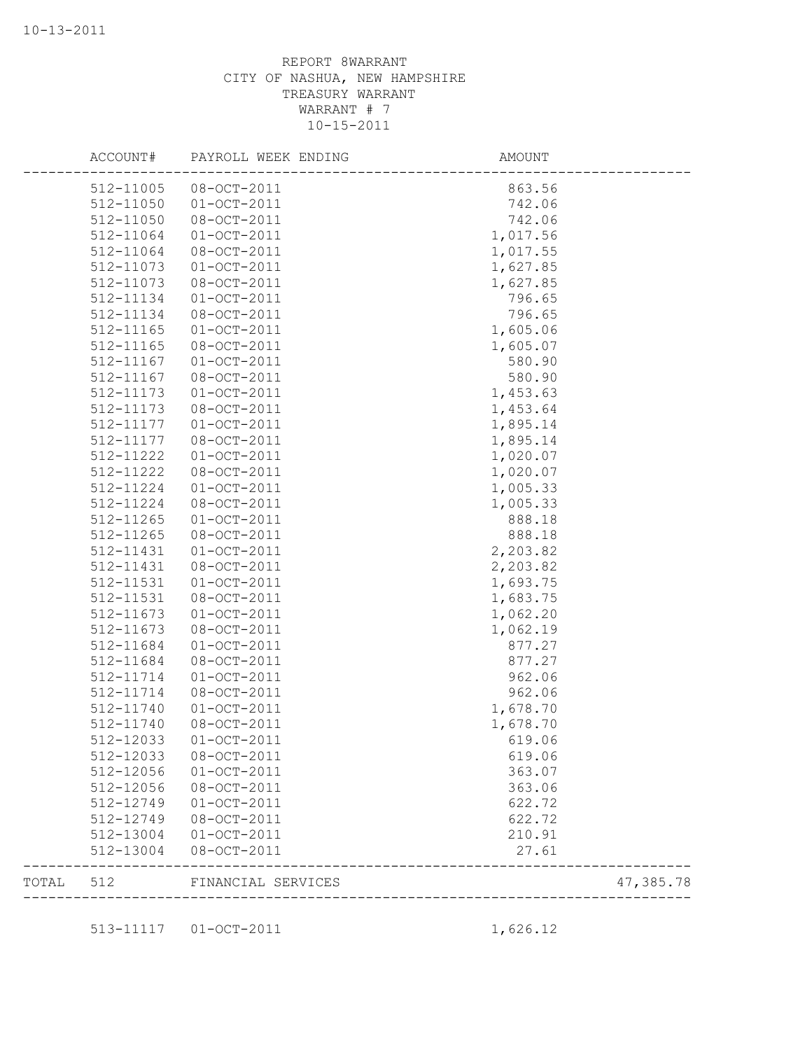10-13-2011

REPORT 8WARRANT
CITY OF NASHUA, NEW HAMPSHIRE
TREASURY WARRANT
WARRANT # 7
10-15-2011

| ACCOUNT# | PAYROLL WEEK ENDING | AMOUNT | |
|---|---|---|---|
| 512-11005 | 08-OCT-2011 | 863.56 | |
| 512-11050 | 01-OCT-2011 | 742.06 | |
| 512-11050 | 08-OCT-2011 | 742.06 | |
| 512-11064 | 01-OCT-2011 | 1,017.56 | |
| 512-11064 | 08-OCT-2011 | 1,017.55 | |
| 512-11073 | 01-OCT-2011 | 1,627.85 | |
| 512-11073 | 08-OCT-2011 | 1,627.85 | |
| 512-11134 | 01-OCT-2011 | 796.65 | |
| 512-11134 | 08-OCT-2011 | 796.65 | |
| 512-11165 | 01-OCT-2011 | 1,605.06 | |
| 512-11165 | 08-OCT-2011 | 1,605.07 | |
| 512-11167 | 01-OCT-2011 | 580.90 | |
| 512-11167 | 08-OCT-2011 | 580.90 | |
| 512-11173 | 01-OCT-2011 | 1,453.63 | |
| 512-11173 | 08-OCT-2011 | 1,453.64 | |
| 512-11177 | 01-OCT-2011 | 1,895.14 | |
| 512-11177 | 08-OCT-2011 | 1,895.14 | |
| 512-11222 | 01-OCT-2011 | 1,020.07 | |
| 512-11222 | 08-OCT-2011 | 1,020.07 | |
| 512-11224 | 01-OCT-2011 | 1,005.33 | |
| 512-11224 | 08-OCT-2011 | 1,005.33 | |
| 512-11265 | 01-OCT-2011 | 888.18 | |
| 512-11265 | 08-OCT-2011 | 888.18 | |
| 512-11431 | 01-OCT-2011 | 2,203.82 | |
| 512-11431 | 08-OCT-2011 | 2,203.82 | |
| 512-11531 | 01-OCT-2011 | 1,693.75 | |
| 512-11531 | 08-OCT-2011 | 1,683.75 | |
| 512-11673 | 01-OCT-2011 | 1,062.20 | |
| 512-11673 | 08-OCT-2011 | 1,062.19 | |
| 512-11684 | 01-OCT-2011 | 877.27 | |
| 512-11684 | 08-OCT-2011 | 877.27 | |
| 512-11714 | 01-OCT-2011 | 962.06 | |
| 512-11714 | 08-OCT-2011 | 962.06 | |
| 512-11740 | 01-OCT-2011 | 1,678.70 | |
| 512-11740 | 08-OCT-2011 | 1,678.70 | |
| 512-12033 | 01-OCT-2011 | 619.06 | |
| 512-12033 | 08-OCT-2011 | 619.06 | |
| 512-12056 | 01-OCT-2011 | 363.07 | |
| 512-12056 | 08-OCT-2011 | 363.06 | |
| 512-12749 | 01-OCT-2011 | 622.72 | |
| 512-12749 | 08-OCT-2011 | 622.72 | |
| 512-13004 | 01-OCT-2011 | 210.91 | |
| 512-13004 | 08-OCT-2011 | 27.61 | |
| TOTAL 512 | FINANCIAL SERVICES | | 47,385.78 |
| 513-11117 | 01-OCT-2011 | 1,626.12 | |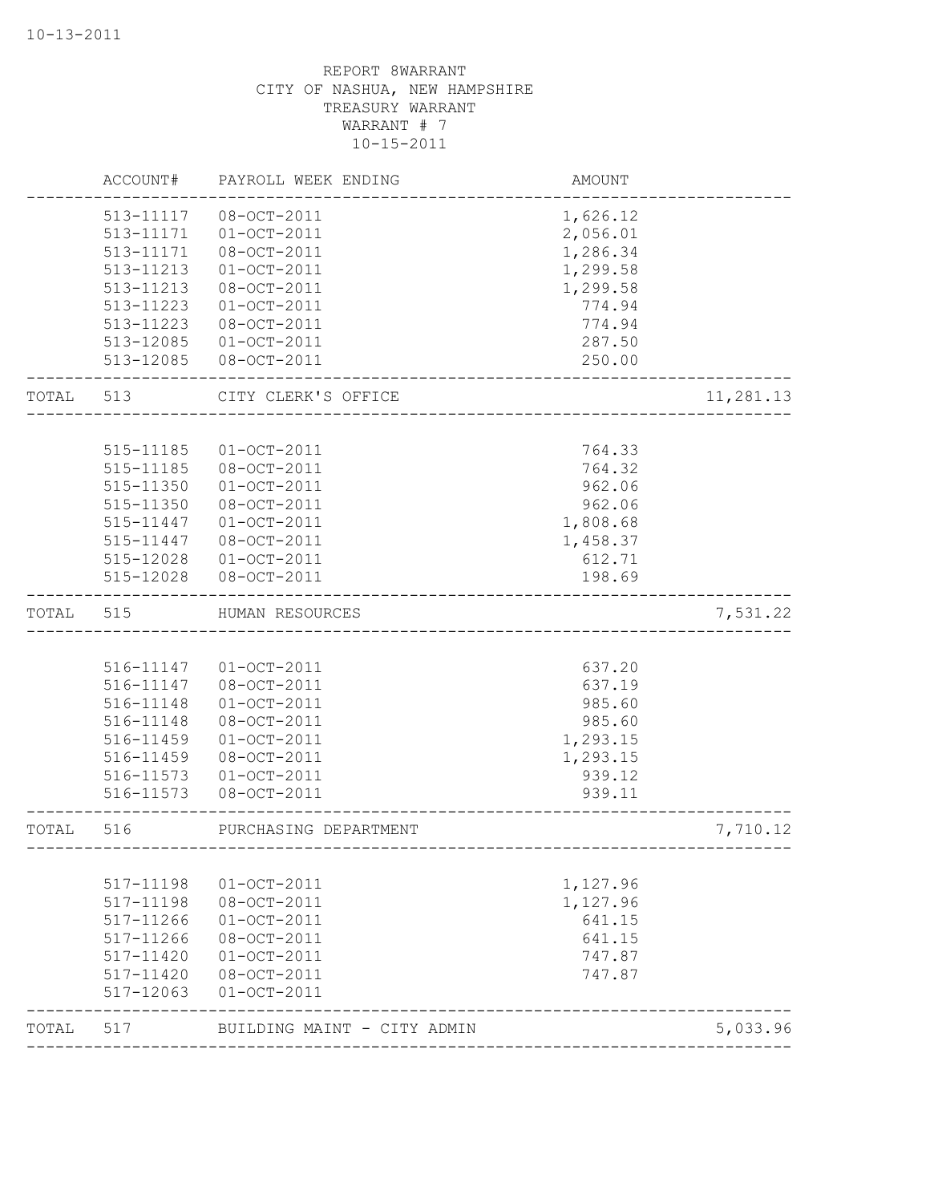10-13-2011

REPORT 8WARRANT
CITY OF NASHUA, NEW HAMPSHIRE
TREASURY WARRANT
WARRANT # 7
10-15-2011

| | ACCOUNT# | PAYROLL WEEK ENDING | AMOUNT | |
|---|---|---|---|---|
| | 513-11117 | 08-OCT-2011 | 1,626.12 | |
| | 513-11171 | 01-OCT-2011 | 2,056.01 | |
| | 513-11171 | 08-OCT-2011 | 1,286.34 | |
| | 513-11213 | 01-OCT-2011 | 1,299.58 | |
| | 513-11213 | 08-OCT-2011 | 1,299.58 | |
| | 513-11223 | 01-OCT-2011 | 774.94 | |
| | 513-11223 | 08-OCT-2011 | 774.94 | |
| | 513-12085 | 01-OCT-2011 | 287.50 | |
| | 513-12085 | 08-OCT-2011 | 250.00 | |
| TOTAL | 513 | CITY CLERK'S OFFICE | | 11,281.13 |
| | 515-11185 | 01-OCT-2011 | 764.33 | |
| | 515-11185 | 08-OCT-2011 | 764.32 | |
| | 515-11350 | 01-OCT-2011 | 962.06 | |
| | 515-11350 | 08-OCT-2011 | 962.06 | |
| | 515-11447 | 01-OCT-2011 | 1,808.68 | |
| | 515-11447 | 08-OCT-2011 | 1,458.37 | |
| | 515-12028 | 01-OCT-2011 | 612.71 | |
| | 515-12028 | 08-OCT-2011 | 198.69 | |
| TOTAL | 515 | HUMAN RESOURCES | | 7,531.22 |
| | 516-11147 | 01-OCT-2011 | 637.20 | |
| | 516-11147 | 08-OCT-2011 | 637.19 | |
| | 516-11148 | 01-OCT-2011 | 985.60 | |
| | 516-11148 | 08-OCT-2011 | 985.60 | |
| | 516-11459 | 01-OCT-2011 | 1,293.15 | |
| | 516-11459 | 08-OCT-2011 | 1,293.15 | |
| | 516-11573 | 01-OCT-2011 | 939.12 | |
| | 516-11573 | 08-OCT-2011 | 939.11 | |
| TOTAL | 516 | PURCHASING DEPARTMENT | | 7,710.12 |
| | 517-11198 | 01-OCT-2011 | 1,127.96 | |
| | 517-11198 | 08-OCT-2011 | 1,127.96 | |
| | 517-11266 | 01-OCT-2011 | 641.15 | |
| | 517-11266 | 08-OCT-2011 | 641.15 | |
| | 517-11420 | 01-OCT-2011 | 747.87 | |
| | 517-11420 | 08-OCT-2011 | 747.87 | |
| | 517-12063 | 01-OCT-2011 | | |
| TOTAL | 517 | BUILDING MAINT - CITY ADMIN | | 5,033.96 |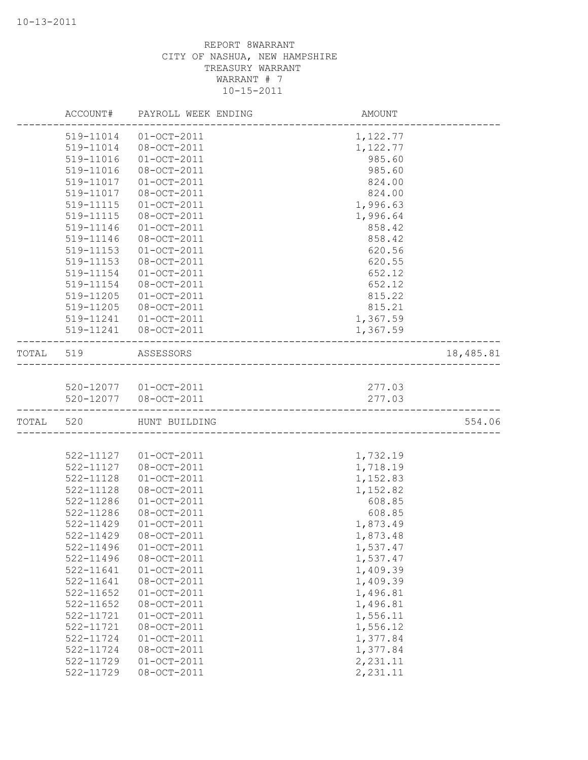REPORT 8WARRANT
CITY OF NASHUA, NEW HAMPSHIRE
TREASURY WARRANT
WARRANT # 7
10-15-2011

| | ACCOUNT# | PAYROLL WEEK ENDING | AMOUNT | |
|---|---|---|---|---|
| | 519-11014 | 01-OCT-2011 | 1,122.77 | |
| | 519-11014 | 08-OCT-2011 | 1,122.77 | |
| | 519-11016 | 01-OCT-2011 | 985.60 | |
| | 519-11016 | 08-OCT-2011 | 985.60 | |
| | 519-11017 | 01-OCT-2011 | 824.00 | |
| | 519-11017 | 08-OCT-2011 | 824.00 | |
| | 519-11115 | 01-OCT-2011 | 1,996.63 | |
| | 519-11115 | 08-OCT-2011 | 1,996.64 | |
| | 519-11146 | 01-OCT-2011 | 858.42 | |
| | 519-11146 | 08-OCT-2011 | 858.42 | |
| | 519-11153 | 01-OCT-2011 | 620.56 | |
| | 519-11153 | 08-OCT-2011 | 620.55 | |
| | 519-11154 | 01-OCT-2011 | 652.12 | |
| | 519-11154 | 08-OCT-2011 | 652.12 | |
| | 519-11205 | 01-OCT-2011 | 815.22 | |
| | 519-11205 | 08-OCT-2011 | 815.21 | |
| | 519-11241 | 01-OCT-2011 | 1,367.59 | |
| | 519-11241 | 08-OCT-2011 | 1,367.59 | |
| TOTAL | 519 | ASSESSORS | | 18,485.81 |
| | 520-12077 | 01-OCT-2011 | 277.03 | |
| | 520-12077 | 08-OCT-2011 | 277.03 | |
| TOTAL | 520 | HUNT BUILDING | | 554.06 |
| | 522-11127 | 01-OCT-2011 | 1,732.19 | |
| | 522-11127 | 08-OCT-2011 | 1,718.19 | |
| | 522-11128 | 01-OCT-2011 | 1,152.83 | |
| | 522-11128 | 08-OCT-2011 | 1,152.82 | |
| | 522-11286 | 01-OCT-2011 | 608.85 | |
| | 522-11286 | 08-OCT-2011 | 608.85 | |
| | 522-11429 | 01-OCT-2011 | 1,873.49 | |
| | 522-11429 | 08-OCT-2011 | 1,873.48 | |
| | 522-11496 | 01-OCT-2011 | 1,537.47 | |
| | 522-11496 | 08-OCT-2011 | 1,537.47 | |
| | 522-11641 | 01-OCT-2011 | 1,409.39 | |
| | 522-11641 | 08-OCT-2011 | 1,409.39 | |
| | 522-11652 | 01-OCT-2011 | 1,496.81 | |
| | 522-11652 | 08-OCT-2011 | 1,496.81 | |
| | 522-11721 | 01-OCT-2011 | 1,556.11 | |
| | 522-11721 | 08-OCT-2011 | 1,556.12 | |
| | 522-11724 | 01-OCT-2011 | 1,377.84 | |
| | 522-11724 | 08-OCT-2011 | 1,377.84 | |
| | 522-11729 | 01-OCT-2011 | 2,231.11 | |
| | 522-11729 | 08-OCT-2011 | 2,231.11 | |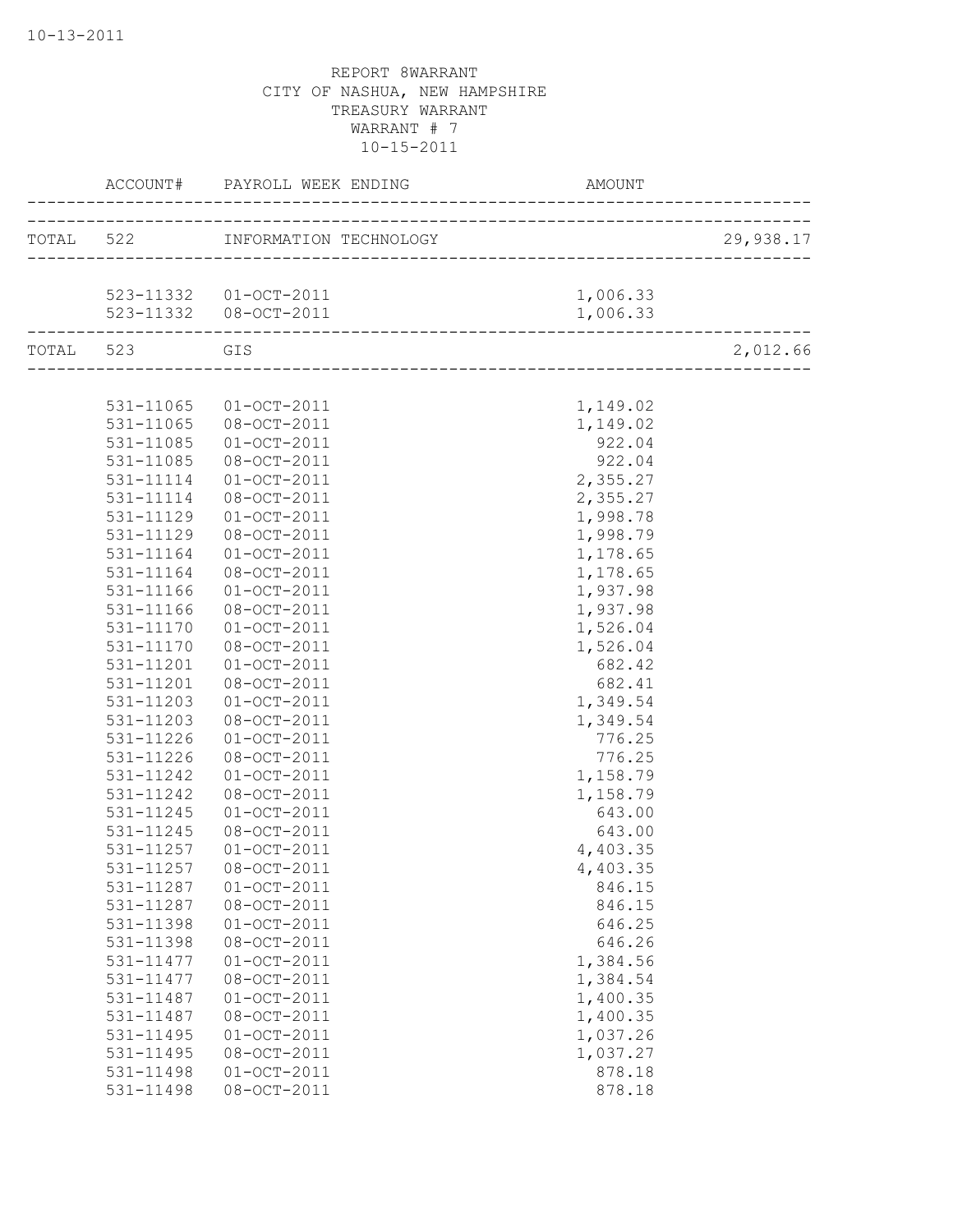REPORT 8WARRANT
CITY OF NASHUA, NEW HAMPSHIRE
TREASURY WARRANT
WARRANT # 7
10-15-2011

| | ACCOUNT# | PAYROLL WEEK ENDING | AMOUNT | |
|---|---|---|---|---|
| TOTAL | 522 | INFORMATION TECHNOLOGY | | 29,938.17 |
| | 523-11332 | 01-OCT-2011 | 1,006.33 | |
| | 523-11332 | 08-OCT-2011 | 1,006.33 | |
| TOTAL | 523 | GIS | | 2,012.66 |
| | 531-11065 | 01-OCT-2011 | 1,149.02 | |
| | 531-11065 | 08-OCT-2011 | 1,149.02 | |
| | 531-11085 | 01-OCT-2011 | 922.04 | |
| | 531-11085 | 08-OCT-2011 | 922.04 | |
| | 531-11114 | 01-OCT-2011 | 2,355.27 | |
| | 531-11114 | 08-OCT-2011 | 2,355.27 | |
| | 531-11129 | 01-OCT-2011 | 1,998.78 | |
| | 531-11129 | 08-OCT-2011 | 1,998.79 | |
| | 531-11164 | 01-OCT-2011 | 1,178.65 | |
| | 531-11164 | 08-OCT-2011 | 1,178.65 | |
| | 531-11166 | 01-OCT-2011 | 1,937.98 | |
| | 531-11166 | 08-OCT-2011 | 1,937.98 | |
| | 531-11170 | 01-OCT-2011 | 1,526.04 | |
| | 531-11170 | 08-OCT-2011 | 1,526.04 | |
| | 531-11201 | 01-OCT-2011 | 682.42 | |
| | 531-11201 | 08-OCT-2011 | 682.41 | |
| | 531-11203 | 01-OCT-2011 | 1,349.54 | |
| | 531-11203 | 08-OCT-2011 | 1,349.54 | |
| | 531-11226 | 01-OCT-2011 | 776.25 | |
| | 531-11226 | 08-OCT-2011 | 776.25 | |
| | 531-11242 | 01-OCT-2011 | 1,158.79 | |
| | 531-11242 | 08-OCT-2011 | 1,158.79 | |
| | 531-11245 | 01-OCT-2011 | 643.00 | |
| | 531-11245 | 08-OCT-2011 | 643.00 | |
| | 531-11257 | 01-OCT-2011 | 4,403.35 | |
| | 531-11257 | 08-OCT-2011 | 4,403.35 | |
| | 531-11287 | 01-OCT-2011 | 846.15 | |
| | 531-11287 | 08-OCT-2011 | 846.15 | |
| | 531-11398 | 01-OCT-2011 | 646.25 | |
| | 531-11398 | 08-OCT-2011 | 646.26 | |
| | 531-11477 | 01-OCT-2011 | 1,384.56 | |
| | 531-11477 | 08-OCT-2011 | 1,384.54 | |
| | 531-11487 | 01-OCT-2011 | 1,400.35 | |
| | 531-11487 | 08-OCT-2011 | 1,400.35 | |
| | 531-11495 | 01-OCT-2011 | 1,037.26 | |
| | 531-11495 | 08-OCT-2011 | 1,037.27 | |
| | 531-11498 | 01-OCT-2011 | 878.18 | |
| | 531-11498 | 08-OCT-2011 | 878.18 | |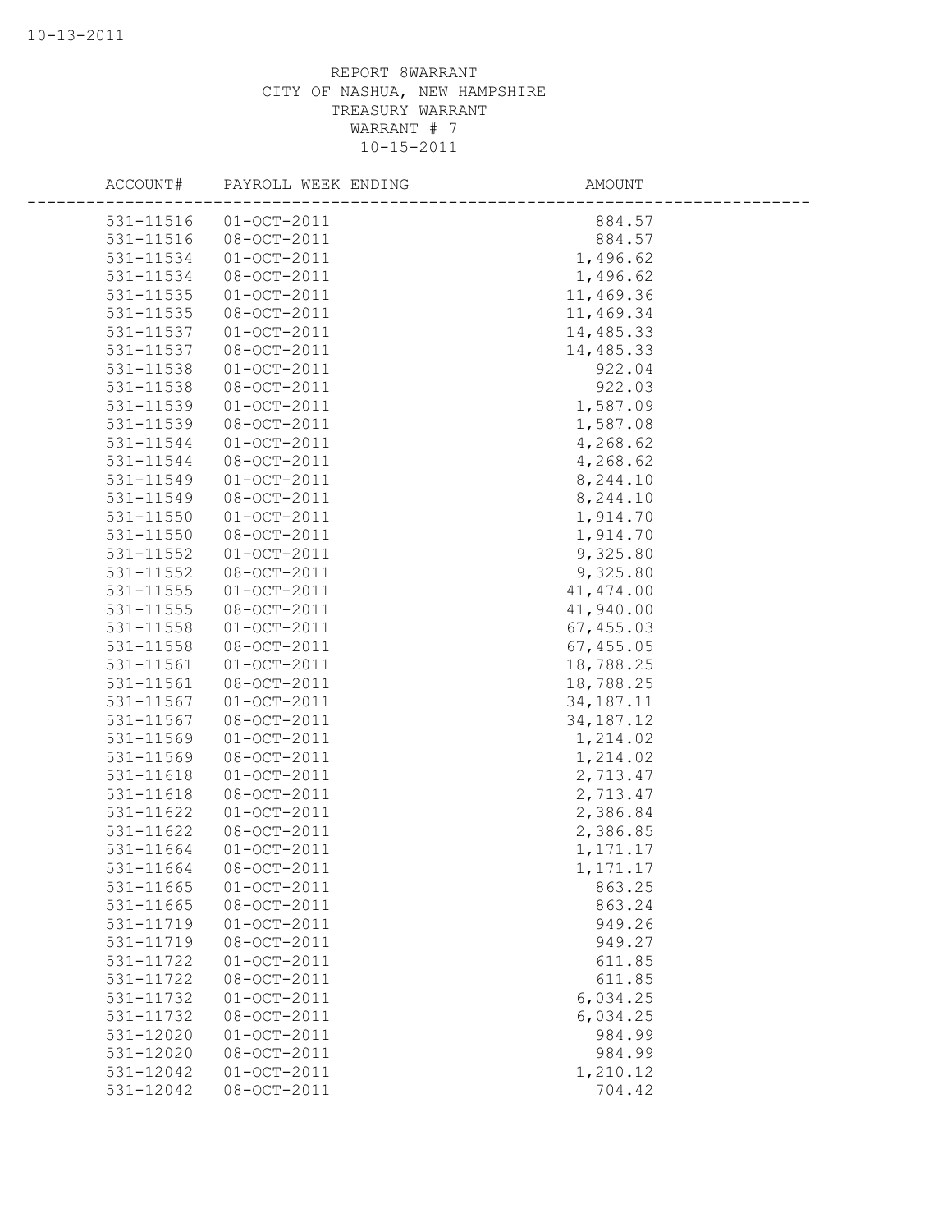REPORT 8WARRANT
CITY OF NASHUA, NEW HAMPSHIRE
TREASURY WARRANT
WARRANT # 7
10-15-2011

| ACCOUNT# | PAYROLL WEEK ENDING | AMOUNT |
|---|---|---|
| 531-11516 | 01-OCT-2011 | 884.57 |
| 531-11516 | 08-OCT-2011 | 884.57 |
| 531-11534 | 01-OCT-2011 | 1,496.62 |
| 531-11534 | 08-OCT-2011 | 1,496.62 |
| 531-11535 | 01-OCT-2011 | 11,469.36 |
| 531-11535 | 08-OCT-2011 | 11,469.34 |
| 531-11537 | 01-OCT-2011 | 14,485.33 |
| 531-11537 | 08-OCT-2011 | 14,485.33 |
| 531-11538 | 01-OCT-2011 | 922.04 |
| 531-11538 | 08-OCT-2011 | 922.03 |
| 531-11539 | 01-OCT-2011 | 1,587.09 |
| 531-11539 | 08-OCT-2011 | 1,587.08 |
| 531-11544 | 01-OCT-2011 | 4,268.62 |
| 531-11544 | 08-OCT-2011 | 4,268.62 |
| 531-11549 | 01-OCT-2011 | 8,244.10 |
| 531-11549 | 08-OCT-2011 | 8,244.10 |
| 531-11550 | 01-OCT-2011 | 1,914.70 |
| 531-11550 | 08-OCT-2011 | 1,914.70 |
| 531-11552 | 01-OCT-2011 | 9,325.80 |
| 531-11552 | 08-OCT-2011 | 9,325.80 |
| 531-11555 | 01-OCT-2011 | 41,474.00 |
| 531-11555 | 08-OCT-2011 | 41,940.00 |
| 531-11558 | 01-OCT-2011 | 67,455.03 |
| 531-11558 | 08-OCT-2011 | 67,455.05 |
| 531-11561 | 01-OCT-2011 | 18,788.25 |
| 531-11561 | 08-OCT-2011 | 18,788.25 |
| 531-11567 | 01-OCT-2011 | 34,187.11 |
| 531-11567 | 08-OCT-2011 | 34,187.12 |
| 531-11569 | 01-OCT-2011 | 1,214.02 |
| 531-11569 | 08-OCT-2011 | 1,214.02 |
| 531-11618 | 01-OCT-2011 | 2,713.47 |
| 531-11618 | 08-OCT-2011 | 2,713.47 |
| 531-11622 | 01-OCT-2011 | 2,386.84 |
| 531-11622 | 08-OCT-2011 | 2,386.85 |
| 531-11664 | 01-OCT-2011 | 1,171.17 |
| 531-11664 | 08-OCT-2011 | 1,171.17 |
| 531-11665 | 01-OCT-2011 | 863.25 |
| 531-11665 | 08-OCT-2011 | 863.24 |
| 531-11719 | 01-OCT-2011 | 949.26 |
| 531-11719 | 08-OCT-2011 | 949.27 |
| 531-11722 | 01-OCT-2011 | 611.85 |
| 531-11722 | 08-OCT-2011 | 611.85 |
| 531-11732 | 01-OCT-2011 | 6,034.25 |
| 531-11732 | 08-OCT-2011 | 6,034.25 |
| 531-12020 | 01-OCT-2011 | 984.99 |
| 531-12020 | 08-OCT-2011 | 984.99 |
| 531-12042 | 01-OCT-2011 | 1,210.12 |
| 531-12042 | 08-OCT-2011 | 704.42 |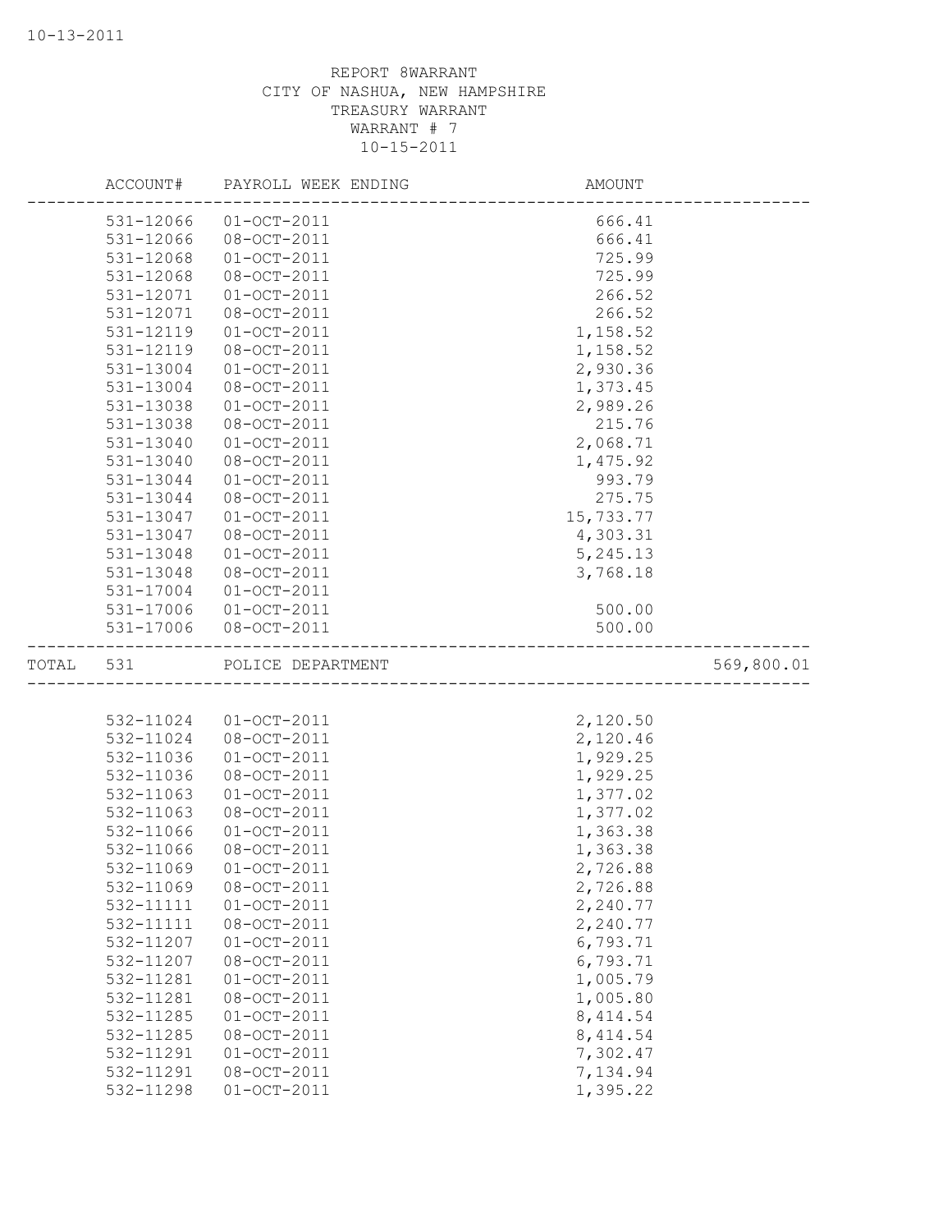10-13-2011

REPORT 8WARRANT
CITY OF NASHUA, NEW HAMPSHIRE
TREASURY WARRANT
WARRANT # 7
10-15-2011

| ACCOUNT# | PAYROLL WEEK ENDING | AMOUNT | |
|---|---|---|---|
| 531-12066 | 01-OCT-2011 | 666.41 | |
| 531-12066 | 08-OCT-2011 | 666.41 | |
| 531-12068 | 01-OCT-2011 | 725.99 | |
| 531-12068 | 08-OCT-2011 | 725.99 | |
| 531-12071 | 01-OCT-2011 | 266.52 | |
| 531-12071 | 08-OCT-2011 | 266.52 | |
| 531-12119 | 01-OCT-2011 | 1,158.52 | |
| 531-12119 | 08-OCT-2011 | 1,158.52 | |
| 531-13004 | 01-OCT-2011 | 2,930.36 | |
| 531-13004 | 08-OCT-2011 | 1,373.45 | |
| 531-13038 | 01-OCT-2011 | 2,989.26 | |
| 531-13038 | 08-OCT-2011 | 215.76 | |
| 531-13040 | 01-OCT-2011 | 2,068.71 | |
| 531-13040 | 08-OCT-2011 | 1,475.92 | |
| 531-13044 | 01-OCT-2011 | 993.79 | |
| 531-13044 | 08-OCT-2011 | 275.75 | |
| 531-13047 | 01-OCT-2011 | 15,733.77 | |
| 531-13047 | 08-OCT-2011 | 4,303.31 | |
| 531-13048 | 01-OCT-2011 | 5,245.13 | |
| 531-13048 | 08-OCT-2011 | 3,768.18 | |
| 531-17004 | 01-OCT-2011 | | |
| 531-17006 | 01-OCT-2011 | 500.00 | |
| 531-17006 | 08-OCT-2011 | 500.00 | |
| TOTAL 531 | POLICE DEPARTMENT | | 569,800.01 |
| 532-11024 | 01-OCT-2011 | 2,120.50 | |
| 532-11024 | 08-OCT-2011 | 2,120.46 | |
| 532-11036 | 01-OCT-2011 | 1,929.25 | |
| 532-11036 | 08-OCT-2011 | 1,929.25 | |
| 532-11063 | 01-OCT-2011 | 1,377.02 | |
| 532-11063 | 08-OCT-2011 | 1,377.02 | |
| 532-11066 | 01-OCT-2011 | 1,363.38 | |
| 532-11066 | 08-OCT-2011 | 1,363.38 | |
| 532-11069 | 01-OCT-2011 | 2,726.88 | |
| 532-11069 | 08-OCT-2011 | 2,726.88 | |
| 532-11111 | 01-OCT-2011 | 2,240.77 | |
| 532-11111 | 08-OCT-2011 | 2,240.77 | |
| 532-11207 | 01-OCT-2011 | 6,793.71 | |
| 532-11207 | 08-OCT-2011 | 6,793.71 | |
| 532-11281 | 01-OCT-2011 | 1,005.79 | |
| 532-11281 | 08-OCT-2011 | 1,005.80 | |
| 532-11285 | 01-OCT-2011 | 8,414.54 | |
| 532-11285 | 08-OCT-2011 | 8,414.54 | |
| 532-11291 | 01-OCT-2011 | 7,302.47 | |
| 532-11291 | 08-OCT-2011 | 7,134.94 | |
| 532-11298 | 01-OCT-2011 | 1,395.22 | |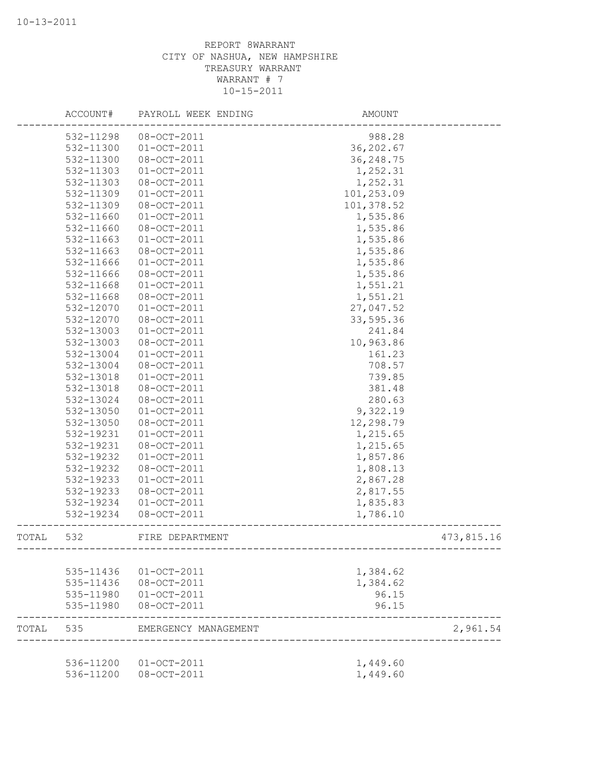REPORT 8WARRANT
CITY OF NASHUA, NEW HAMPSHIRE
TREASURY WARRANT
WARRANT # 7
10-15-2011

| | ACCOUNT# | PAYROLL WEEK ENDING | AMOUNT | |
|---|---|---|---|---|
| | 532-11298 | 08-OCT-2011 | 988.28 | |
| | 532-11300 | 01-OCT-2011 | 36,202.67 | |
| | 532-11300 | 08-OCT-2011 | 36,248.75 | |
| | 532-11303 | 01-OCT-2011 | 1,252.31 | |
| | 532-11303 | 08-OCT-2011 | 1,252.31 | |
| | 532-11309 | 01-OCT-2011 | 101,253.09 | |
| | 532-11309 | 08-OCT-2011 | 101,378.52 | |
| | 532-11660 | 01-OCT-2011 | 1,535.86 | |
| | 532-11660 | 08-OCT-2011 | 1,535.86 | |
| | 532-11663 | 01-OCT-2011 | 1,535.86 | |
| | 532-11663 | 08-OCT-2011 | 1,535.86 | |
| | 532-11666 | 01-OCT-2011 | 1,535.86 | |
| | 532-11666 | 08-OCT-2011 | 1,535.86 | |
| | 532-11668 | 01-OCT-2011 | 1,551.21 | |
| | 532-11668 | 08-OCT-2011 | 1,551.21 | |
| | 532-12070 | 01-OCT-2011 | 27,047.52 | |
| | 532-12070 | 08-OCT-2011 | 33,595.36 | |
| | 532-13003 | 01-OCT-2011 | 241.84 | |
| | 532-13003 | 08-OCT-2011 | 10,963.86 | |
| | 532-13004 | 01-OCT-2011 | 161.23 | |
| | 532-13004 | 08-OCT-2011 | 708.57 | |
| | 532-13018 | 01-OCT-2011 | 739.85 | |
| | 532-13018 | 08-OCT-2011 | 381.48 | |
| | 532-13024 | 08-OCT-2011 | 280.63 | |
| | 532-13050 | 01-OCT-2011 | 9,322.19 | |
| | 532-13050 | 08-OCT-2011 | 12,298.79 | |
| | 532-19231 | 01-OCT-2011 | 1,215.65 | |
| | 532-19231 | 08-OCT-2011 | 1,215.65 | |
| | 532-19232 | 01-OCT-2011 | 1,857.86 | |
| | 532-19232 | 08-OCT-2011 | 1,808.13 | |
| | 532-19233 | 01-OCT-2011 | 2,867.28 | |
| | 532-19233 | 08-OCT-2011 | 2,817.55 | |
| | 532-19234 | 01-OCT-2011 | 1,835.83 | |
| | 532-19234 | 08-OCT-2011 | 1,786.10 | |
| TOTAL | 532 | FIRE DEPARTMENT | | 473,815.16 |
| | 535-11436 | 01-OCT-2011 | 1,384.62 | |
| | 535-11436 | 08-OCT-2011 | 1,384.62 | |
| | 535-11980 | 01-OCT-2011 | 96.15 | |
| | 535-11980 | 08-OCT-2011 | 96.15 | |
| TOTAL | 535 | EMERGENCY MANAGEMENT | | 2,961.54 |
| | 536-11200 | 01-OCT-2011 | 1,449.60 | |
| | 536-11200 | 08-OCT-2011 | 1,449.60 | |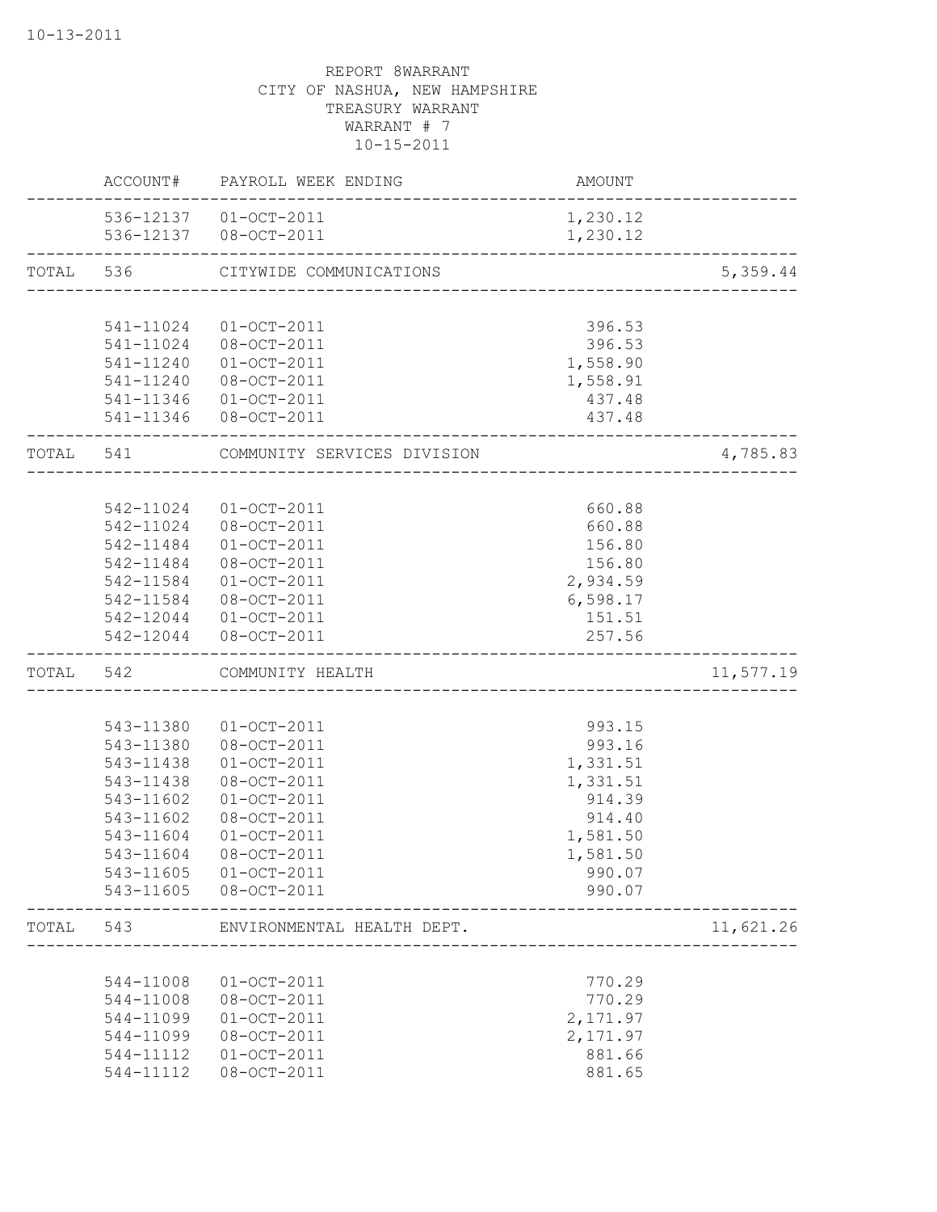10-13-2011

REPORT 8WARRANT
CITY OF NASHUA, NEW HAMPSHIRE
TREASURY WARRANT
WARRANT # 7
10-15-2011

| | ACCOUNT# | PAYROLL WEEK ENDING | AMOUNT | |
|---|---|---|---|---|
| | 536-12137 | 01-OCT-2011 | 1,230.12 | |
| | 536-12137 | 08-OCT-2011 | 1,230.12 | |
| TOTAL | 536 | CITYWIDE COMMUNICATIONS | | 5,359.44 |
| | 541-11024 | 01-OCT-2011 | 396.53 | |
| | 541-11024 | 08-OCT-2011 | 396.53 | |
| | 541-11240 | 01-OCT-2011 | 1,558.90 | |
| | 541-11240 | 08-OCT-2011 | 1,558.91 | |
| | 541-11346 | 01-OCT-2011 | 437.48 | |
| | 541-11346 | 08-OCT-2011 | 437.48 | |
| TOTAL | 541 | COMMUNITY SERVICES DIVISION | | 4,785.83 |
| | 542-11024 | 01-OCT-2011 | 660.88 | |
| | 542-11024 | 08-OCT-2011 | 660.88 | |
| | 542-11484 | 01-OCT-2011 | 156.80 | |
| | 542-11484 | 08-OCT-2011 | 156.80 | |
| | 542-11584 | 01-OCT-2011 | 2,934.59 | |
| | 542-11584 | 08-OCT-2011 | 6,598.17 | |
| | 542-12044 | 01-OCT-2011 | 151.51 | |
| | 542-12044 | 08-OCT-2011 | 257.56 | |
| TOTAL | 542 | COMMUNITY HEALTH | | 11,577.19 |
| | 543-11380 | 01-OCT-2011 | 993.15 | |
| | 543-11380 | 08-OCT-2011 | 993.16 | |
| | 543-11438 | 01-OCT-2011 | 1,331.51 | |
| | 543-11438 | 08-OCT-2011 | 1,331.51 | |
| | 543-11602 | 01-OCT-2011 | 914.39 | |
| | 543-11602 | 08-OCT-2011 | 914.40 | |
| | 543-11604 | 01-OCT-2011 | 1,581.50 | |
| | 543-11604 | 08-OCT-2011 | 1,581.50 | |
| | 543-11605 | 01-OCT-2011 | 990.07 | |
| | 543-11605 | 08-OCT-2011 | 990.07 | |
| TOTAL | 543 | ENVIRONMENTAL HEALTH DEPT. | | 11,621.26 |
| | 544-11008 | 01-OCT-2011 | 770.29 | |
| | 544-11008 | 08-OCT-2011 | 770.29 | |
| | 544-11099 | 01-OCT-2011 | 2,171.97 | |
| | 544-11099 | 08-OCT-2011 | 2,171.97 | |
| | 544-11112 | 01-OCT-2011 | 881.66 | |
| | 544-11112 | 08-OCT-2011 | 881.65 | |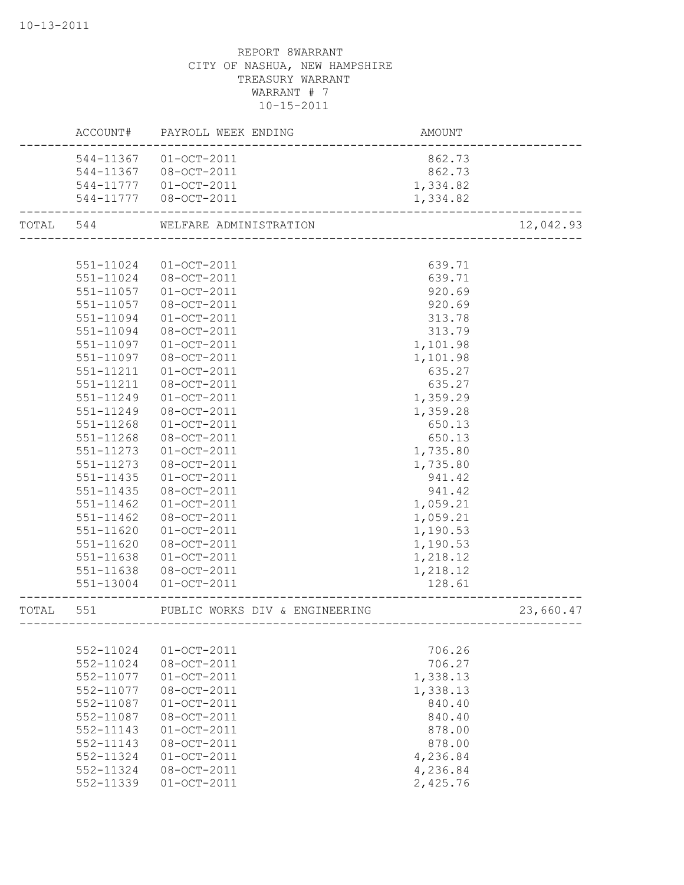REPORT 8WARRANT
CITY OF NASHUA, NEW HAMPSHIRE
TREASURY WARRANT
WARRANT # 7
10-15-2011

| | ACCOUNT# | PAYROLL WEEK ENDING | AMOUNT | |
|---|---|---|---|---|
| | 544-11367 | 01-OCT-2011 | 862.73 | |
| | 544-11367 | 08-OCT-2011 | 862.73 | |
| | 544-11777 | 01-OCT-2011 | 1,334.82 | |
| | 544-11777 | 08-OCT-2011 | 1,334.82 | |
| TOTAL | 544 | WELFARE ADMINISTRATION | | 12,042.93 |
| | 551-11024 | 01-OCT-2011 | 639.71 | |
| | 551-11024 | 08-OCT-2011 | 639.71 | |
| | 551-11057 | 01-OCT-2011 | 920.69 | |
| | 551-11057 | 08-OCT-2011 | 920.69 | |
| | 551-11094 | 01-OCT-2011 | 313.78 | |
| | 551-11094 | 08-OCT-2011 | 313.79 | |
| | 551-11097 | 01-OCT-2011 | 1,101.98 | |
| | 551-11097 | 08-OCT-2011 | 1,101.98 | |
| | 551-11211 | 01-OCT-2011 | 635.27 | |
| | 551-11211 | 08-OCT-2011 | 635.27 | |
| | 551-11249 | 01-OCT-2011 | 1,359.29 | |
| | 551-11249 | 08-OCT-2011 | 1,359.28 | |
| | 551-11268 | 01-OCT-2011 | 650.13 | |
| | 551-11268 | 08-OCT-2011 | 650.13 | |
| | 551-11273 | 01-OCT-2011 | 1,735.80 | |
| | 551-11273 | 08-OCT-2011 | 1,735.80 | |
| | 551-11435 | 01-OCT-2011 | 941.42 | |
| | 551-11435 | 08-OCT-2011 | 941.42 | |
| | 551-11462 | 01-OCT-2011 | 1,059.21 | |
| | 551-11462 | 08-OCT-2011 | 1,059.21 | |
| | 551-11620 | 01-OCT-2011 | 1,190.53 | |
| | 551-11620 | 08-OCT-2011 | 1,190.53 | |
| | 551-11638 | 01-OCT-2011 | 1,218.12 | |
| | 551-11638 | 08-OCT-2011 | 1,218.12 | |
| | 551-13004 | 01-OCT-2011 | 128.61 | |
| TOTAL | 551 | PUBLIC WORKS DIV & ENGINEERING | | 23,660.47 |
| | 552-11024 | 01-OCT-2011 | 706.26 | |
| | 552-11024 | 08-OCT-2011 | 706.27 | |
| | 552-11077 | 01-OCT-2011 | 1,338.13 | |
| | 552-11077 | 08-OCT-2011 | 1,338.13 | |
| | 552-11087 | 01-OCT-2011 | 840.40 | |
| | 552-11087 | 08-OCT-2011 | 840.40 | |
| | 552-11143 | 01-OCT-2011 | 878.00 | |
| | 552-11143 | 08-OCT-2011 | 878.00 | |
| | 552-11324 | 01-OCT-2011 | 4,236.84 | |
| | 552-11324 | 08-OCT-2011 | 4,236.84 | |
| | 552-11339 | 01-OCT-2011 | 2,425.76 | |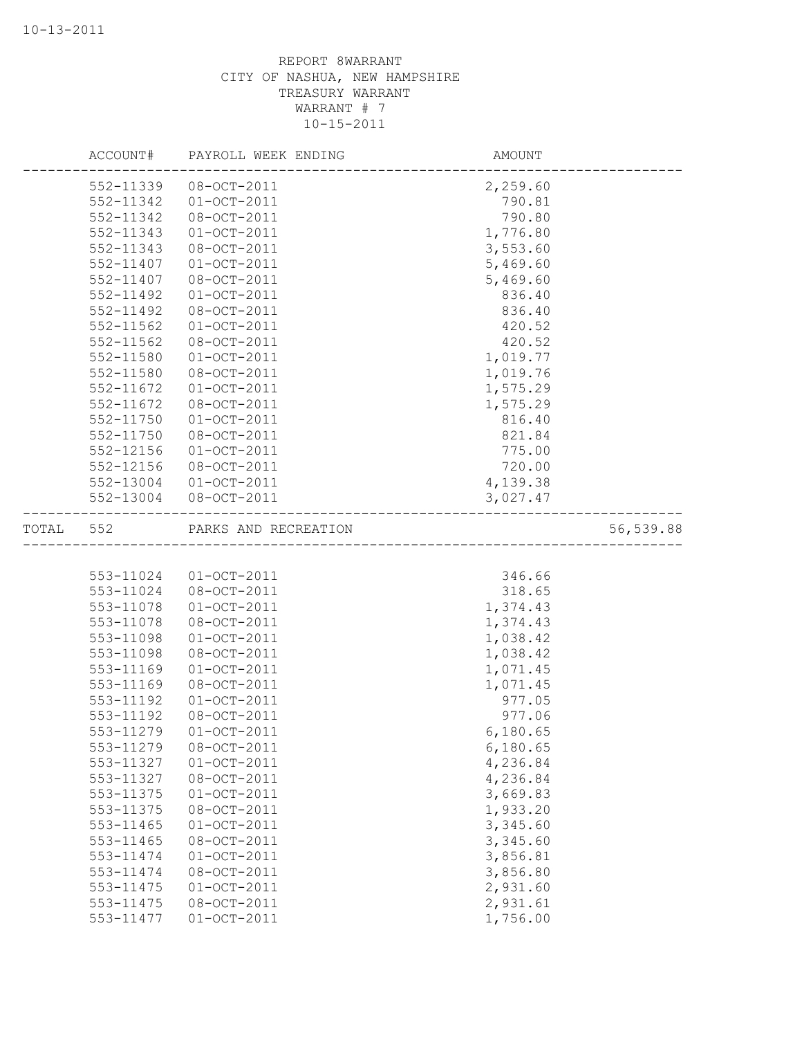REPORT 8WARRANT
CITY OF NASHUA, NEW HAMPSHIRE
TREASURY WARRANT
WARRANT # 7
10-15-2011

| ACCOUNT# | PAYROLL WEEK ENDING | AMOUNT | |
|---|---|---|---|
| 552-11339 | 08-OCT-2011 | 2,259.60 | |
| 552-11342 | 01-OCT-2011 | 790.81 | |
| 552-11342 | 08-OCT-2011 | 790.80 | |
| 552-11343 | 01-OCT-2011 | 1,776.80 | |
| 552-11343 | 08-OCT-2011 | 3,553.60 | |
| 552-11407 | 01-OCT-2011 | 5,469.60 | |
| 552-11407 | 08-OCT-2011 | 5,469.60 | |
| 552-11492 | 01-OCT-2011 | 836.40 | |
| 552-11492 | 08-OCT-2011 | 836.40 | |
| 552-11562 | 01-OCT-2011 | 420.52 | |
| 552-11562 | 08-OCT-2011 | 420.52 | |
| 552-11580 | 01-OCT-2011 | 1,019.77 | |
| 552-11580 | 08-OCT-2011 | 1,019.76 | |
| 552-11672 | 01-OCT-2011 | 1,575.29 | |
| 552-11672 | 08-OCT-2011 | 1,575.29 | |
| 552-11750 | 01-OCT-2011 | 816.40 | |
| 552-11750 | 08-OCT-2011 | 821.84 | |
| 552-12156 | 01-OCT-2011 | 775.00 | |
| 552-12156 | 08-OCT-2011 | 720.00 | |
| 552-13004 | 01-OCT-2011 | 4,139.38 | |
| 552-13004 | 08-OCT-2011 | 3,027.47 | |
| TOTAL 552 | PARKS AND RECREATION | | 56,539.88 |
| 553-11024 | 01-OCT-2011 | 346.66 | |
| 553-11024 | 08-OCT-2011 | 318.65 | |
| 553-11078 | 01-OCT-2011 | 1,374.43 | |
| 553-11078 | 08-OCT-2011 | 1,374.43 | |
| 553-11098 | 01-OCT-2011 | 1,038.42 | |
| 553-11098 | 08-OCT-2011 | 1,038.42 | |
| 553-11169 | 01-OCT-2011 | 1,071.45 | |
| 553-11169 | 08-OCT-2011 | 1,071.45 | |
| 553-11192 | 01-OCT-2011 | 977.05 | |
| 553-11192 | 08-OCT-2011 | 977.06 | |
| 553-11279 | 01-OCT-2011 | 6,180.65 | |
| 553-11279 | 08-OCT-2011 | 6,180.65 | |
| 553-11327 | 01-OCT-2011 | 4,236.84 | |
| 553-11327 | 08-OCT-2011 | 4,236.84 | |
| 553-11375 | 01-OCT-2011 | 3,669.83 | |
| 553-11375 | 08-OCT-2011 | 1,933.20 | |
| 553-11465 | 01-OCT-2011 | 3,345.60 | |
| 553-11465 | 08-OCT-2011 | 3,345.60 | |
| 553-11474 | 01-OCT-2011 | 3,856.81 | |
| 553-11474 | 08-OCT-2011 | 3,856.80 | |
| 553-11475 | 01-OCT-2011 | 2,931.60 | |
| 553-11475 | 08-OCT-2011 | 2,931.61 | |
| 553-11477 | 01-OCT-2011 | 1,756.00 | |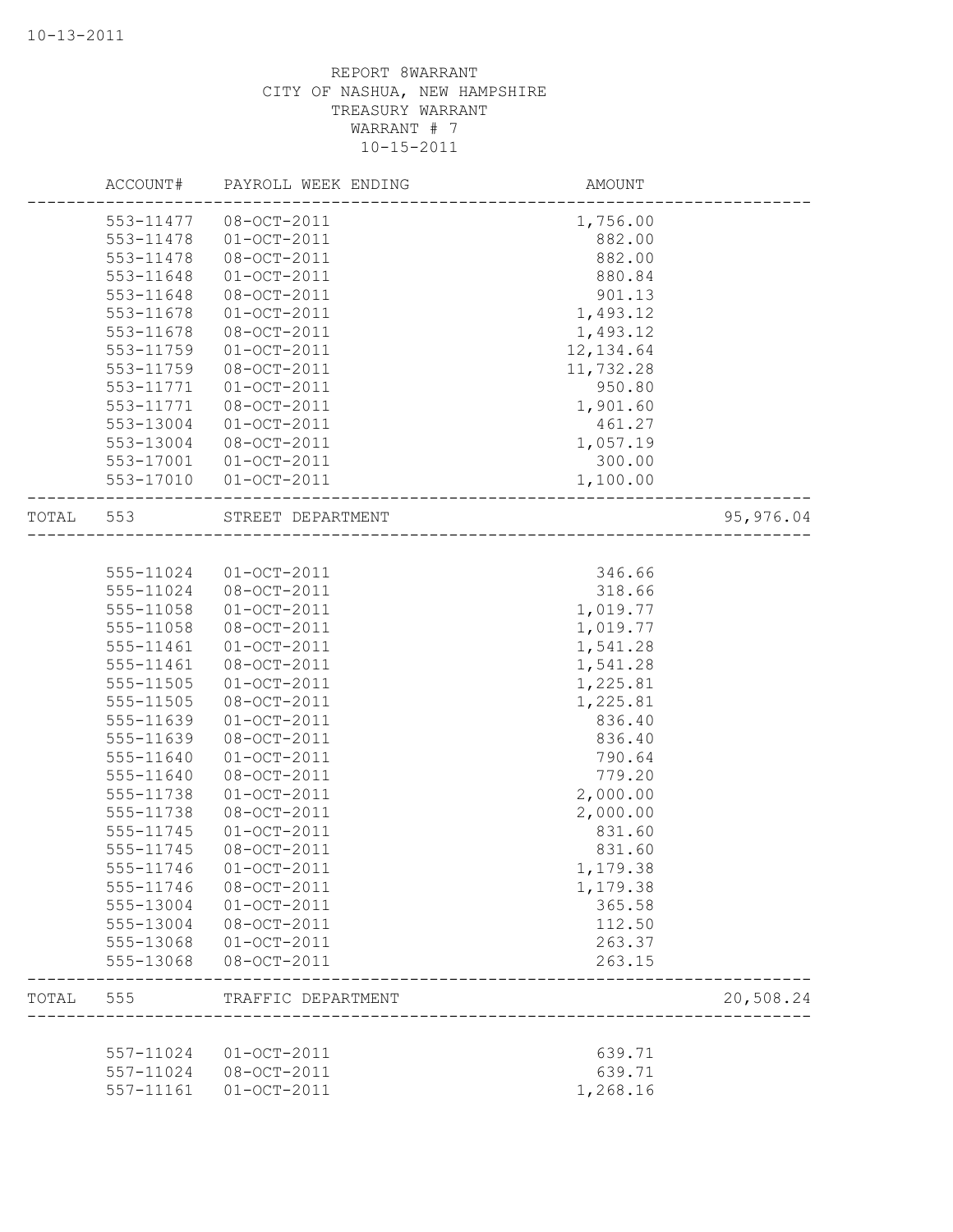10-13-2011

REPORT 8WARRANT
CITY OF NASHUA, NEW HAMPSHIRE
TREASURY WARRANT
WARRANT # 7
10-15-2011

| ACCOUNT# | PAYROLL WEEK ENDING | AMOUNT | |
|---|---|---|---|
| 553-11477 | 08-OCT-2011 | 1,756.00 | |
| 553-11478 | 01-OCT-2011 | 882.00 | |
| 553-11478 | 08-OCT-2011 | 882.00 | |
| 553-11648 | 01-OCT-2011 | 880.84 | |
| 553-11648 | 08-OCT-2011 | 901.13 | |
| 553-11678 | 01-OCT-2011 | 1,493.12 | |
| 553-11678 | 08-OCT-2011 | 1,493.12 | |
| 553-11759 | 01-OCT-2011 | 12,134.64 | |
| 553-11759 | 08-OCT-2011 | 11,732.28 | |
| 553-11771 | 01-OCT-2011 | 950.80 | |
| 553-11771 | 08-OCT-2011 | 1,901.60 | |
| 553-13004 | 01-OCT-2011 | 461.27 | |
| 553-13004 | 08-OCT-2011 | 1,057.19 | |
| 553-17001 | 01-OCT-2011 | 300.00 | |
| 553-17010 | 01-OCT-2011 | 1,100.00 | |
| TOTAL 553 | STREET DEPARTMENT | | 95,976.04 |
| 555-11024 | 01-OCT-2011 | 346.66 | |
| 555-11024 | 08-OCT-2011 | 318.66 | |
| 555-11058 | 01-OCT-2011 | 1,019.77 | |
| 555-11058 | 08-OCT-2011 | 1,019.77 | |
| 555-11461 | 01-OCT-2011 | 1,541.28 | |
| 555-11461 | 08-OCT-2011 | 1,541.28 | |
| 555-11505 | 01-OCT-2011 | 1,225.81 | |
| 555-11505 | 08-OCT-2011 | 1,225.81 | |
| 555-11639 | 01-OCT-2011 | 836.40 | |
| 555-11639 | 08-OCT-2011 | 836.40 | |
| 555-11640 | 01-OCT-2011 | 790.64 | |
| 555-11640 | 08-OCT-2011 | 779.20 | |
| 555-11738 | 01-OCT-2011 | 2,000.00 | |
| 555-11738 | 08-OCT-2011 | 2,000.00 | |
| 555-11745 | 01-OCT-2011 | 831.60 | |
| 555-11745 | 08-OCT-2011 | 831.60 | |
| 555-11746 | 01-OCT-2011 | 1,179.38 | |
| 555-11746 | 08-OCT-2011 | 1,179.38 | |
| 555-13004 | 01-OCT-2011 | 365.58 | |
| 555-13004 | 08-OCT-2011 | 112.50 | |
| 555-13068 | 01-OCT-2011 | 263.37 | |
| 555-13068 | 08-OCT-2011 | 263.15 | |
| TOTAL 555 | TRAFFIC DEPARTMENT | | 20,508.24 |
| 557-11024 | 01-OCT-2011 | 639.71 | |
| 557-11024 | 08-OCT-2011 | 639.71 | |
| 557-11161 | 01-OCT-2011 | 1,268.16 | |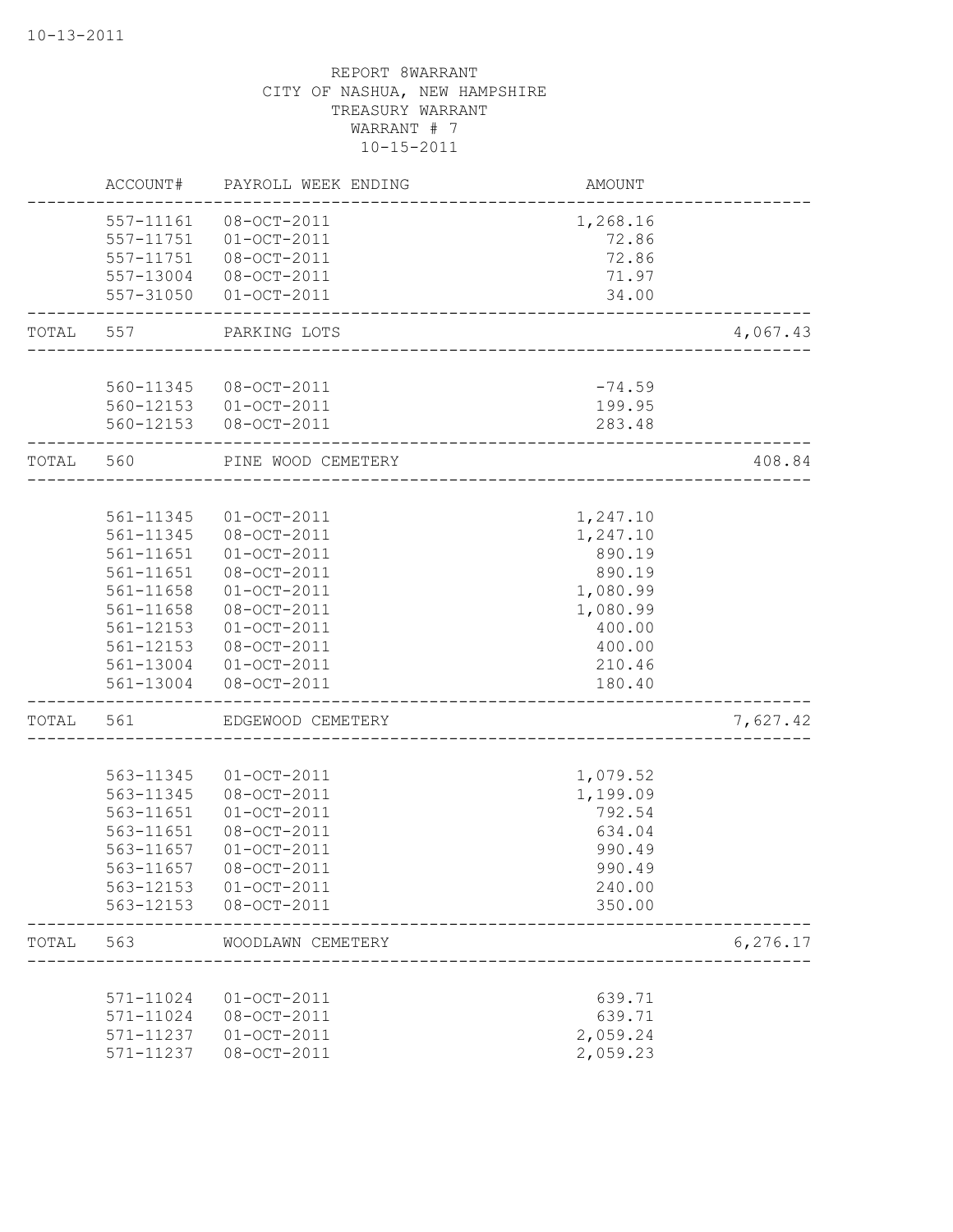10-13-2011

REPORT 8WARRANT
CITY OF NASHUA, NEW HAMPSHIRE
TREASURY WARRANT
WARRANT # 7
10-15-2011

| | ACCOUNT# | PAYROLL WEEK ENDING | AMOUNT | |
|---|---|---|---|---|
| | 557-11161 | 08-OCT-2011 | 1,268.16 | |
| | 557-11751 | 01-OCT-2011 | 72.86 | |
| | 557-11751 | 08-OCT-2011 | 72.86 | |
| | 557-13004 | 08-OCT-2011 | 71.97 | |
| | 557-31050 | 01-OCT-2011 | 34.00 | |
| TOTAL | 557 | PARKING LOTS | | 4,067.43 |
| | 560-11345 | 08-OCT-2011 | -74.59 | |
| | 560-12153 | 01-OCT-2011 | 199.95 | |
| | 560-12153 | 08-OCT-2011 | 283.48 | |
| TOTAL | 560 | PINE WOOD CEMETERY | | 408.84 |
| | 561-11345 | 01-OCT-2011 | 1,247.10 | |
| | 561-11345 | 08-OCT-2011 | 1,247.10 | |
| | 561-11651 | 01-OCT-2011 | 890.19 | |
| | 561-11651 | 08-OCT-2011 | 890.19 | |
| | 561-11658 | 01-OCT-2011 | 1,080.99 | |
| | 561-11658 | 08-OCT-2011 | 1,080.99 | |
| | 561-12153 | 01-OCT-2011 | 400.00 | |
| | 561-12153 | 08-OCT-2011 | 400.00 | |
| | 561-13004 | 01-OCT-2011 | 210.46 | |
| | 561-13004 | 08-OCT-2011 | 180.40 | |
| TOTAL | 561 | EDGEWOOD CEMETERY | | 7,627.42 |
| | 563-11345 | 01-OCT-2011 | 1,079.52 | |
| | 563-11345 | 08-OCT-2011 | 1,199.09 | |
| | 563-11651 | 01-OCT-2011 | 792.54 | |
| | 563-11651 | 08-OCT-2011 | 634.04 | |
| | 563-11657 | 01-OCT-2011 | 990.49 | |
| | 563-11657 | 08-OCT-2011 | 990.49 | |
| | 563-12153 | 01-OCT-2011 | 240.00 | |
| | 563-12153 | 08-OCT-2011 | 350.00 | |
| TOTAL | 563 | WOODLAWN CEMETERY | | 6,276.17 |
| | 571-11024 | 01-OCT-2011 | 639.71 | |
| | 571-11024 | 08-OCT-2011 | 639.71 | |
| | 571-11237 | 01-OCT-2011 | 2,059.24 | |
| | 571-11237 | 08-OCT-2011 | 2,059.23 | |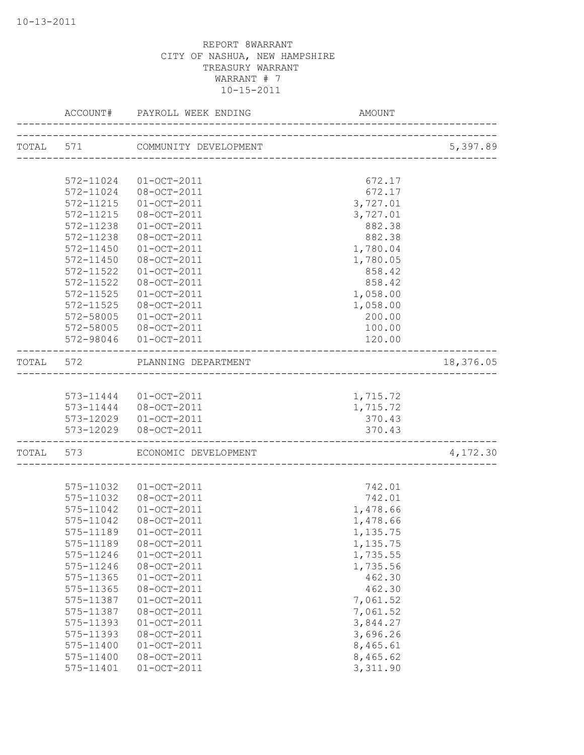10-13-2011

REPORT 8WARRANT
CITY OF NASHUA, NEW HAMPSHIRE
TREASURY WARRANT
WARRANT # 7
10-15-2011

| | ACCOUNT# | PAYROLL WEEK ENDING | AMOUNT | |
|---|---|---|---|---|
| TOTAL | 571 | COMMUNITY DEVELOPMENT | | 5,397.89 |
| | 572-11024 | 01-OCT-2011 | 672.17 | |
| | 572-11024 | 08-OCT-2011 | 672.17 | |
| | 572-11215 | 01-OCT-2011 | 3,727.01 | |
| | 572-11215 | 08-OCT-2011 | 3,727.01 | |
| | 572-11238 | 01-OCT-2011 | 882.38 | |
| | 572-11238 | 08-OCT-2011 | 882.38 | |
| | 572-11450 | 01-OCT-2011 | 1,780.04 | |
| | 572-11450 | 08-OCT-2011 | 1,780.05 | |
| | 572-11522 | 01-OCT-2011 | 858.42 | |
| | 572-11522 | 08-OCT-2011 | 858.42 | |
| | 572-11525 | 01-OCT-2011 | 1,058.00 | |
| | 572-11525 | 08-OCT-2011 | 1,058.00 | |
| | 572-58005 | 01-OCT-2011 | 200.00 | |
| | 572-58005 | 08-OCT-2011 | 100.00 | |
| | 572-98046 | 01-OCT-2011 | 120.00 | |
| TOTAL | 572 | PLANNING DEPARTMENT | | 18,376.05 |
| | 573-11444 | 01-OCT-2011 | 1,715.72 | |
| | 573-11444 | 08-OCT-2011 | 1,715.72 | |
| | 573-12029 | 01-OCT-2011 | 370.43 | |
| | 573-12029 | 08-OCT-2011 | 370.43 | |
| TOTAL | 573 | ECONOMIC DEVELOPMENT | | 4,172.30 |
| | 575-11032 | 01-OCT-2011 | 742.01 | |
| | 575-11032 | 08-OCT-2011 | 742.01 | |
| | 575-11042 | 01-OCT-2011 | 1,478.66 | |
| | 575-11042 | 08-OCT-2011 | 1,478.66 | |
| | 575-11189 | 01-OCT-2011 | 1,135.75 | |
| | 575-11189 | 08-OCT-2011 | 1,135.75 | |
| | 575-11246 | 01-OCT-2011 | 1,735.55 | |
| | 575-11246 | 08-OCT-2011 | 1,735.56 | |
| | 575-11365 | 01-OCT-2011 | 462.30 | |
| | 575-11365 | 08-OCT-2011 | 462.30 | |
| | 575-11387 | 01-OCT-2011 | 7,061.52 | |
| | 575-11387 | 08-OCT-2011 | 7,061.52 | |
| | 575-11393 | 01-OCT-2011 | 3,844.27 | |
| | 575-11393 | 08-OCT-2011 | 3,696.26 | |
| | 575-11400 | 01-OCT-2011 | 8,465.61 | |
| | 575-11400 | 08-OCT-2011 | 8,465.62 | |
| | 575-11401 | 01-OCT-2011 | 3,311.90 | |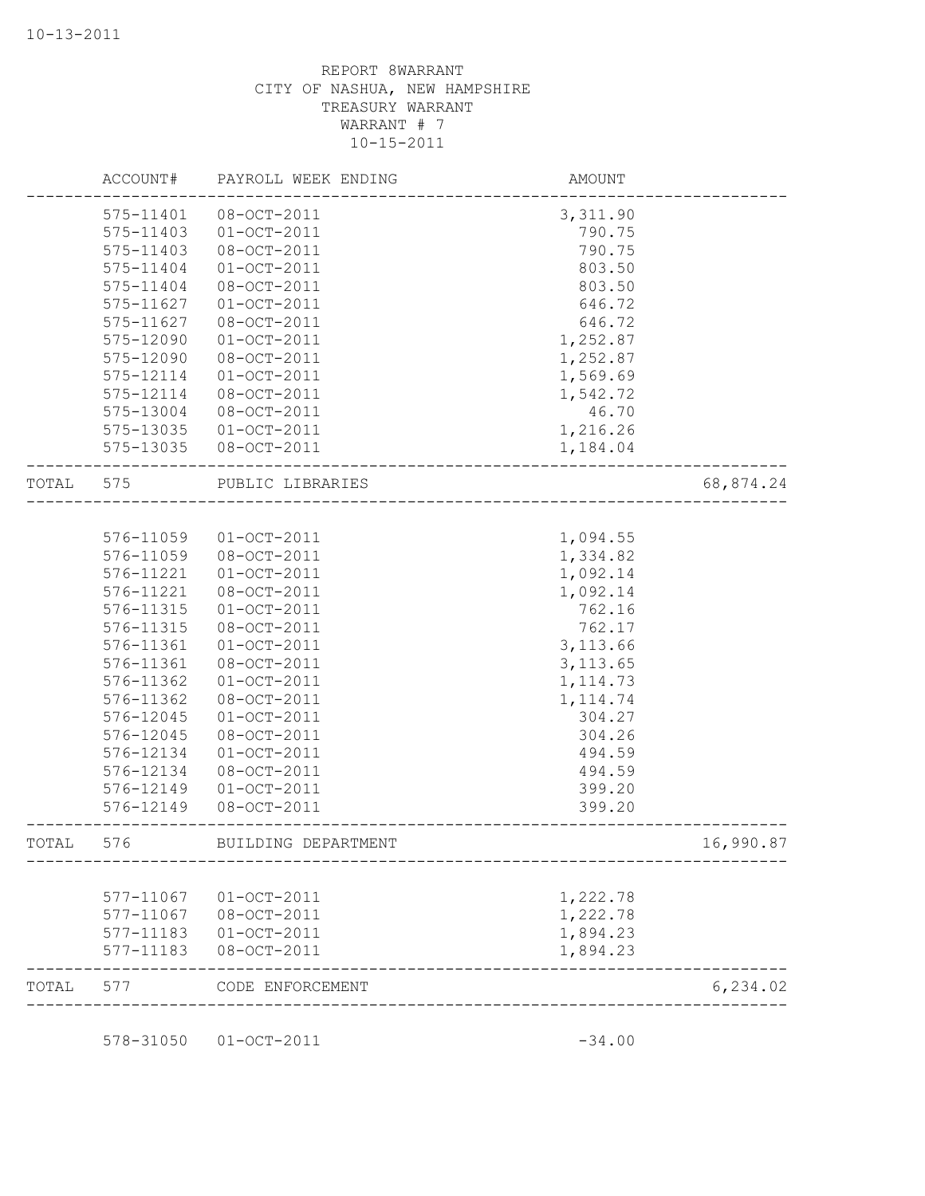REPORT 8WARRANT
CITY OF NASHUA, NEW HAMPSHIRE
TREASURY WARRANT
WARRANT # 7
10-15-2011

| ACCOUNT# | PAYROLL WEEK ENDING | AMOUNT | |
|---|---|---|---|
| 575-11401 | 08-OCT-2011 | 3,311.90 | |
| 575-11403 | 01-OCT-2011 | 790.75 | |
| 575-11403 | 08-OCT-2011 | 790.75 | |
| 575-11404 | 01-OCT-2011 | 803.50 | |
| 575-11404 | 08-OCT-2011 | 803.50 | |
| 575-11627 | 01-OCT-2011 | 646.72 | |
| 575-11627 | 08-OCT-2011 | 646.72 | |
| 575-12090 | 01-OCT-2011 | 1,252.87 | |
| 575-12090 | 08-OCT-2011 | 1,252.87 | |
| 575-12114 | 01-OCT-2011 | 1,569.69 | |
| 575-12114 | 08-OCT-2011 | 1,542.72 | |
| 575-13004 | 08-OCT-2011 | 46.70 | |
| 575-13035 | 01-OCT-2011 | 1,216.26 | |
| 575-13035 | 08-OCT-2011 | 1,184.04 | |
| TOTAL 575 | PUBLIC LIBRARIES | | 68,874.24 |
| 576-11059 | 01-OCT-2011 | 1,094.55 | |
| 576-11059 | 08-OCT-2011 | 1,334.82 | |
| 576-11221 | 01-OCT-2011 | 1,092.14 | |
| 576-11221 | 08-OCT-2011 | 1,092.14 | |
| 576-11315 | 01-OCT-2011 | 762.16 | |
| 576-11315 | 08-OCT-2011 | 762.17 | |
| 576-11361 | 01-OCT-2011 | 3,113.66 | |
| 576-11361 | 08-OCT-2011 | 3,113.65 | |
| 576-11362 | 01-OCT-2011 | 1,114.73 | |
| 576-11362 | 08-OCT-2011 | 1,114.74 | |
| 576-12045 | 01-OCT-2011 | 304.27 | |
| 576-12045 | 08-OCT-2011 | 304.26 | |
| 576-12134 | 01-OCT-2011 | 494.59 | |
| 576-12134 | 08-OCT-2011 | 494.59 | |
| 576-12149 | 01-OCT-2011 | 399.20 | |
| 576-12149 | 08-OCT-2011 | 399.20 | |
| TOTAL 576 | BUILDING DEPARTMENT | | 16,990.87 |
| 577-11067 | 01-OCT-2011 | 1,222.78 | |
| 577-11067 | 08-OCT-2011 | 1,222.78 | |
| 577-11183 | 01-OCT-2011 | 1,894.23 | |
| 577-11183 | 08-OCT-2011 | 1,894.23 | |
| TOTAL 577 | CODE ENFORCEMENT | | 6,234.02 |
| 578-31050 | 01-OCT-2011 | -34.00 | |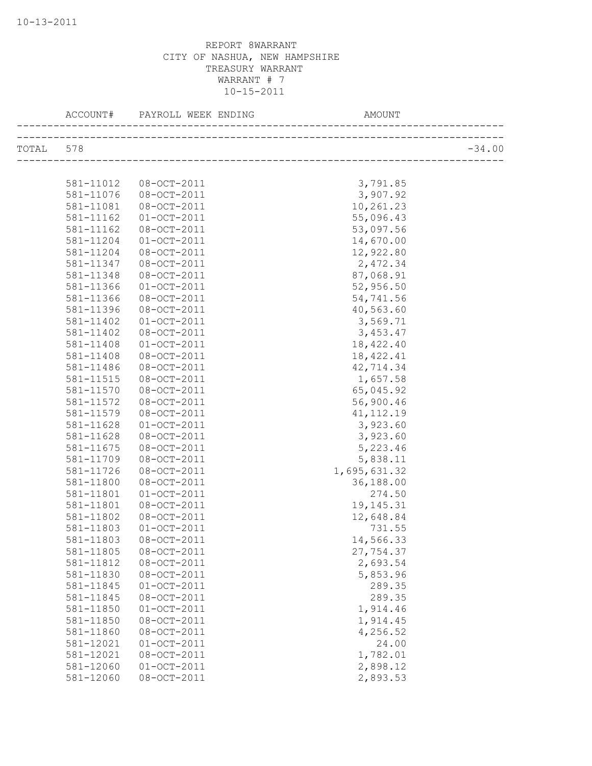REPORT 8WARRANT
CITY OF NASHUA, NEW HAMPSHIRE
TREASURY WARRANT
WARRANT # 7
10-15-2011

| ACCOUNT# | PAYROLL WEEK ENDING | AMOUNT | |
|---|---|---|---|
| TOTAL 578 | | | -34.00 |
| 581-11012 | 08-OCT-2011 | 3,791.85 | |
| 581-11076 | 08-OCT-2011 | 3,907.92 | |
| 581-11081 | 08-OCT-2011 | 10,261.23 | |
| 581-11162 | 01-OCT-2011 | 55,096.43 | |
| 581-11162 | 08-OCT-2011 | 53,097.56 | |
| 581-11204 | 01-OCT-2011 | 14,670.00 | |
| 581-11204 | 08-OCT-2011 | 12,922.80 | |
| 581-11347 | 08-OCT-2011 | 2,472.34 | |
| 581-11348 | 08-OCT-2011 | 87,068.91 | |
| 581-11366 | 01-OCT-2011 | 52,956.50 | |
| 581-11366 | 08-OCT-2011 | 54,741.56 | |
| 581-11396 | 08-OCT-2011 | 40,563.60 | |
| 581-11402 | 01-OCT-2011 | 3,569.71 | |
| 581-11402 | 08-OCT-2011 | 3,453.47 | |
| 581-11408 | 01-OCT-2011 | 18,422.40 | |
| 581-11408 | 08-OCT-2011 | 18,422.41 | |
| 581-11486 | 08-OCT-2011 | 42,714.34 | |
| 581-11515 | 08-OCT-2011 | 1,657.58 | |
| 581-11570 | 08-OCT-2011 | 65,045.92 | |
| 581-11572 | 08-OCT-2011 | 56,900.46 | |
| 581-11579 | 08-OCT-2011 | 41,112.19 | |
| 581-11628 | 01-OCT-2011 | 3,923.60 | |
| 581-11628 | 08-OCT-2011 | 3,923.60 | |
| 581-11675 | 08-OCT-2011 | 5,223.46 | |
| 581-11709 | 08-OCT-2011 | 5,838.11 | |
| 581-11726 | 08-OCT-2011 | 1,695,631.32 | |
| 581-11800 | 08-OCT-2011 | 36,188.00 | |
| 581-11801 | 01-OCT-2011 | 274.50 | |
| 581-11801 | 08-OCT-2011 | 19,145.31 | |
| 581-11802 | 08-OCT-2011 | 12,648.84 | |
| 581-11803 | 01-OCT-2011 | 731.55 | |
| 581-11803 | 08-OCT-2011 | 14,566.33 | |
| 581-11805 | 08-OCT-2011 | 27,754.37 | |
| 581-11812 | 08-OCT-2011 | 2,693.54 | |
| 581-11830 | 08-OCT-2011 | 5,853.96 | |
| 581-11845 | 01-OCT-2011 | 289.35 | |
| 581-11845 | 08-OCT-2011 | 289.35 | |
| 581-11850 | 01-OCT-2011 | 1,914.46 | |
| 581-11850 | 08-OCT-2011 | 1,914.45 | |
| 581-11860 | 08-OCT-2011 | 4,256.52 | |
| 581-12021 | 01-OCT-2011 | 24.00 | |
| 581-12021 | 08-OCT-2011 | 1,782.01 | |
| 581-12060 | 01-OCT-2011 | 2,898.12 | |
| 581-12060 | 08-OCT-2011 | 2,893.53 | |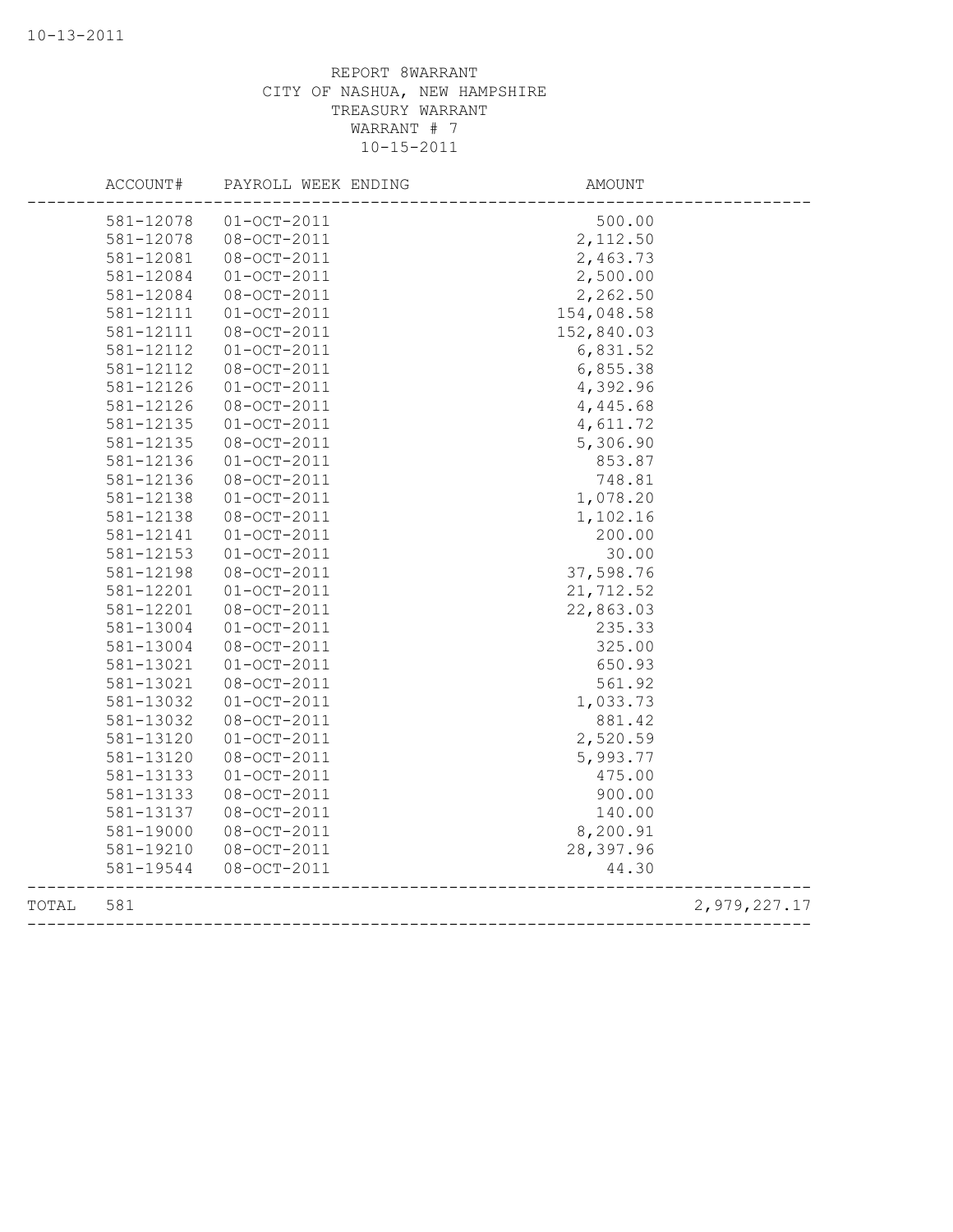REPORT 8WARRANT
CITY OF NASHUA, NEW HAMPSHIRE
TREASURY WARRANT
WARRANT # 7
10-15-2011

| ACCOUNT# | PAYROLL WEEK ENDING | AMOUNT | |
|---|---|---|---|
| 581-12078 | 01-OCT-2011 | 500.00 | |
| 581-12078 | 08-OCT-2011 | 2,112.50 | |
| 581-12081 | 08-OCT-2011 | 2,463.73 | |
| 581-12084 | 01-OCT-2011 | 2,500.00 | |
| 581-12084 | 08-OCT-2011 | 2,262.50 | |
| 581-12111 | 01-OCT-2011 | 154,048.58 | |
| 581-12111 | 08-OCT-2011 | 152,840.03 | |
| 581-12112 | 01-OCT-2011 | 6,831.52 | |
| 581-12112 | 08-OCT-2011 | 6,855.38 | |
| 581-12126 | 01-OCT-2011 | 4,392.96 | |
| 581-12126 | 08-OCT-2011 | 4,445.68 | |
| 581-12135 | 01-OCT-2011 | 4,611.72 | |
| 581-12135 | 08-OCT-2011 | 5,306.90 | |
| 581-12136 | 01-OCT-2011 | 853.87 | |
| 581-12136 | 08-OCT-2011 | 748.81 | |
| 581-12138 | 01-OCT-2011 | 1,078.20 | |
| 581-12138 | 08-OCT-2011 | 1,102.16 | |
| 581-12141 | 01-OCT-2011 | 200.00 | |
| 581-12153 | 01-OCT-2011 | 30.00 | |
| 581-12198 | 08-OCT-2011 | 37,598.76 | |
| 581-12201 | 01-OCT-2011 | 21,712.52 | |
| 581-12201 | 08-OCT-2011 | 22,863.03 | |
| 581-13004 | 01-OCT-2011 | 235.33 | |
| 581-13004 | 08-OCT-2011 | 325.00 | |
| 581-13021 | 01-OCT-2011 | 650.93 | |
| 581-13021 | 08-OCT-2011 | 561.92 | |
| 581-13032 | 01-OCT-2011 | 1,033.73 | |
| 581-13032 | 08-OCT-2011 | 881.42 | |
| 581-13120 | 01-OCT-2011 | 2,520.59 | |
| 581-13120 | 08-OCT-2011 | 5,993.77 | |
| 581-13133 | 01-OCT-2011 | 475.00 | |
| 581-13133 | 08-OCT-2011 | 900.00 | |
| 581-13137 | 08-OCT-2011 | 140.00 | |
| 581-19000 | 08-OCT-2011 | 8,200.91 | |
| 581-19210 | 08-OCT-2011 | 28,397.96 | |
| 581-19544 | 08-OCT-2011 | 44.30 | |
| TOTAL 581 | | | 2,979,227.17 |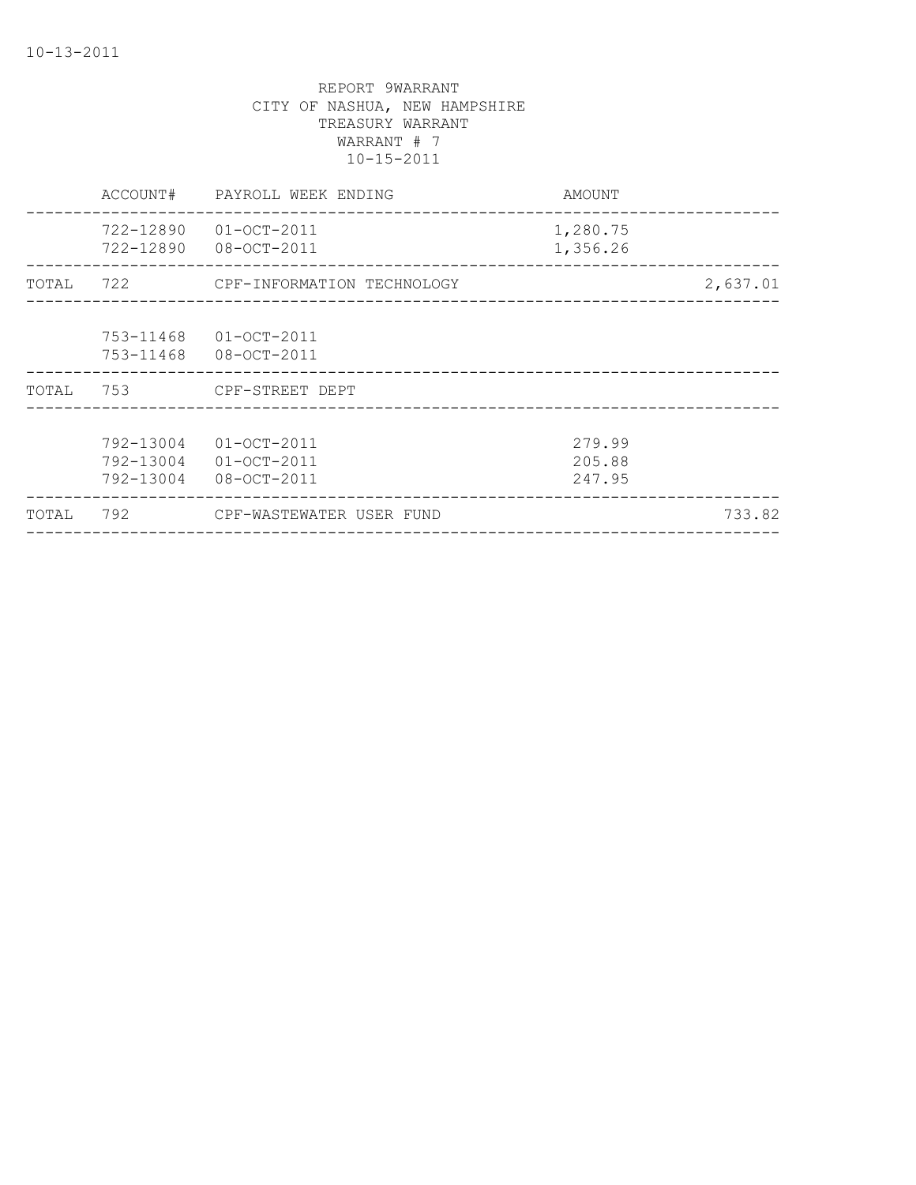10-13-2011

REPORT 9WARRANT
CITY OF NASHUA, NEW HAMPSHIRE
TREASURY WARRANT
WARRANT # 7
10-15-2011

| | ACCOUNT# | PAYROLL WEEK ENDING | AMOUNT | |
|---|---|---|---|---|
| | 722-12890 | 01-OCT-2011 | 1,280.75 | |
| | 722-12890 | 08-OCT-2011 | 1,356.26 | |
| TOTAL | 722 | CPF-INFORMATION TECHNOLOGY | | 2,637.01 |
| | 753-11468 | 01-OCT-2011 | | |
| | 753-11468 | 08-OCT-2011 | | |
| TOTAL | 753 | CPF-STREET DEPT | | |
| | 792-13004 | 01-OCT-2011 | 279.99 | |
| | 792-13004 | 01-OCT-2011 | 205.88 | |
| | 792-13004 | 08-OCT-2011 | 247.95 | |
| TOTAL | 792 | CPF-WASTEWATER USER FUND | | 733.82 |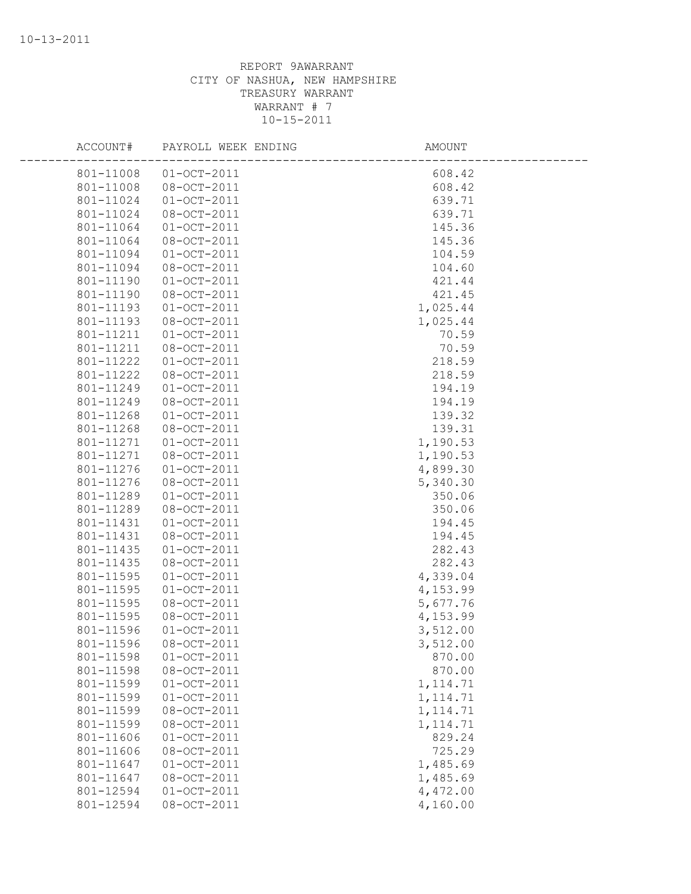REPORT 9AWARRANT
CITY OF NASHUA, NEW HAMPSHIRE
TREASURY WARRANT
WARRANT # 7
10-15-2011

| ACCOUNT# | PAYROLL WEEK ENDING | AMOUNT |
|---|---|---|
| 801-11008 | 01-OCT-2011 | 608.42 |
| 801-11008 | 08-OCT-2011 | 608.42 |
| 801-11024 | 01-OCT-2011 | 639.71 |
| 801-11024 | 08-OCT-2011 | 639.71 |
| 801-11064 | 01-OCT-2011 | 145.36 |
| 801-11064 | 08-OCT-2011 | 145.36 |
| 801-11094 | 01-OCT-2011 | 104.59 |
| 801-11094 | 08-OCT-2011 | 104.60 |
| 801-11190 | 01-OCT-2011 | 421.44 |
| 801-11190 | 08-OCT-2011 | 421.45 |
| 801-11193 | 01-OCT-2011 | 1,025.44 |
| 801-11193 | 08-OCT-2011 | 1,025.44 |
| 801-11211 | 01-OCT-2011 | 70.59 |
| 801-11211 | 08-OCT-2011 | 70.59 |
| 801-11222 | 01-OCT-2011 | 218.59 |
| 801-11222 | 08-OCT-2011 | 218.59 |
| 801-11249 | 01-OCT-2011 | 194.19 |
| 801-11249 | 08-OCT-2011 | 194.19 |
| 801-11268 | 01-OCT-2011 | 139.32 |
| 801-11268 | 08-OCT-2011 | 139.31 |
| 801-11271 | 01-OCT-2011 | 1,190.53 |
| 801-11271 | 08-OCT-2011 | 1,190.53 |
| 801-11276 | 01-OCT-2011 | 4,899.30 |
| 801-11276 | 08-OCT-2011 | 5,340.30 |
| 801-11289 | 01-OCT-2011 | 350.06 |
| 801-11289 | 08-OCT-2011 | 350.06 |
| 801-11431 | 01-OCT-2011 | 194.45 |
| 801-11431 | 08-OCT-2011 | 194.45 |
| 801-11435 | 01-OCT-2011 | 282.43 |
| 801-11435 | 08-OCT-2011 | 282.43 |
| 801-11595 | 01-OCT-2011 | 4,339.04 |
| 801-11595 | 01-OCT-2011 | 4,153.99 |
| 801-11595 | 08-OCT-2011 | 5,677.76 |
| 801-11595 | 08-OCT-2011 | 4,153.99 |
| 801-11596 | 01-OCT-2011 | 3,512.00 |
| 801-11596 | 08-OCT-2011 | 3,512.00 |
| 801-11598 | 01-OCT-2011 | 870.00 |
| 801-11598 | 08-OCT-2011 | 870.00 |
| 801-11599 | 01-OCT-2011 | 1,114.71 |
| 801-11599 | 01-OCT-2011 | 1,114.71 |
| 801-11599 | 08-OCT-2011 | 1,114.71 |
| 801-11599 | 08-OCT-2011 | 1,114.71 |
| 801-11606 | 01-OCT-2011 | 829.24 |
| 801-11606 | 08-OCT-2011 | 725.29 |
| 801-11647 | 01-OCT-2011 | 1,485.69 |
| 801-11647 | 08-OCT-2011 | 1,485.69 |
| 801-12594 | 01-OCT-2011 | 4,472.00 |
| 801-12594 | 08-OCT-2011 | 4,160.00 |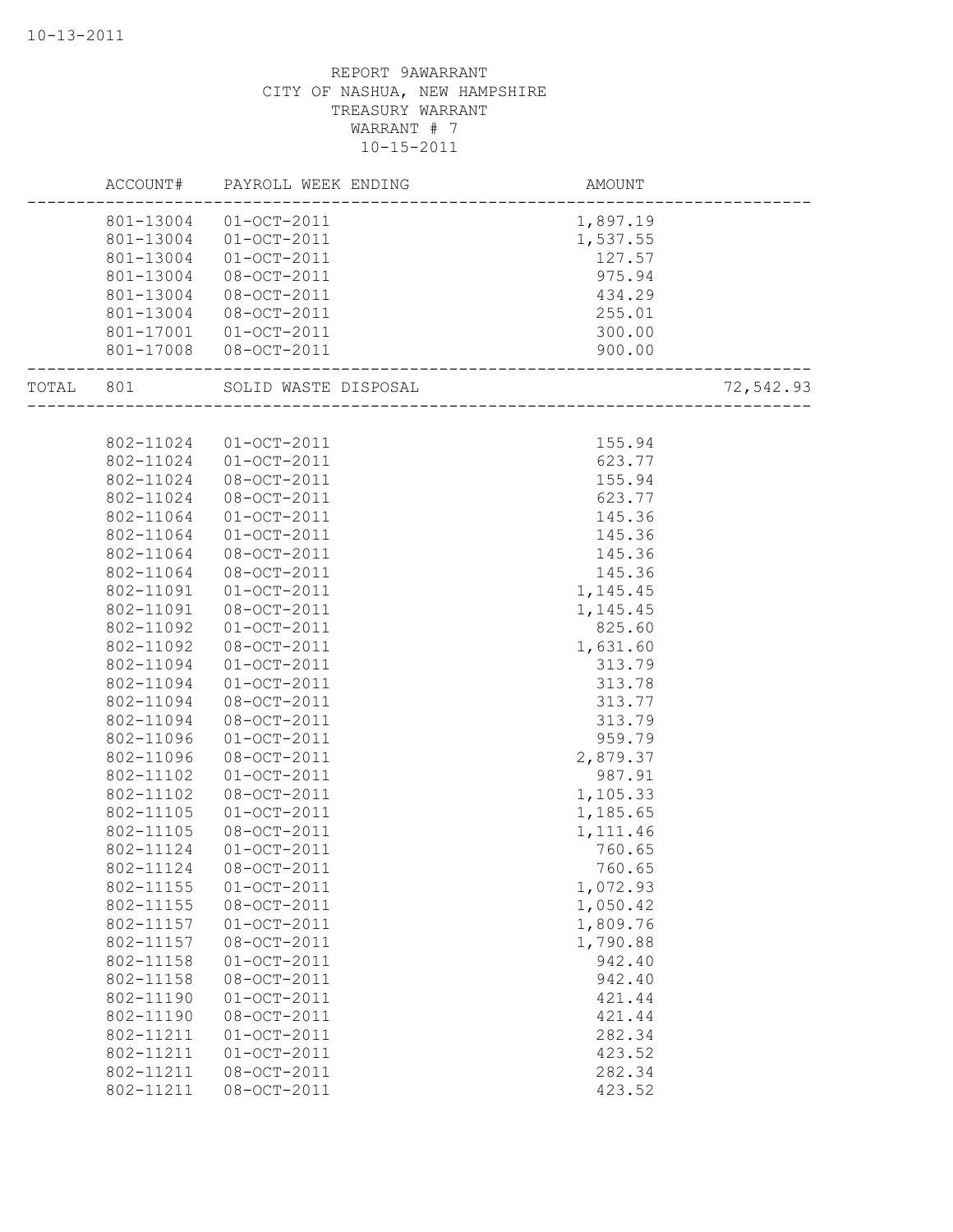REPORT 9AWARRANT
CITY OF NASHUA, NEW HAMPSHIRE
TREASURY WARRANT
WARRANT # 7
10-15-2011

| ACCOUNT# | PAYROLL WEEK ENDING | AMOUNT | |
|---|---|---|---|
| 801-13004 | 01-OCT-2011 | 1,897.19 | |
| 801-13004 | 01-OCT-2011 | 1,537.55 | |
| 801-13004 | 01-OCT-2011 | 127.57 | |
| 801-13004 | 08-OCT-2011 | 975.94 | |
| 801-13004 | 08-OCT-2011 | 434.29 | |
| 801-13004 | 08-OCT-2011 | 255.01 | |
| 801-17001 | 01-OCT-2011 | 300.00 | |
| 801-17008 | 08-OCT-2011 | 900.00 | |
| TOTAL 801 | SOLID WASTE DISPOSAL | | 72,542.93 |
| 802-11024 | 01-OCT-2011 | 155.94 | |
| 802-11024 | 01-OCT-2011 | 623.77 | |
| 802-11024 | 08-OCT-2011 | 155.94 | |
| 802-11024 | 08-OCT-2011 | 623.77 | |
| 802-11064 | 01-OCT-2011 | 145.36 | |
| 802-11064 | 01-OCT-2011 | 145.36 | |
| 802-11064 | 08-OCT-2011 | 145.36 | |
| 802-11064 | 08-OCT-2011 | 145.36 | |
| 802-11091 | 01-OCT-2011 | 1,145.45 | |
| 802-11091 | 08-OCT-2011 | 1,145.45 | |
| 802-11092 | 01-OCT-2011 | 825.60 | |
| 802-11092 | 08-OCT-2011 | 1,631.60 | |
| 802-11094 | 01-OCT-2011 | 313.79 | |
| 802-11094 | 01-OCT-2011 | 313.78 | |
| 802-11094 | 08-OCT-2011 | 313.77 | |
| 802-11094 | 08-OCT-2011 | 313.79 | |
| 802-11096 | 01-OCT-2011 | 959.79 | |
| 802-11096 | 08-OCT-2011 | 2,879.37 | |
| 802-11102 | 01-OCT-2011 | 987.91 | |
| 802-11102 | 08-OCT-2011 | 1,105.33 | |
| 802-11105 | 01-OCT-2011 | 1,185.65 | |
| 802-11105 | 08-OCT-2011 | 1,111.46 | |
| 802-11124 | 01-OCT-2011 | 760.65 | |
| 802-11124 | 08-OCT-2011 | 760.65 | |
| 802-11155 | 01-OCT-2011 | 1,072.93 | |
| 802-11155 | 08-OCT-2011 | 1,050.42 | |
| 802-11157 | 01-OCT-2011 | 1,809.76 | |
| 802-11157 | 08-OCT-2011 | 1,790.88 | |
| 802-11158 | 01-OCT-2011 | 942.40 | |
| 802-11158 | 08-OCT-2011 | 942.40 | |
| 802-11190 | 01-OCT-2011 | 421.44 | |
| 802-11190 | 08-OCT-2011 | 421.44 | |
| 802-11211 | 01-OCT-2011 | 282.34 | |
| 802-11211 | 01-OCT-2011 | 423.52 | |
| 802-11211 | 08-OCT-2011 | 282.34 | |
| 802-11211 | 08-OCT-2011 | 423.52 | |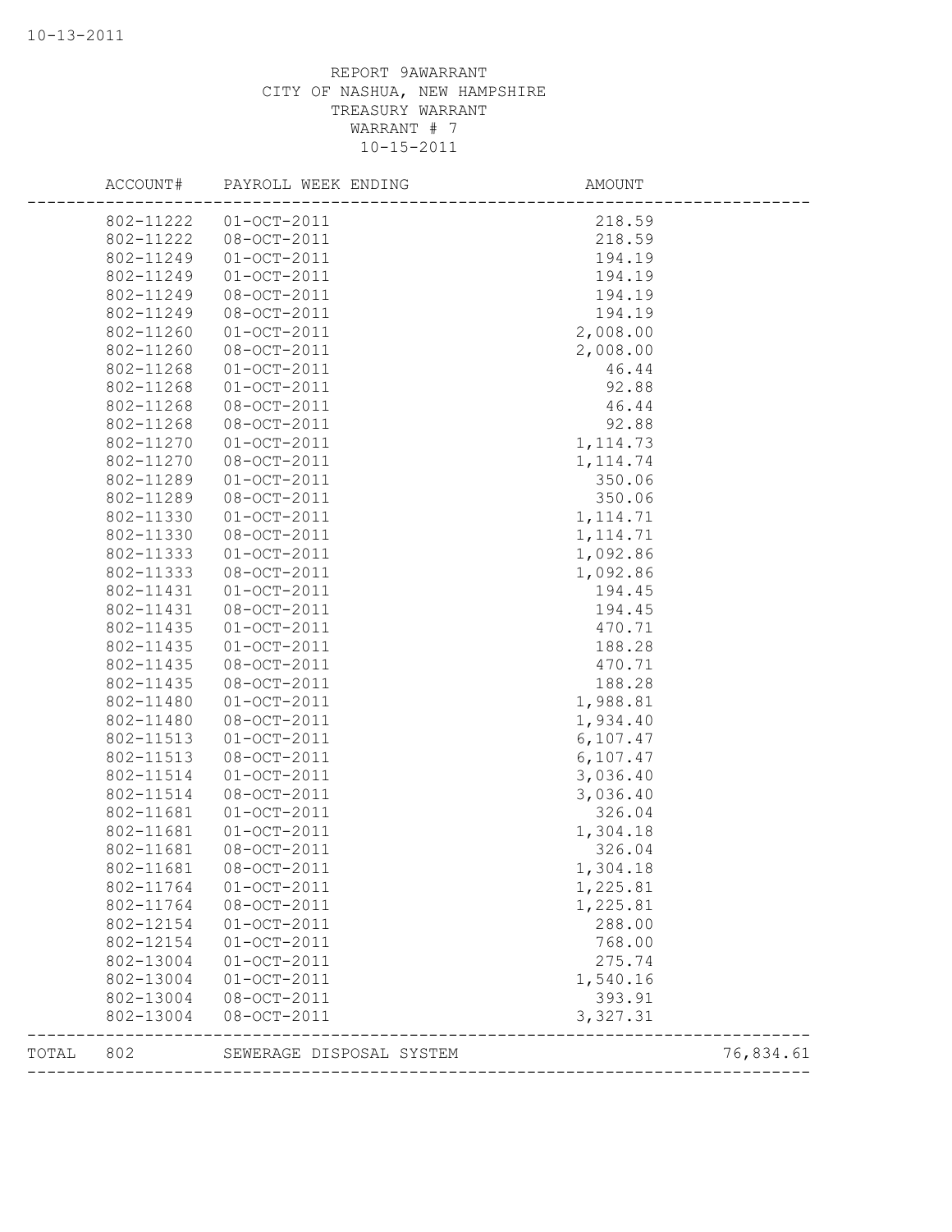10-13-2011

REPORT 9AWARRANT
CITY OF NASHUA, NEW HAMPSHIRE
TREASURY WARRANT
WARRANT # 7
10-15-2011

| ACCOUNT# | PAYROLL WEEK ENDING | AMOUNT | |
|---|---|---|---|
| 802-11222 | 01-OCT-2011 | 218.59 | |
| 802-11222 | 08-OCT-2011 | 218.59 | |
| 802-11249 | 01-OCT-2011 | 194.19 | |
| 802-11249 | 01-OCT-2011 | 194.19 | |
| 802-11249 | 08-OCT-2011 | 194.19 | |
| 802-11249 | 08-OCT-2011 | 194.19 | |
| 802-11260 | 01-OCT-2011 | 2,008.00 | |
| 802-11260 | 08-OCT-2011 | 2,008.00 | |
| 802-11268 | 01-OCT-2011 | 46.44 | |
| 802-11268 | 01-OCT-2011 | 92.88 | |
| 802-11268 | 08-OCT-2011 | 46.44 | |
| 802-11268 | 08-OCT-2011 | 92.88 | |
| 802-11270 | 01-OCT-2011 | 1,114.73 | |
| 802-11270 | 08-OCT-2011 | 1,114.74 | |
| 802-11289 | 01-OCT-2011 | 350.06 | |
| 802-11289 | 08-OCT-2011 | 350.06 | |
| 802-11330 | 01-OCT-2011 | 1,114.71 | |
| 802-11330 | 08-OCT-2011 | 1,114.71 | |
| 802-11333 | 01-OCT-2011 | 1,092.86 | |
| 802-11333 | 08-OCT-2011 | 1,092.86 | |
| 802-11431 | 01-OCT-2011 | 194.45 | |
| 802-11431 | 08-OCT-2011 | 194.45 | |
| 802-11435 | 01-OCT-2011 | 470.71 | |
| 802-11435 | 01-OCT-2011 | 188.28 | |
| 802-11435 | 08-OCT-2011 | 470.71 | |
| 802-11435 | 08-OCT-2011 | 188.28 | |
| 802-11480 | 01-OCT-2011 | 1,988.81 | |
| 802-11480 | 08-OCT-2011 | 1,934.40 | |
| 802-11513 | 01-OCT-2011 | 6,107.47 | |
| 802-11513 | 08-OCT-2011 | 6,107.47 | |
| 802-11514 | 01-OCT-2011 | 3,036.40 | |
| 802-11514 | 08-OCT-2011 | 3,036.40 | |
| 802-11681 | 01-OCT-2011 | 326.04 | |
| 802-11681 | 01-OCT-2011 | 1,304.18 | |
| 802-11681 | 08-OCT-2011 | 326.04 | |
| 802-11681 | 08-OCT-2011 | 1,304.18 | |
| 802-11764 | 01-OCT-2011 | 1,225.81 | |
| 802-11764 | 08-OCT-2011 | 1,225.81 | |
| 802-12154 | 01-OCT-2011 | 288.00 | |
| 802-12154 | 01-OCT-2011 | 768.00 | |
| 802-13004 | 01-OCT-2011 | 275.74 | |
| 802-13004 | 01-OCT-2011 | 1,540.16 | |
| 802-13004 | 08-OCT-2011 | 393.91 | |
| 802-13004 | 08-OCT-2011 | 3,327.31 | |
| TOTAL 802 | SEWERAGE DISPOSAL SYSTEM | | 76,834.61 |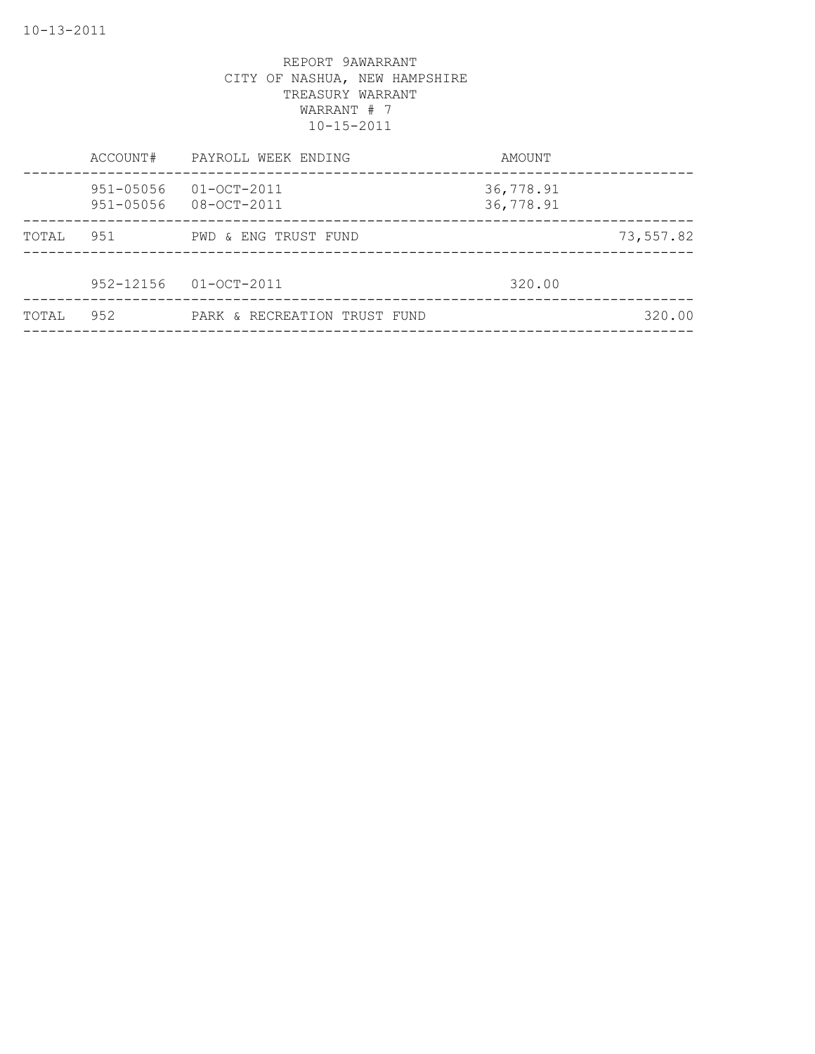REPORT 9AWARRANT
CITY OF NASHUA, NEW HAMPSHIRE
TREASURY WARRANT
WARRANT # 7
10-15-2011

| | ACCOUNT# | PAYROLL WEEK ENDING | AMOUNT | |
|---|---|---|---|---|
| | 951-05056 | 01-OCT-2011 | 36,778.91 | |
| | 951-05056 | 08-OCT-2011 | 36,778.91 | |
| TOTAL | 951 | PWD & ENG TRUST FUND | | 73,557.82 |
| | 952-12156 | 01-OCT-2011 | 320.00 | |
| TOTAL | 952 | PARK & RECREATION TRUST FUND | | 320.00 |